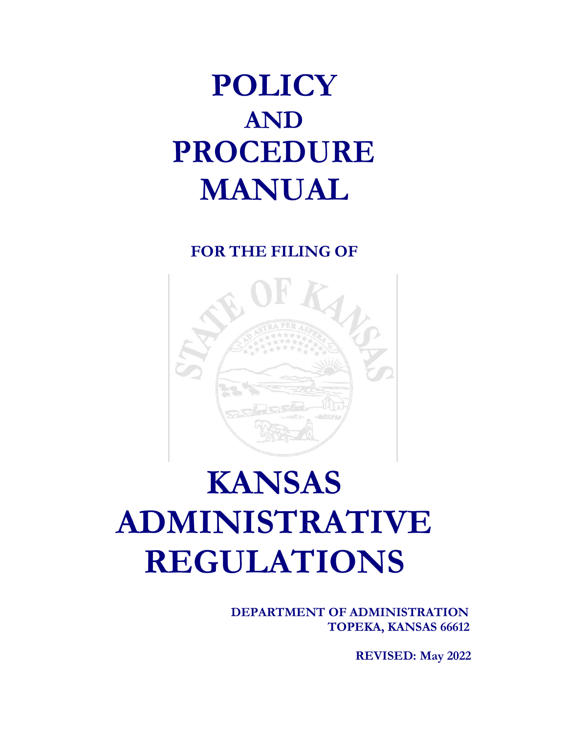# POLICY
## AND
# PROCEDURE
# MANUAL

**FOR THE FILING OF**

# KANSAS
# ADMINISTRATIVE
# REGULATIONS

**DEPARTMENT OF ADMINISTRATION**
**TOPEKA, KANSAS 66612**

**REVISED: May 2022**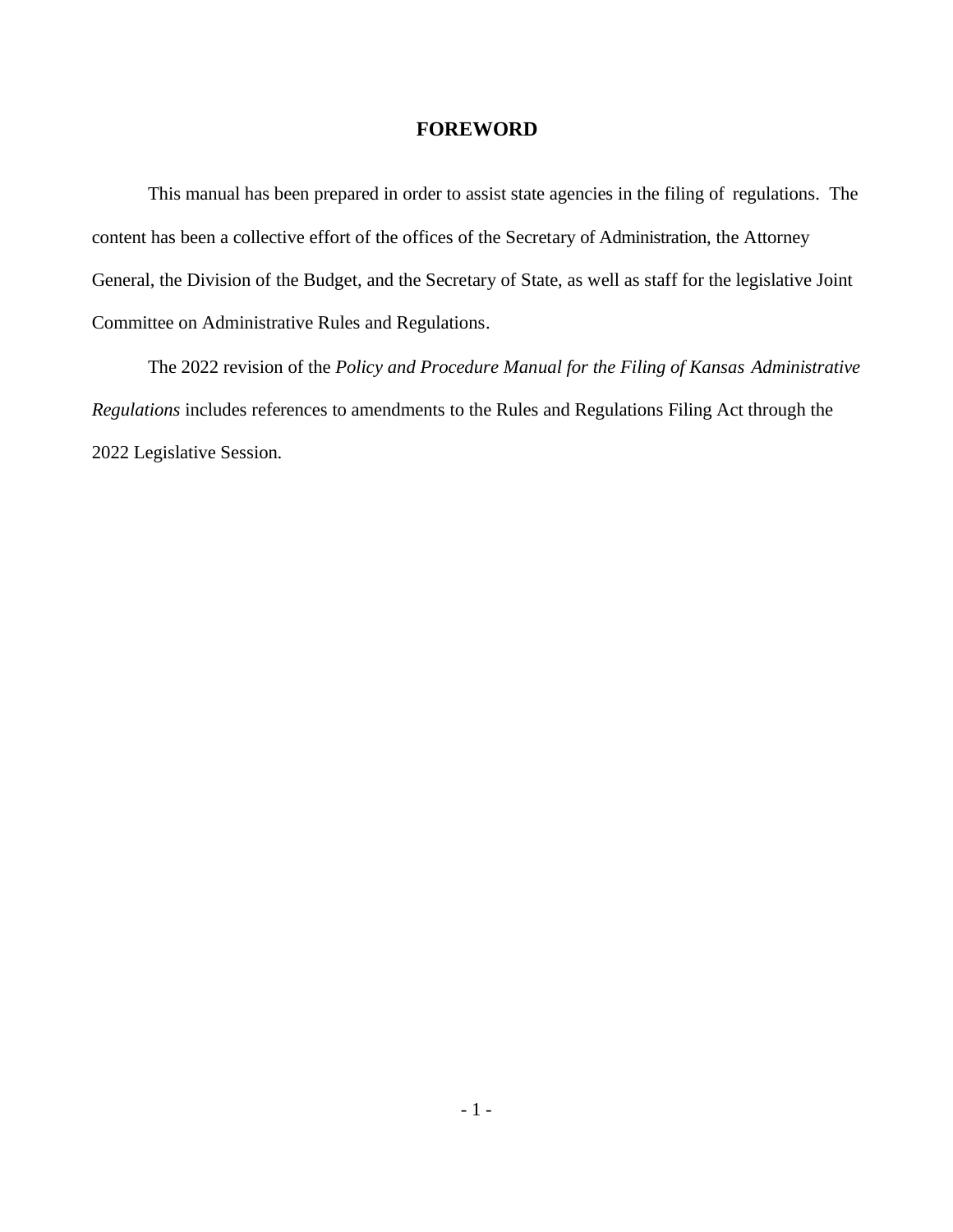# FOREWORD

This manual has been prepared in order to assist state agencies in the filing of regulations. The content has been a collective effort of the offices of the Secretary of Administration, the Attorney General, the Division of the Budget, and the Secretary of State, as well as staff for the legislative Joint Committee on Administrative Rules and Regulations.

The 2022 revision of the *Policy and Procedure Manual for the Filing of Kansas Administrative Regulations* includes references to amendments to the Rules and Regulations Filing Act through the 2022 Legislative Session.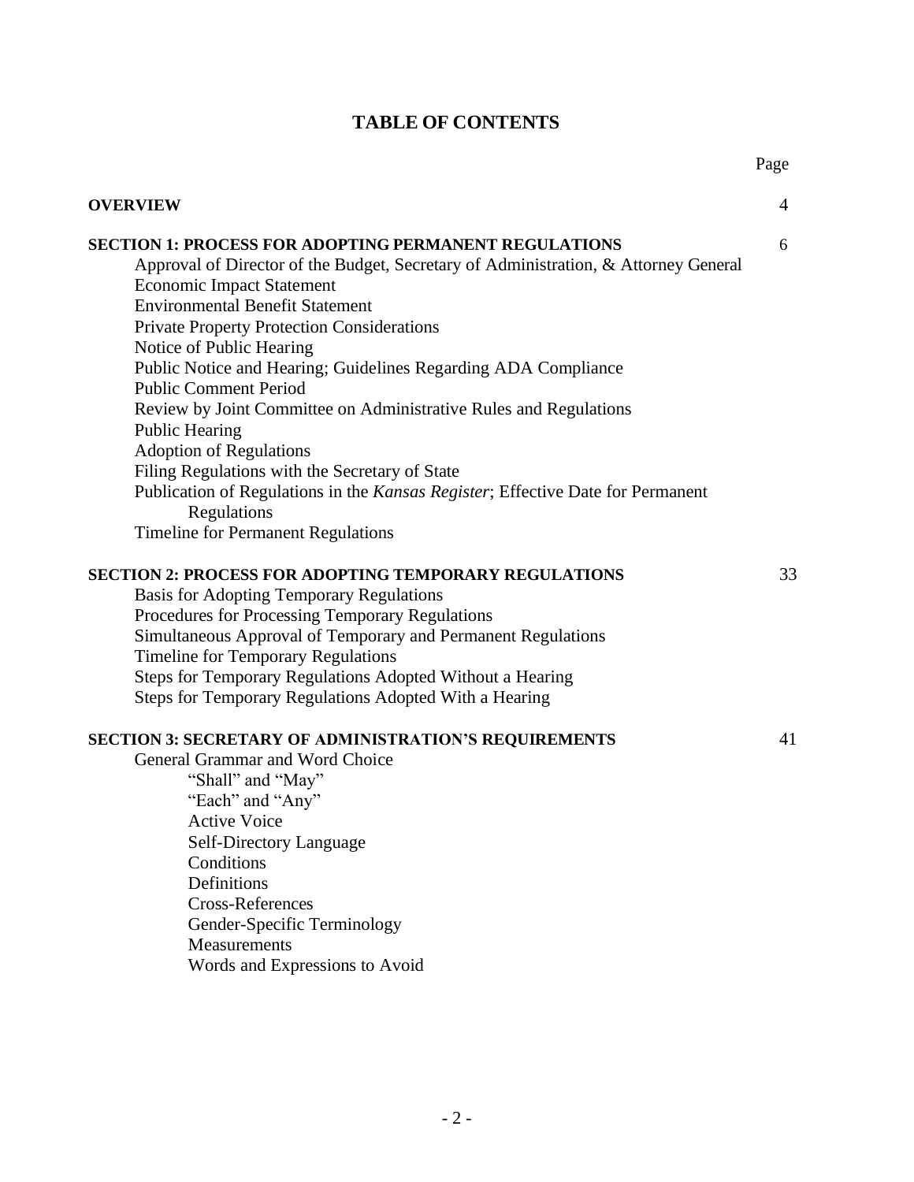# TABLE OF CONTENTS

| | Page |
|---|---|
| **OVERVIEW** | 4 |
| **SECTION 1: PROCESS FOR ADOPTING PERMANENT REGULATIONS** | 6 |
| Approval of Director of the Budget, Secretary of Administration, & Attorney General | |
| Economic Impact Statement | |
| Environmental Benefit Statement | |
| Private Property Protection Considerations | |
| Notice of Public Hearing | |
| Public Notice and Hearing; Guidelines Regarding ADA Compliance | |
| Public Comment Period | |
| Review by Joint Committee on Administrative Rules and Regulations | |
| Public Hearing | |
| Adoption of Regulations | |
| Filing Regulations with the Secretary of State | |
| Publication of Regulations in the *Kansas Register*; Effective Date for Permanent Regulations | |
| Timeline for Permanent Regulations | |
| **SECTION 2: PROCESS FOR ADOPTING TEMPORARY REGULATIONS** | 33 |
| Basis for Adopting Temporary Regulations | |
| Procedures for Processing Temporary Regulations | |
| Simultaneous Approval of Temporary and Permanent Regulations | |
| Timeline for Temporary Regulations | |
| Steps for Temporary Regulations Adopted Without a Hearing | |
| Steps for Temporary Regulations Adopted With a Hearing | |
| **SECTION 3: SECRETARY OF ADMINISTRATION'S REQUIREMENTS** | 41 |
| General Grammar and Word Choice | |
| "Shall" and "May" | |
| "Each" and "Any" | |
| Active Voice | |
| Self-Directory Language | |
| Conditions | |
| Definitions | |
| Cross-References | |
| Gender-Specific Terminology | |
| Measurements | |
| Words and Expressions to Avoid | |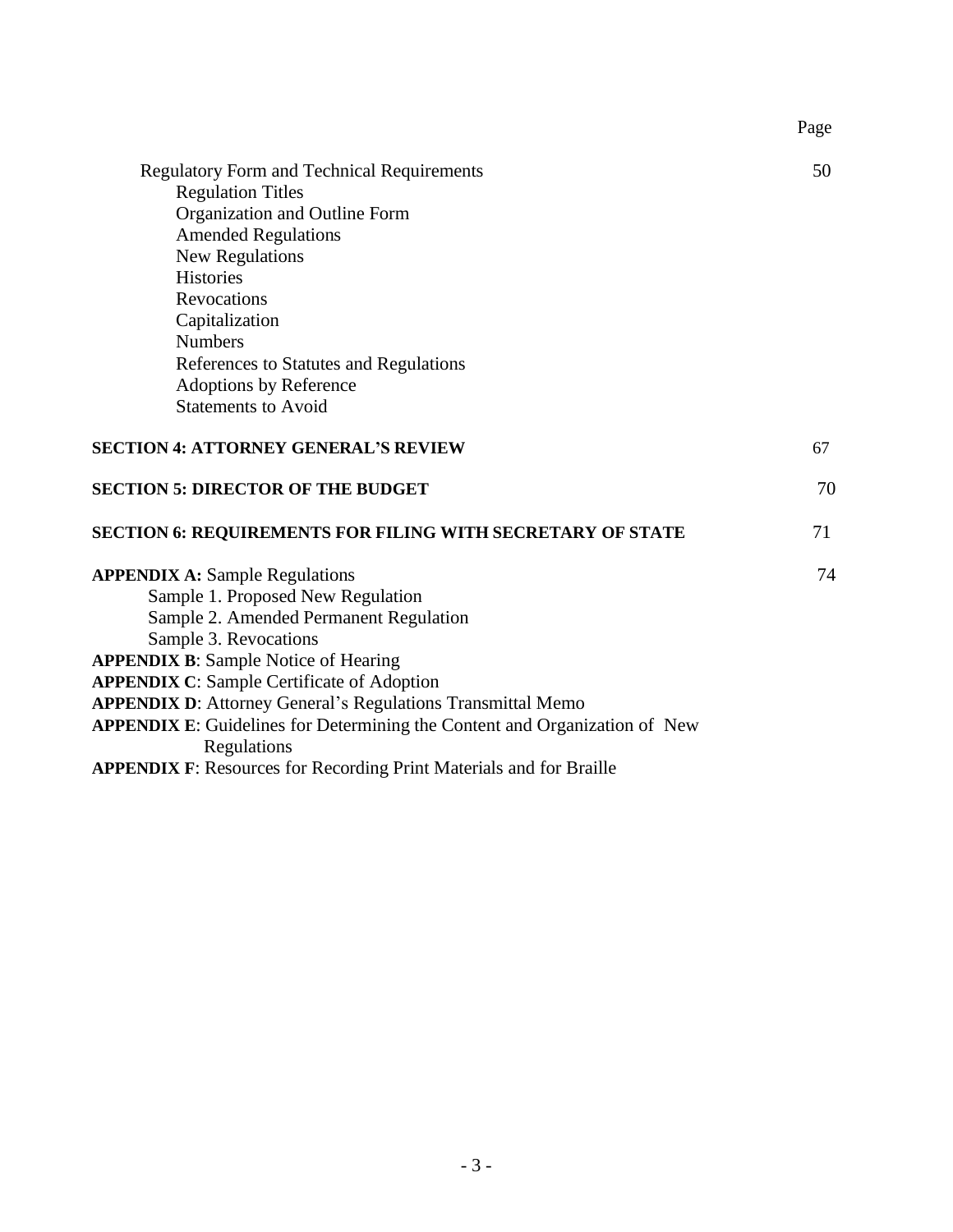| | Page |
|---|---|
| Regulatory Form and Technical Requirements | 50 |
| &nbsp;&nbsp;&nbsp;&nbsp;Regulation Titles | |
| &nbsp;&nbsp;&nbsp;&nbsp;Organization and Outline Form | |
| &nbsp;&nbsp;&nbsp;&nbsp;Amended Regulations | |
| &nbsp;&nbsp;&nbsp;&nbsp;New Regulations | |
| &nbsp;&nbsp;&nbsp;&nbsp;Histories | |
| &nbsp;&nbsp;&nbsp;&nbsp;Revocations | |
| &nbsp;&nbsp;&nbsp;&nbsp;Capitalization | |
| &nbsp;&nbsp;&nbsp;&nbsp;Numbers | |
| &nbsp;&nbsp;&nbsp;&nbsp;References to Statutes and Regulations | |
| &nbsp;&nbsp;&nbsp;&nbsp;Adoptions by Reference | |
| &nbsp;&nbsp;&nbsp;&nbsp;Statements to Avoid | |
| **SECTION 4: ATTORNEY GENERAL'S REVIEW** | 67 |
| **SECTION 5: DIRECTOR OF THE BUDGET** | 70 |
| **SECTION 6: REQUIREMENTS FOR FILING WITH SECRETARY OF STATE** | 71 |
| **APPENDIX A:** Sample Regulations | 74 |
| &nbsp;&nbsp;&nbsp;&nbsp;Sample 1. Proposed New Regulation | |
| &nbsp;&nbsp;&nbsp;&nbsp;Sample 2. Amended Permanent Regulation | |
| &nbsp;&nbsp;&nbsp;&nbsp;Sample 3. Revocations | |
| **APPENDIX B**: Sample Notice of Hearing | |
| **APPENDIX C**: Sample Certificate of Adoption | |
| **APPENDIX D**: Attorney General's Regulations Transmittal Memo | |
| **APPENDIX E**: Guidelines for Determining the Content and Organization of New Regulations | |
| **APPENDIX F**: Resources for Recording Print Materials and for Braille | |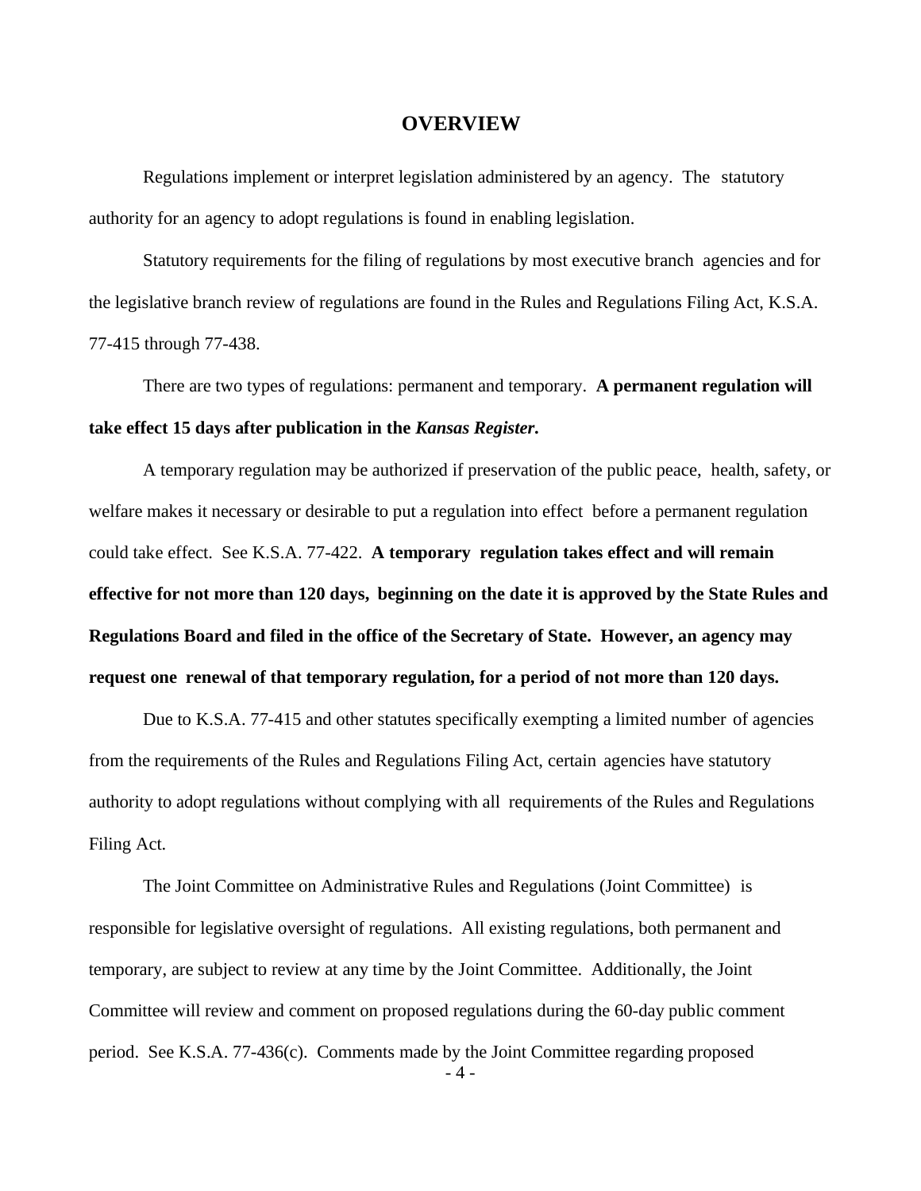# OVERVIEW

Regulations implement or interpret legislation administered by an agency. The statutory authority for an agency to adopt regulations is found in enabling legislation.

Statutory requirements for the filing of regulations by most executive branch agencies and for the legislative branch review of regulations are found in the Rules and Regulations Filing Act, K.S.A. 77-415 through 77-438.

There are two types of regulations: permanent and temporary. **A permanent regulation will take effect 15 days after publication in the *Kansas Register*.**

A temporary regulation may be authorized if preservation of the public peace, health, safety, or welfare makes it necessary or desirable to put a regulation into effect before a permanent regulation could take effect. See K.S.A. 77-422. **A temporary regulation takes effect and will remain effective for not more than 120 days, beginning on the date it is approved by the State Rules and Regulations Board and filed in the office of the Secretary of State. However, an agency may request one renewal of that temporary regulation, for a period of not more than 120 days.**

Due to K.S.A. 77-415 and other statutes specifically exempting a limited number of agencies from the requirements of the Rules and Regulations Filing Act, certain agencies have statutory authority to adopt regulations without complying with all requirements of the Rules and Regulations Filing Act.

The Joint Committee on Administrative Rules and Regulations (Joint Committee) is responsible for legislative oversight of regulations. All existing regulations, both permanent and temporary, are subject to review at any time by the Joint Committee. Additionally, the Joint Committee will review and comment on proposed regulations during the 60-day public comment period. See K.S.A. 77-436(c). Comments made by the Joint Committee regarding proposed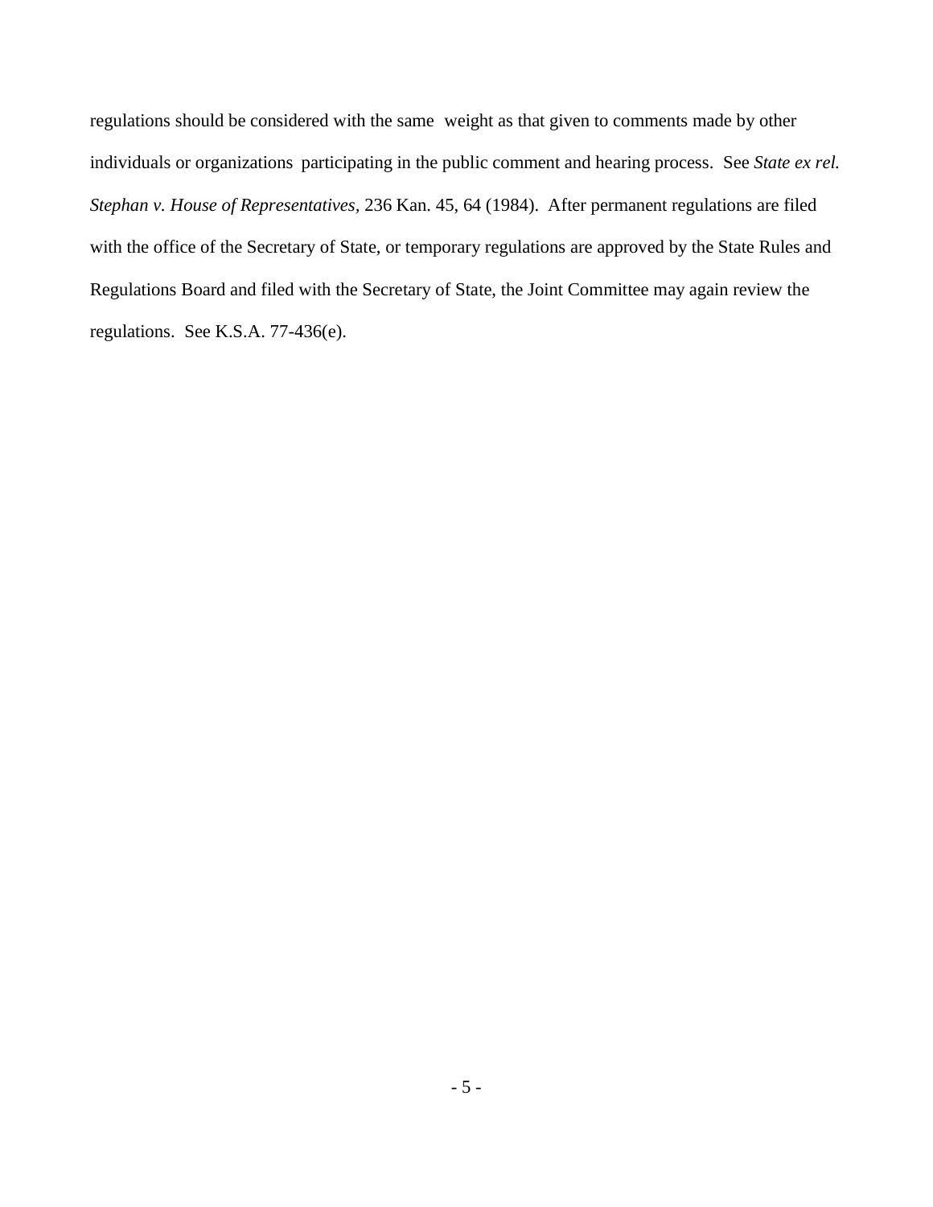regulations should be considered with the same weight as that given to comments made by other individuals or organizations participating in the public comment and hearing process. See *State ex rel. Stephan v. House of Representatives*, 236 Kan. 45, 64 (1984). After permanent regulations are filed with the office of the Secretary of State, or temporary regulations are approved by the State Rules and Regulations Board and filed with the Secretary of State, the Joint Committee may again review the regulations. See K.S.A. 77-436(e).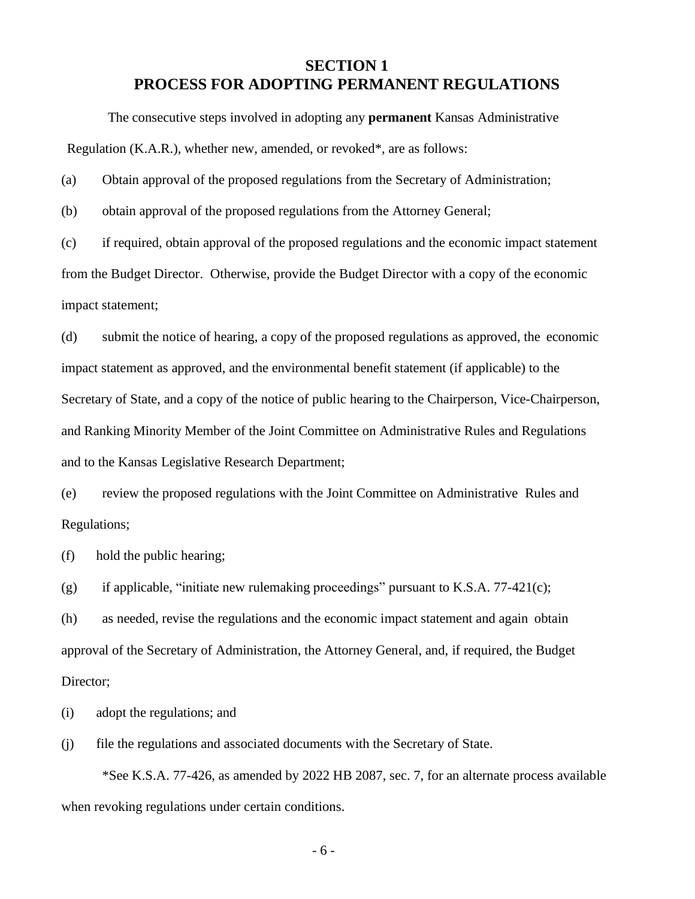# SECTION 1
# PROCESS FOR ADOPTING PERMANENT REGULATIONS

The consecutive steps involved in adopting any **permanent** Kansas Administrative Regulation (K.A.R.), whether new, amended, or revoked*, are as follows:

(a) Obtain approval of the proposed regulations from the Secretary of Administration;

(b) obtain approval of the proposed regulations from the Attorney General;

(c) if required, obtain approval of the proposed regulations and the economic impact statement from the Budget Director. Otherwise, provide the Budget Director with a copy of the economic impact statement;

(d) submit the notice of hearing, a copy of the proposed regulations as approved, the economic impact statement as approved, and the environmental benefit statement (if applicable) to the Secretary of State, and a copy of the notice of public hearing to the Chairperson, Vice-Chairperson, and Ranking Minority Member of the Joint Committee on Administrative Rules and Regulations and to the Kansas Legislative Research Department;

(e) review the proposed regulations with the Joint Committee on Administrative Rules and Regulations;

(f) hold the public hearing;

(g) if applicable, "initiate new rulemaking proceedings" pursuant to K.S.A. 77-421(c);

(h) as needed, revise the regulations and the economic impact statement and again obtain approval of the Secretary of Administration, the Attorney General, and, if required, the Budget Director;

(i) adopt the regulations; and

(j) file the regulations and associated documents with the Secretary of State.

*See K.S.A. 77-426, as amended by 2022 HB 2087, sec. 7, for an alternate process available when revoking regulations under certain conditions.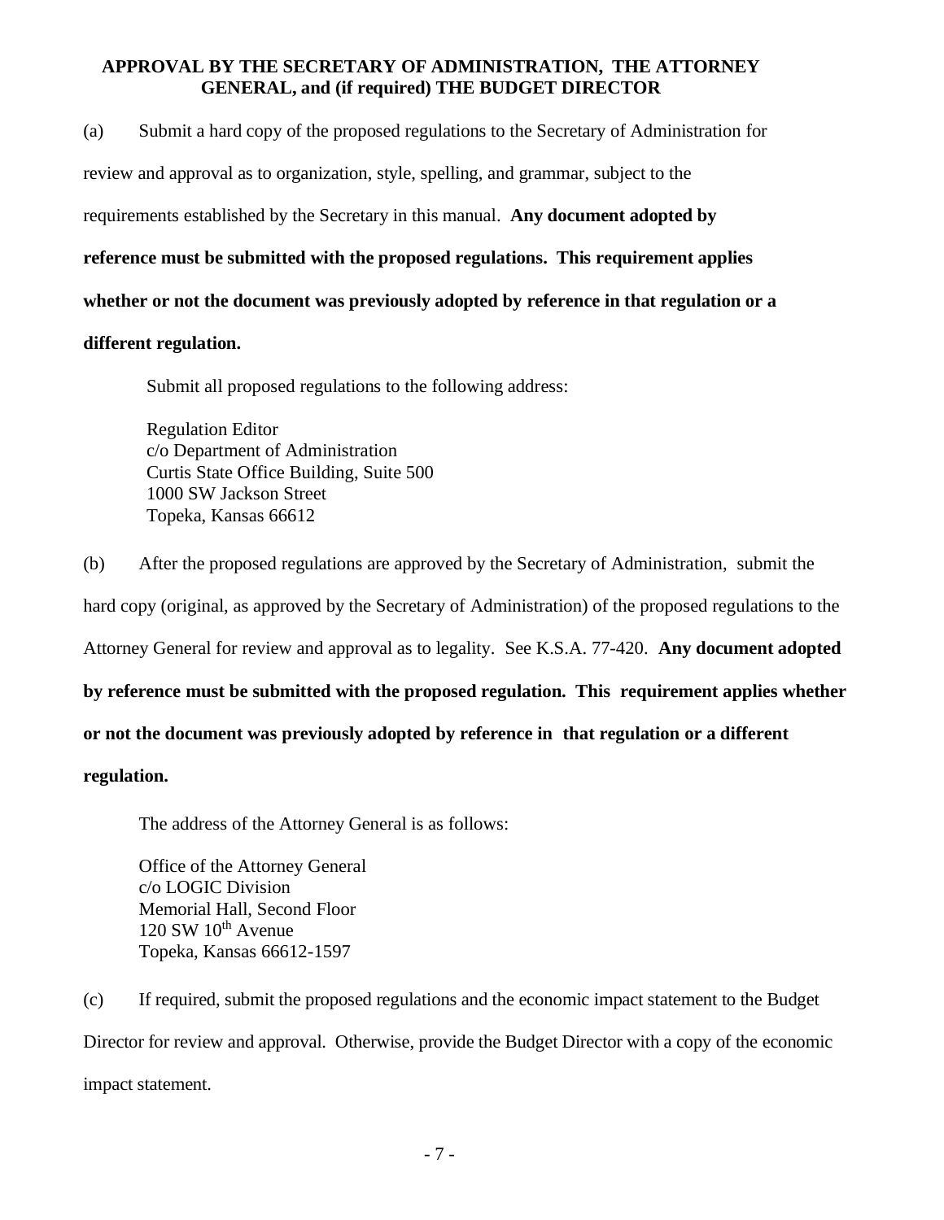## APPROVAL BY THE SECRETARY OF ADMINISTRATION, THE ATTORNEY GENERAL, and (if required) THE BUDGET DIRECTOR

(a) Submit a hard copy of the proposed regulations to the Secretary of Administration for review and approval as to organization, style, spelling, and grammar, subject to the requirements established by the Secretary in this manual. **Any document adopted by reference must be submitted with the proposed regulations. This requirement applies whether or not the document was previously adopted by reference in that regulation or a different regulation.**

Submit all proposed regulations to the following address:

Regulation Editor
c/o Department of Administration
Curtis State Office Building, Suite 500
1000 SW Jackson Street
Topeka, Kansas 66612

(b) After the proposed regulations are approved by the Secretary of Administration, submit the hard copy (original, as approved by the Secretary of Administration) of the proposed regulations to the Attorney General for review and approval as to legality. See K.S.A. 77-420. **Any document adopted by reference must be submitted with the proposed regulation. This requirement applies whether or not the document was previously adopted by reference in that regulation or a different regulation.**

The address of the Attorney General is as follows:

Office of the Attorney General
c/o LOGIC Division
Memorial Hall, Second Floor
120 SW 10th Avenue
Topeka, Kansas 66612-1597

(c) If required, submit the proposed regulations and the economic impact statement to the Budget Director for review and approval. Otherwise, provide the Budget Director with a copy of the economic impact statement.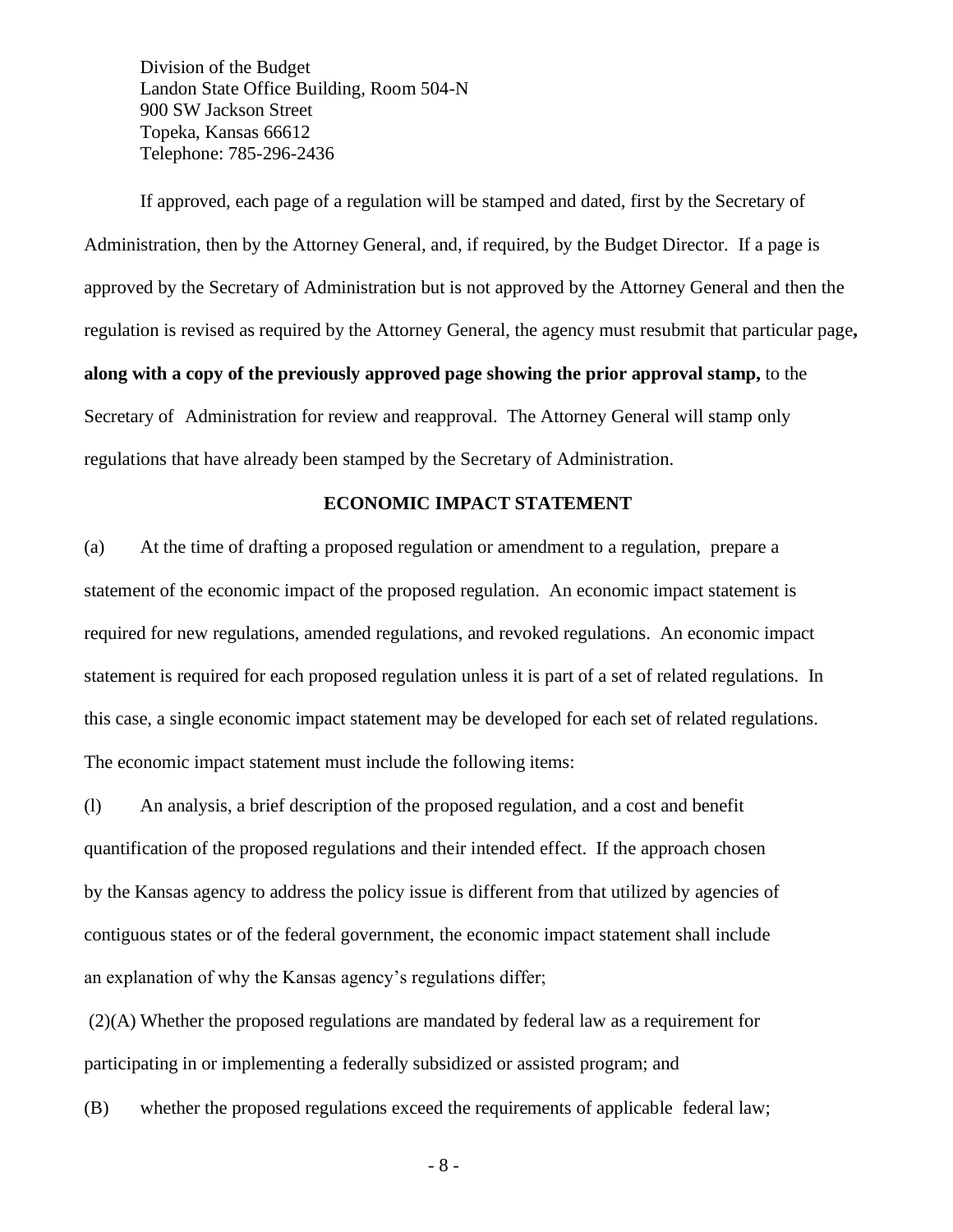Division of the Budget
Landon State Office Building, Room 504-N
900 SW Jackson Street
Topeka, Kansas 66612
Telephone: 785-296-2436

If approved, each page of a regulation will be stamped and dated, first by the Secretary of Administration, then by the Attorney General, and, if required, by the Budget Director. If a page is approved by the Secretary of Administration but is not approved by the Attorney General and then the regulation is revised as required by the Attorney General, the agency must resubmit that particular page**, along with a copy of the previously approved page showing the prior approval stamp,** to the Secretary of Administration for review and reapproval. The Attorney General will stamp only regulations that have already been stamped by the Secretary of Administration.

## ECONOMIC IMPACT STATEMENT

(a) At the time of drafting a proposed regulation or amendment to a regulation, prepare a statement of the economic impact of the proposed regulation. An economic impact statement is required for new regulations, amended regulations, and revoked regulations. An economic impact statement is required for each proposed regulation unless it is part of a set of related regulations. In this case, a single economic impact statement may be developed for each set of related regulations. The economic impact statement must include the following items:

(l) An analysis, a brief description of the proposed regulation, and a cost and benefit quantification of the proposed regulations and their intended effect. If the approach chosen by the Kansas agency to address the policy issue is different from that utilized by agencies of contiguous states or of the federal government, the economic impact statement shall include an explanation of why the Kansas agency's regulations differ;

(2)(A) Whether the proposed regulations are mandated by federal law as a requirement for participating in or implementing a federally subsidized or assisted program; and

(B) whether the proposed regulations exceed the requirements of applicable federal law;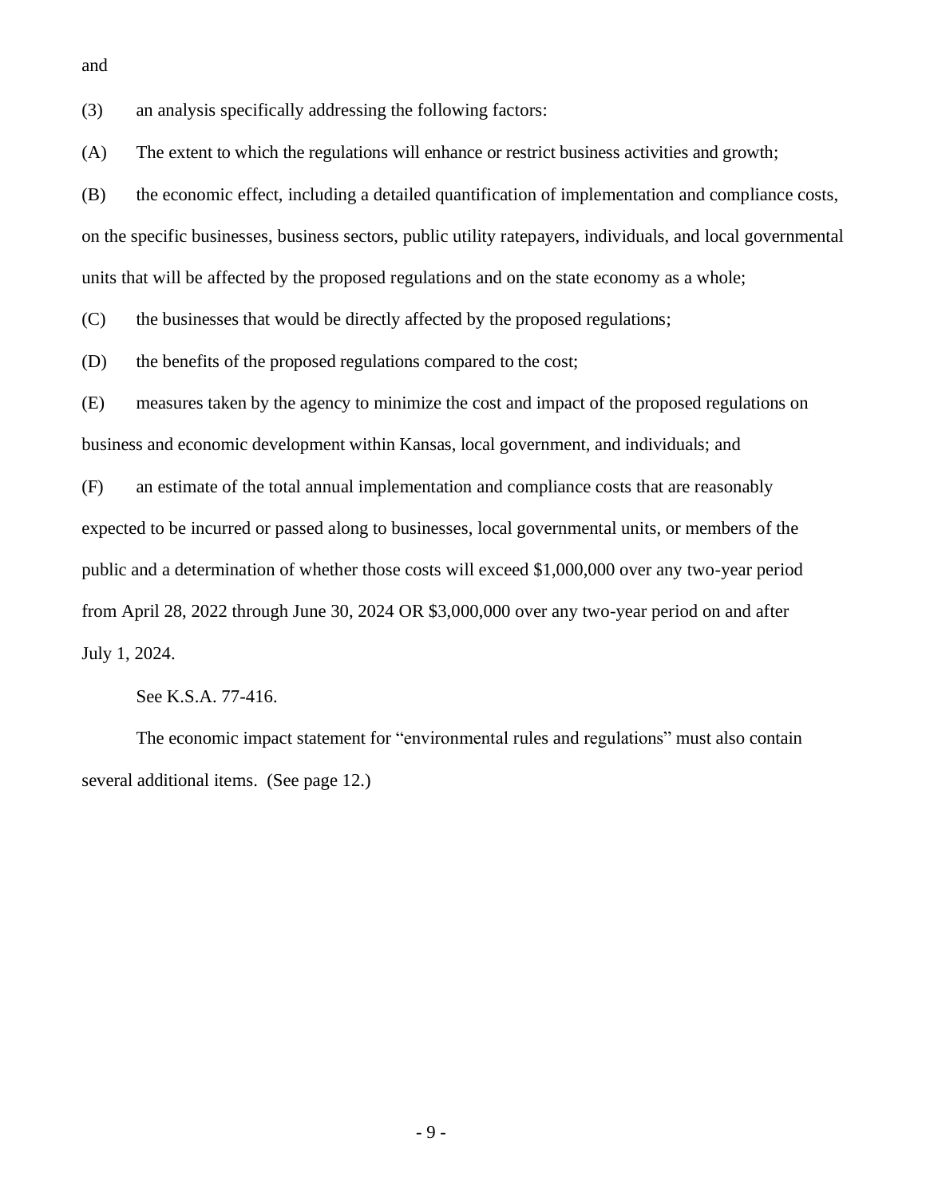and

(3) an analysis specifically addressing the following factors:

(A) The extent to which the regulations will enhance or restrict business activities and growth;

(B) the economic effect, including a detailed quantification of implementation and compliance costs, on the specific businesses, business sectors, public utility ratepayers, individuals, and local governmental units that will be affected by the proposed regulations and on the state economy as a whole;

(C) the businesses that would be directly affected by the proposed regulations;

(D) the benefits of the proposed regulations compared to the cost;

(E) measures taken by the agency to minimize the cost and impact of the proposed regulations on business and economic development within Kansas, local government, and individuals; and

(F) an estimate of the total annual implementation and compliance costs that are reasonably expected to be incurred or passed along to businesses, local governmental units, or members of the public and a determination of whether those costs will exceed $1,000,000 over any two-year period from April 28, 2022 through June 30, 2024 OR $3,000,000 over any two-year period on and after July 1, 2024.

See K.S.A. 77-416.

The economic impact statement for "environmental rules and regulations" must also contain several additional items. (See page 12.)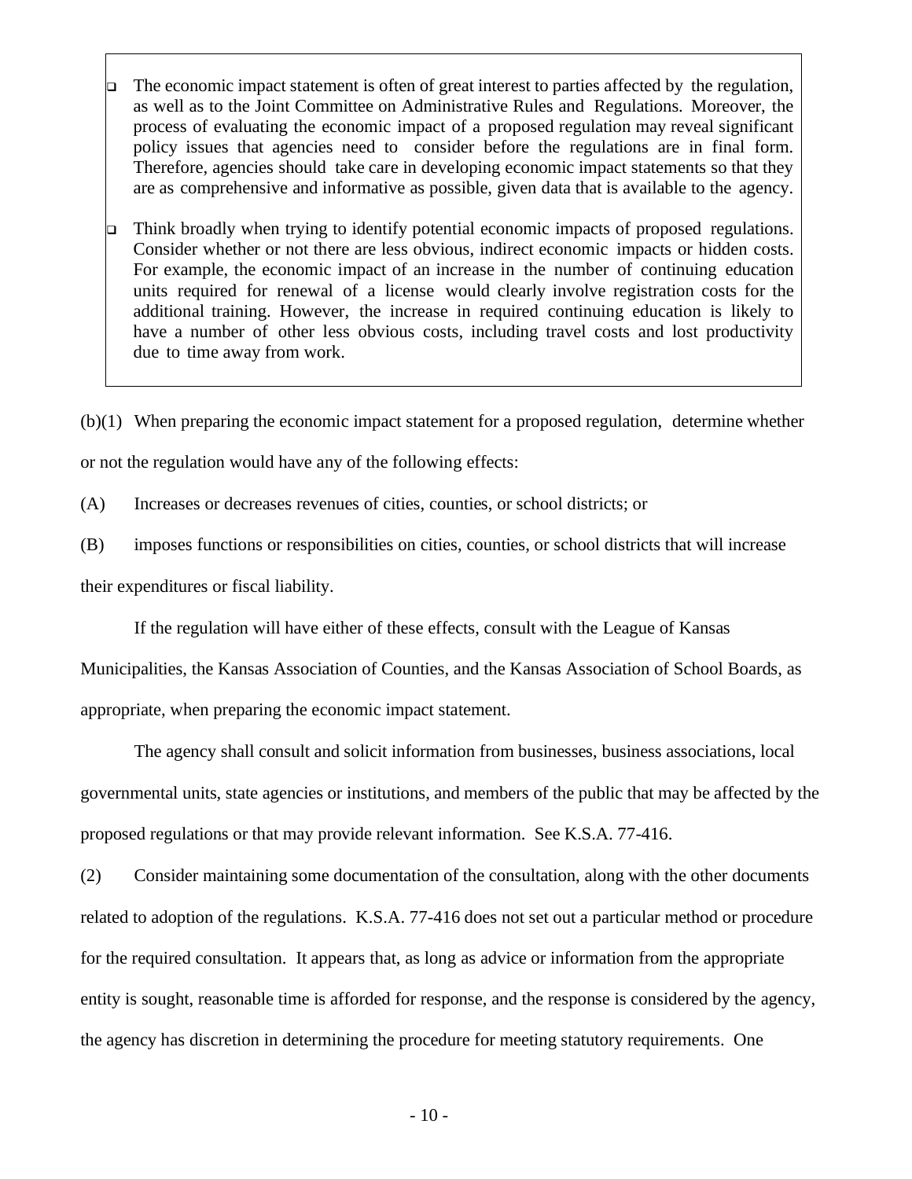- The economic impact statement is often of great interest to parties affected by the regulation, as well as to the Joint Committee on Administrative Rules and Regulations. Moreover, the process of evaluating the economic impact of a proposed regulation may reveal significant policy issues that agencies need to consider before the regulations are in final form. Therefore, agencies should take care in developing economic impact statements so that they are as comprehensive and informative as possible, given data that is available to the agency.
- Think broadly when trying to identify potential economic impacts of proposed regulations. Consider whether or not there are less obvious, indirect economic impacts or hidden costs. For example, the economic impact of an increase in the number of continuing education units required for renewal of a license would clearly involve registration costs for the additional training. However, the increase in required continuing education is likely to have a number of other less obvious costs, including travel costs and lost productivity due to time away from work.

(b)(1) When preparing the economic impact statement for a proposed regulation, determine whether or not the regulation would have any of the following effects:

(A) Increases or decreases revenues of cities, counties, or school districts; or

(B) imposes functions or responsibilities on cities, counties, or school districts that will increase their expenditures or fiscal liability.

If the regulation will have either of these effects, consult with the League of Kansas Municipalities, the Kansas Association of Counties, and the Kansas Association of School Boards, as appropriate, when preparing the economic impact statement.

The agency shall consult and solicit information from businesses, business associations, local governmental units, state agencies or institutions, and members of the public that may be affected by the proposed regulations or that may provide relevant information. See K.S.A. 77-416.

(2) Consider maintaining some documentation of the consultation, along with the other documents related to adoption of the regulations. K.S.A. 77-416 does not set out a particular method or procedure for the required consultation. It appears that, as long as advice or information from the appropriate entity is sought, reasonable time is afforded for response, and the response is considered by the agency, the agency has discretion in determining the procedure for meeting statutory requirements. One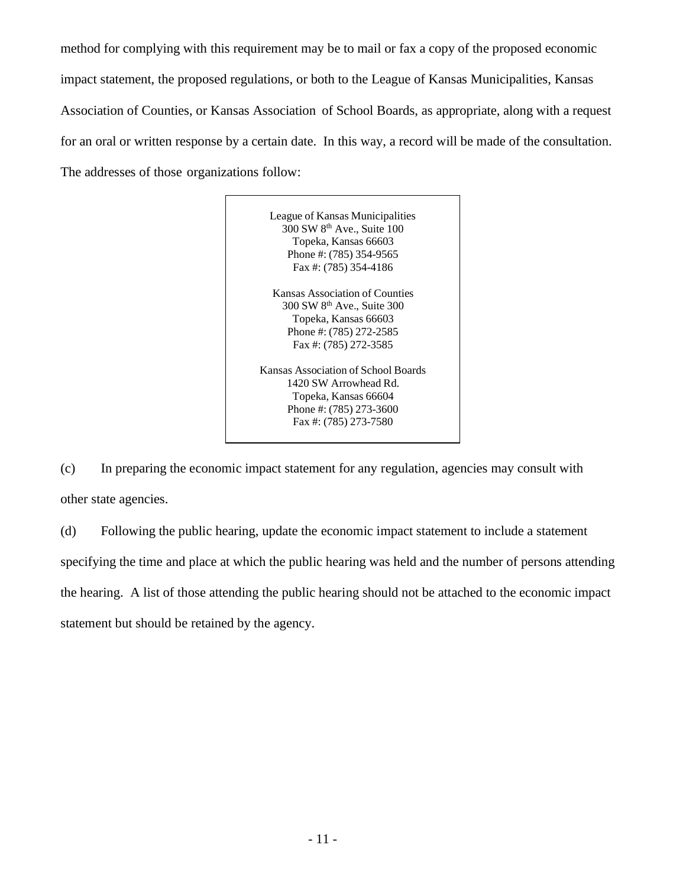method for complying with this requirement may be to mail or fax a copy of the proposed economic impact statement, the proposed regulations, or both to the League of Kansas Municipalities, Kansas Association of Counties, or Kansas Association of School Boards, as appropriate, along with a request for an oral or written response by a certain date. In this way, a record will be made of the consultation. The addresses of those organizations follow:

> League of Kansas Municipalities
> 300 SW 8th Ave., Suite 100
> Topeka, Kansas 66603
> Phone #: (785) 354-9565
> Fax #: (785) 354-4186
>
> Kansas Association of Counties
> 300 SW 8th Ave., Suite 300
> Topeka, Kansas 66603
> Phone #: (785) 272-2585
> Fax #: (785) 272-3585
>
> Kansas Association of School Boards
> 1420 SW Arrowhead Rd.
> Topeka, Kansas 66604
> Phone #: (785) 273-3600
> Fax #: (785) 273-7580

(c) In preparing the economic impact statement for any regulation, agencies may consult with other state agencies.

(d) Following the public hearing, update the economic impact statement to include a statement specifying the time and place at which the public hearing was held and the number of persons attending the hearing. A list of those attending the public hearing should not be attached to the economic impact statement but should be retained by the agency.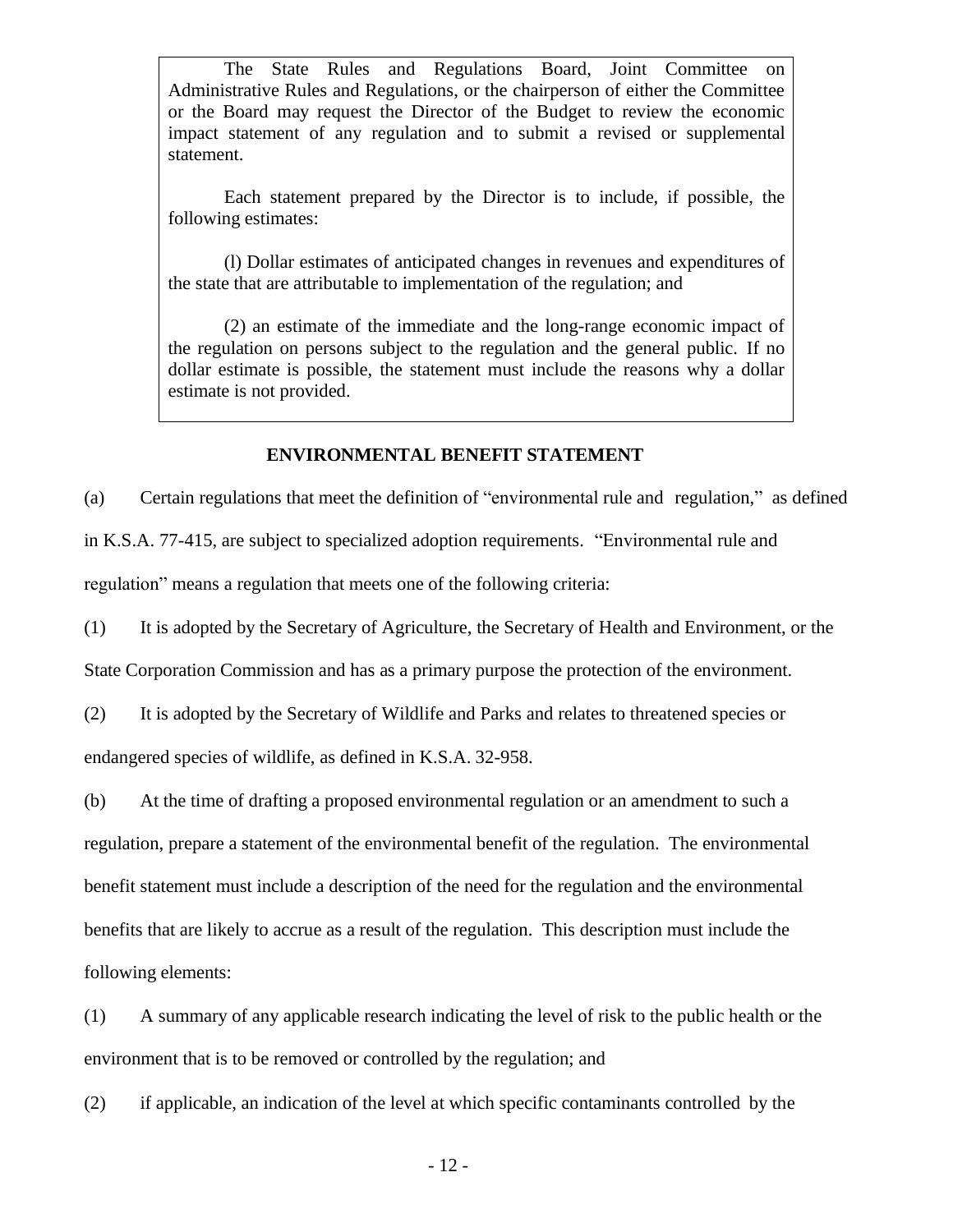> The State Rules and Regulations Board, Joint Committee on Administrative Rules and Regulations, or the chairperson of either the Committee or the Board may request the Director of the Budget to review the economic impact statement of any regulation and to submit a revised or supplemental statement.
>
> Each statement prepared by the Director is to include, if possible, the following estimates:
>
> (l) Dollar estimates of anticipated changes in revenues and expenditures of the state that are attributable to implementation of the regulation; and
>
> (2) an estimate of the immediate and the long-range economic impact of the regulation on persons subject to the regulation and the general public. If no dollar estimate is possible, the statement must include the reasons why a dollar estimate is not provided.

**ENVIRONMENTAL BENEFIT STATEMENT**

(a) Certain regulations that meet the definition of "environmental rule and regulation," as defined in K.S.A. 77-415, are subject to specialized adoption requirements. "Environmental rule and regulation" means a regulation that meets one of the following criteria:

(1) It is adopted by the Secretary of Agriculture, the Secretary of Health and Environment, or the State Corporation Commission and has as a primary purpose the protection of the environment.

(2) It is adopted by the Secretary of Wildlife and Parks and relates to threatened species or endangered species of wildlife, as defined in K.S.A. 32-958.

(b) At the time of drafting a proposed environmental regulation or an amendment to such a regulation, prepare a statement of the environmental benefit of the regulation. The environmental benefit statement must include a description of the need for the regulation and the environmental benefits that are likely to accrue as a result of the regulation. This description must include the following elements:

(1) A summary of any applicable research indicating the level of risk to the public health or the environment that is to be removed or controlled by the regulation; and

(2) if applicable, an indication of the level at which specific contaminants controlled by the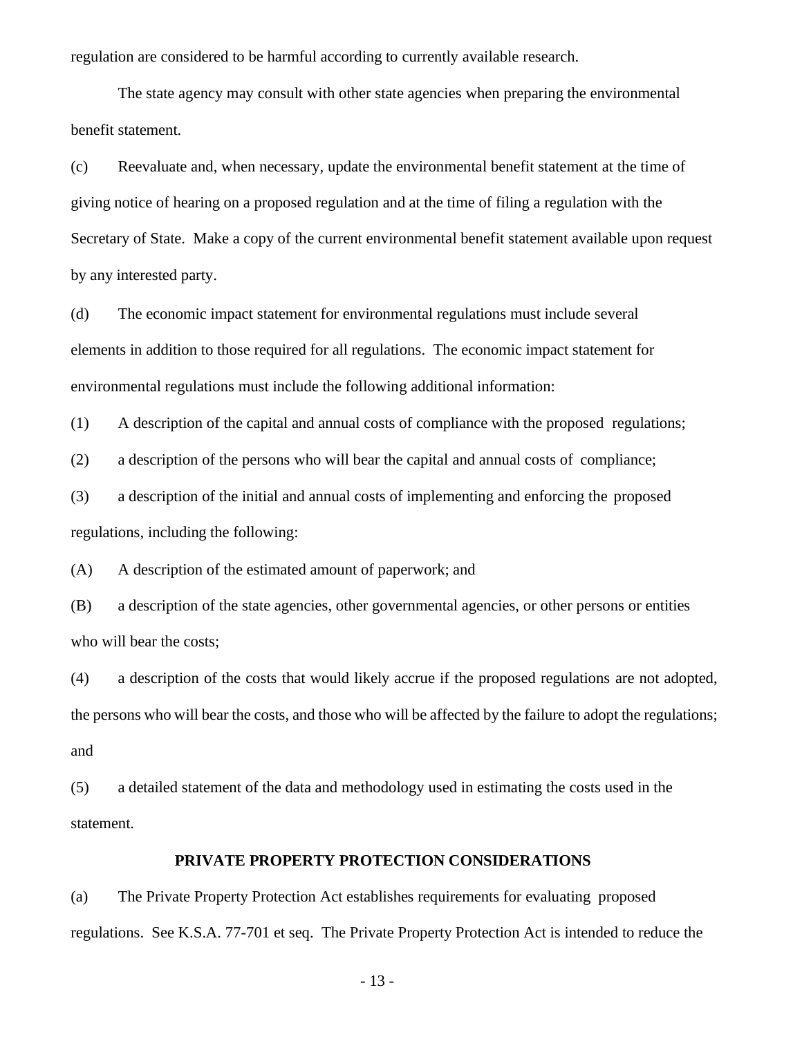regulation are considered to be harmful according to currently available research.

The state agency may consult with other state agencies when preparing the environmental benefit statement.

(c) Reevaluate and, when necessary, update the environmental benefit statement at the time of giving notice of hearing on a proposed regulation and at the time of filing a regulation with the Secretary of State. Make a copy of the current environmental benefit statement available upon request by any interested party.

(d) The economic impact statement for environmental regulations must include several elements in addition to those required for all regulations. The economic impact statement for environmental regulations must include the following additional information:

(1) A description of the capital and annual costs of compliance with the proposed regulations;

(2) a description of the persons who will bear the capital and annual costs of compliance;

(3) a description of the initial and annual costs of implementing and enforcing the proposed regulations, including the following:

(A) A description of the estimated amount of paperwork; and

(B) a description of the state agencies, other governmental agencies, or other persons or entities who will bear the costs;

(4) a description of the costs that would likely accrue if the proposed regulations are not adopted, the persons who will bear the costs, and those who will be affected by the failure to adopt the regulations; and

(5) a detailed statement of the data and methodology used in estimating the costs used in the statement.

## PRIVATE PROPERTY PROTECTION CONSIDERATIONS

(a) The Private Property Protection Act establishes requirements for evaluating proposed regulations. See K.S.A. 77-701 et seq. The Private Property Protection Act is intended to reduce the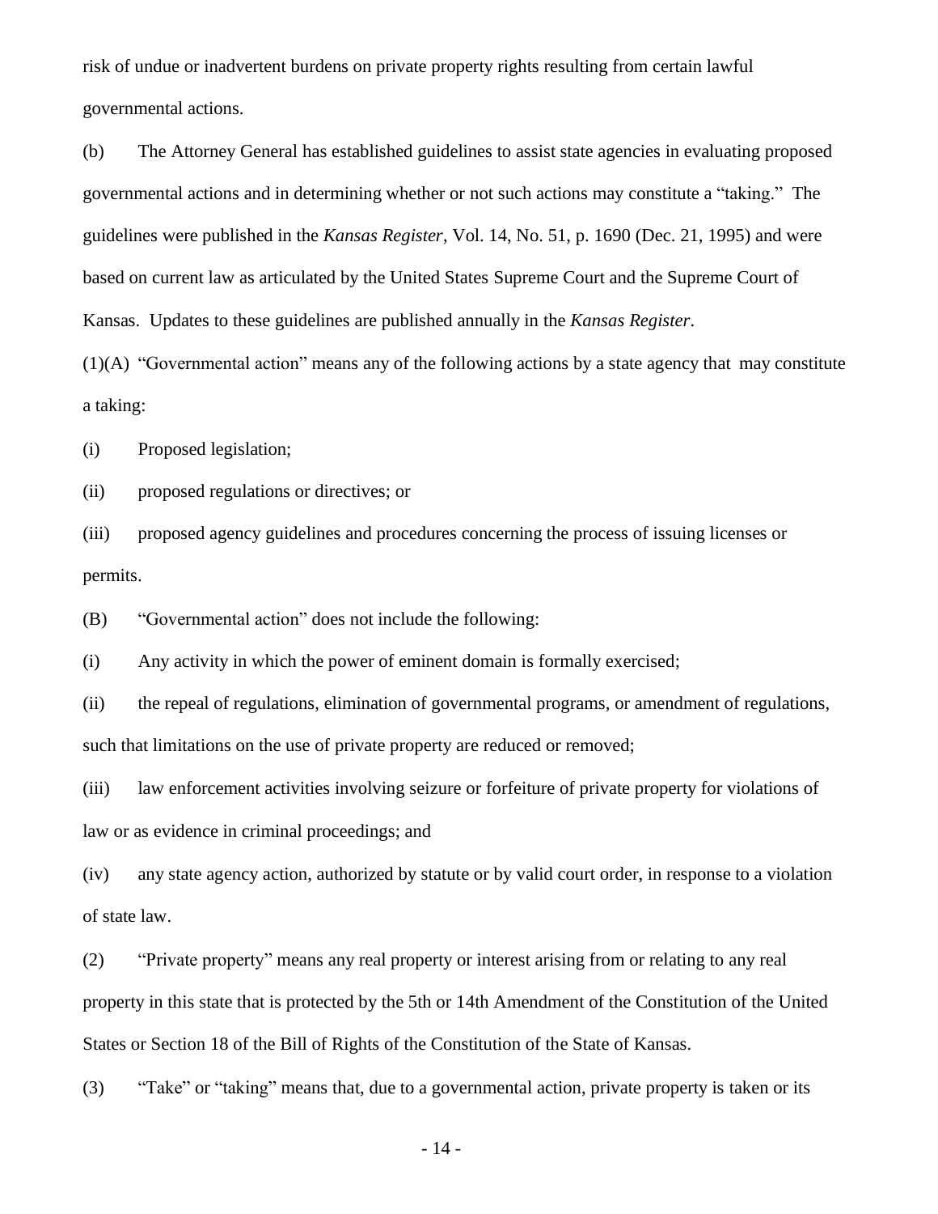risk of undue or inadvertent burdens on private property rights resulting from certain lawful governmental actions.

(b) The Attorney General has established guidelines to assist state agencies in evaluating proposed governmental actions and in determining whether or not such actions may constitute a "taking." The guidelines were published in the *Kansas Register*, Vol. 14, No. 51, p. 1690 (Dec. 21, 1995) and were based on current law as articulated by the United States Supreme Court and the Supreme Court of Kansas. Updates to these guidelines are published annually in the *Kansas Register*.

(1)(A) "Governmental action" means any of the following actions by a state agency that may constitute a taking:

(i) Proposed legislation;

(ii) proposed regulations or directives; or

(iii) proposed agency guidelines and procedures concerning the process of issuing licenses or permits.

(B) "Governmental action" does not include the following:

(i) Any activity in which the power of eminent domain is formally exercised;

(ii) the repeal of regulations, elimination of governmental programs, or amendment of regulations, such that limitations on the use of private property are reduced or removed;

(iii) law enforcement activities involving seizure or forfeiture of private property for violations of law or as evidence in criminal proceedings; and

(iv) any state agency action, authorized by statute or by valid court order, in response to a violation of state law.

(2) "Private property" means any real property or interest arising from or relating to any real property in this state that is protected by the 5th or 14th Amendment of the Constitution of the United States or Section 18 of the Bill of Rights of the Constitution of the State of Kansas.

(3) "Take" or "taking" means that, due to a governmental action, private property is taken or its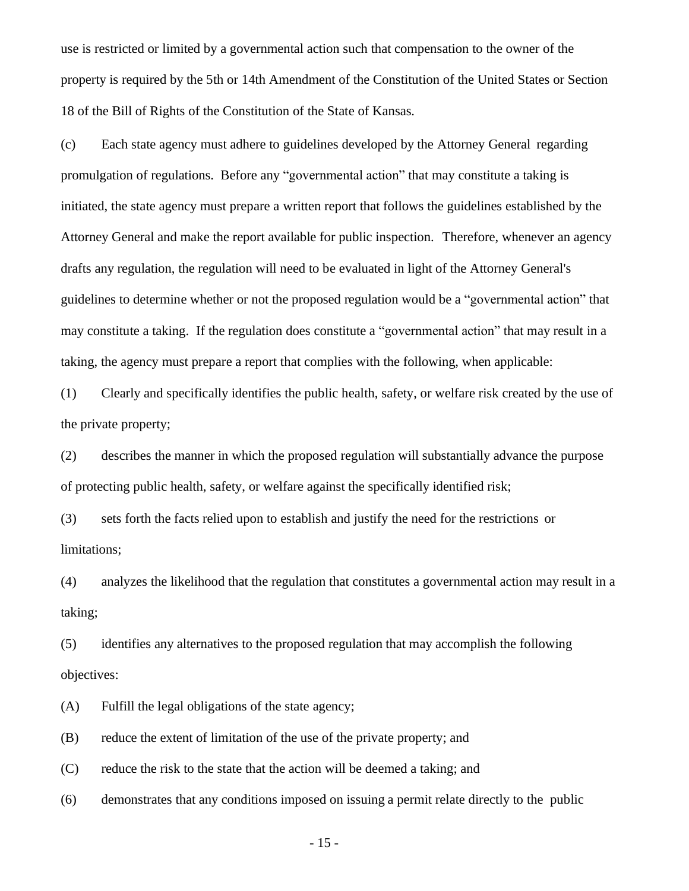use is restricted or limited by a governmental action such that compensation to the owner of the property is required by the 5th or 14th Amendment of the Constitution of the United States or Section 18 of the Bill of Rights of the Constitution of the State of Kansas.

(c) Each state agency must adhere to guidelines developed by the Attorney General regarding promulgation of regulations. Before any "governmental action" that may constitute a taking is initiated, the state agency must prepare a written report that follows the guidelines established by the Attorney General and make the report available for public inspection. Therefore, whenever an agency drafts any regulation, the regulation will need to be evaluated in light of the Attorney General's guidelines to determine whether or not the proposed regulation would be a "governmental action" that may constitute a taking. If the regulation does constitute a "governmental action" that may result in a taking, the agency must prepare a report that complies with the following, when applicable:

(1) Clearly and specifically identifies the public health, safety, or welfare risk created by the use of the private property;

(2) describes the manner in which the proposed regulation will substantially advance the purpose of protecting public health, safety, or welfare against the specifically identified risk;

(3) sets forth the facts relied upon to establish and justify the need for the restrictions or limitations;

(4) analyzes the likelihood that the regulation that constitutes a governmental action may result in a taking;

(5) identifies any alternatives to the proposed regulation that may accomplish the following objectives:

(A) Fulfill the legal obligations of the state agency;

(B) reduce the extent of limitation of the use of the private property; and

(C) reduce the risk to the state that the action will be deemed a taking; and

(6) demonstrates that any conditions imposed on issuing a permit relate directly to the public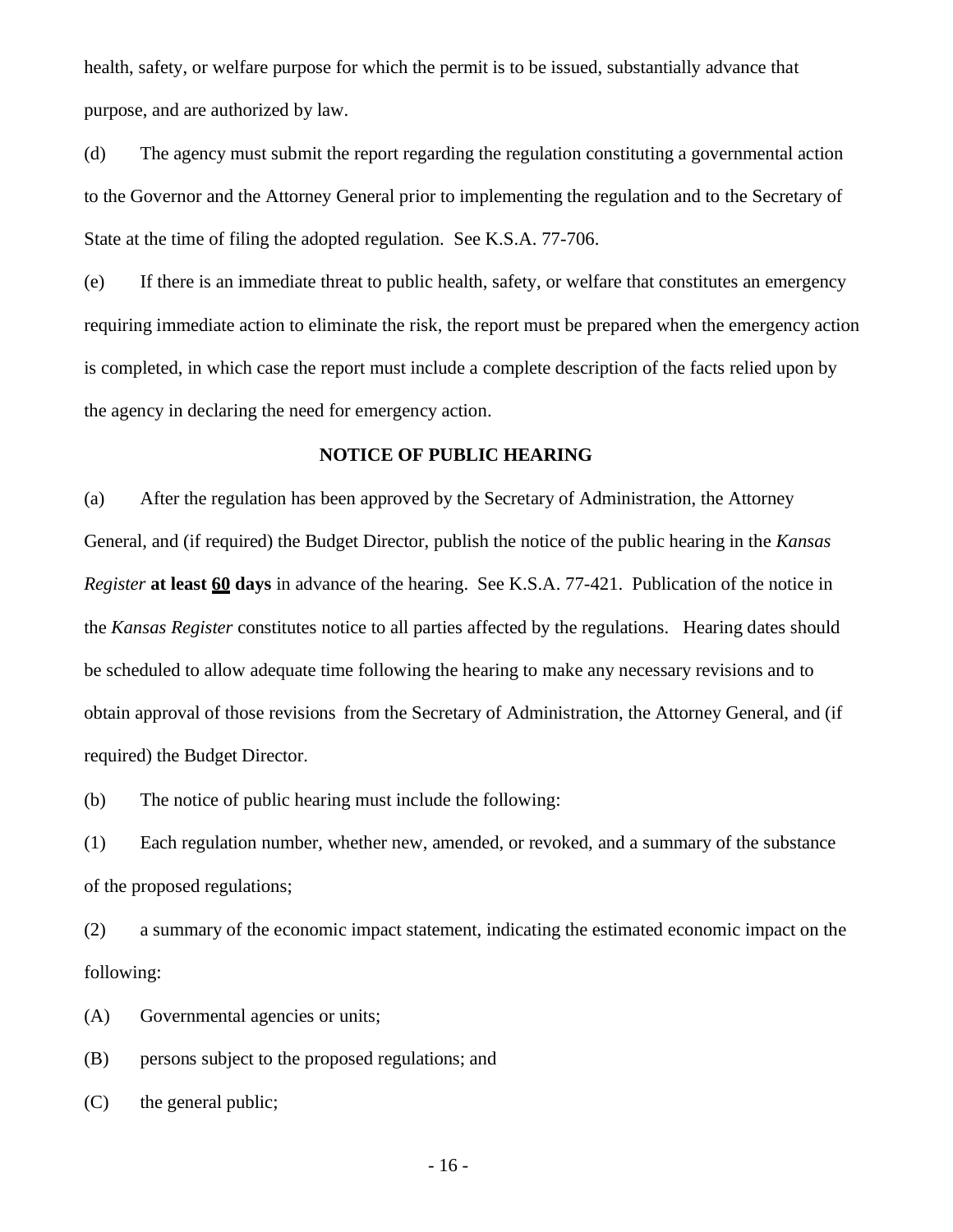health, safety, or welfare purpose for which the permit is to be issued, substantially advance that purpose, and are authorized by law.

(d) The agency must submit the report regarding the regulation constituting a governmental action to the Governor and the Attorney General prior to implementing the regulation and to the Secretary of State at the time of filing the adopted regulation. See K.S.A. 77-706.

(e) If there is an immediate threat to public health, safety, or welfare that constitutes an emergency requiring immediate action to eliminate the risk, the report must be prepared when the emergency action is completed, in which case the report must include a complete description of the facts relied upon by the agency in declaring the need for emergency action.

## NOTICE OF PUBLIC HEARING

(a) After the regulation has been approved by the Secretary of Administration, the Attorney General, and (if required) the Budget Director, publish the notice of the public hearing in the *Kansas Register* **at least <u>60</u> days** in advance of the hearing. See K.S.A. 77-421. Publication of the notice in the *Kansas Register* constitutes notice to all parties affected by the regulations. Hearing dates should be scheduled to allow adequate time following the hearing to make any necessary revisions and to obtain approval of those revisions from the Secretary of Administration, the Attorney General, and (if required) the Budget Director.

(b) The notice of public hearing must include the following:

(1) Each regulation number, whether new, amended, or revoked, and a summary of the substance of the proposed regulations;

(2) a summary of the economic impact statement, indicating the estimated economic impact on the following:

(A) Governmental agencies or units;

(B) persons subject to the proposed regulations; and

(C) the general public;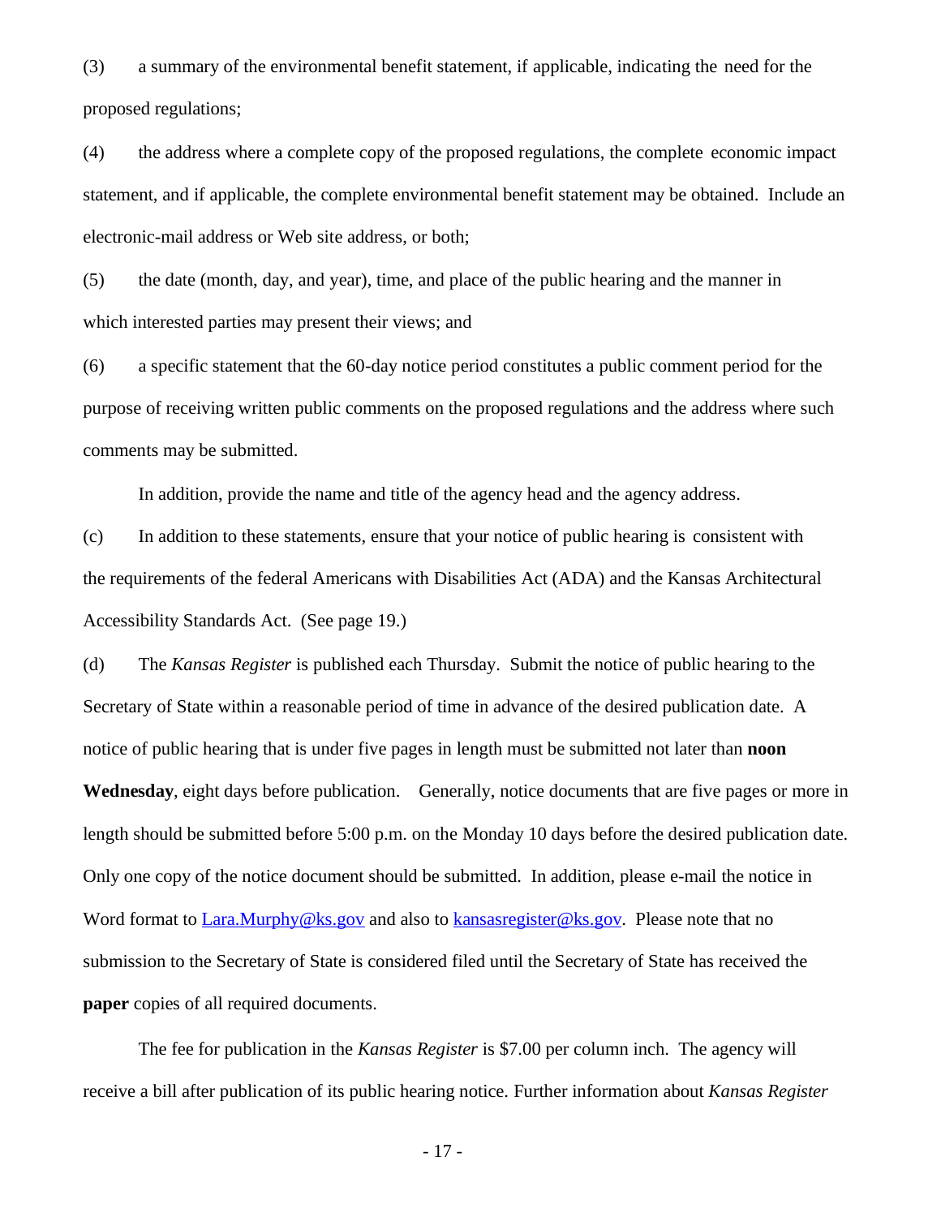(3) a summary of the environmental benefit statement, if applicable, indicating the need for the proposed regulations;

(4) the address where a complete copy of the proposed regulations, the complete economic impact statement, and if applicable, the complete environmental benefit statement may be obtained. Include an electronic-mail address or Web site address, or both;

(5) the date (month, day, and year), time, and place of the public hearing and the manner in which interested parties may present their views; and

(6) a specific statement that the 60-day notice period constitutes a public comment period for the purpose of receiving written public comments on the proposed regulations and the address where such comments may be submitted.

In addition, provide the name and title of the agency head and the agency address.

(c) In addition to these statements, ensure that your notice of public hearing is consistent with the requirements of the federal Americans with Disabilities Act (ADA) and the Kansas Architectural Accessibility Standards Act. (See page 19.)

(d) The *Kansas Register* is published each Thursday. Submit the notice of public hearing to the Secretary of State within a reasonable period of time in advance of the desired publication date. A notice of public hearing that is under five pages in length must be submitted not later than **noon Wednesday**, eight days before publication. Generally, notice documents that are five pages or more in length should be submitted before 5:00 p.m. on the Monday 10 days before the desired publication date. Only one copy of the notice document should be submitted. In addition, please e-mail the notice in Word format to Lara.Murphy@ks.gov and also to kansasregister@ks.gov. Please note that no submission to the Secretary of State is considered filed until the Secretary of State has received the **paper** copies of all required documents.

The fee for publication in the *Kansas Register* is $7.00 per column inch. The agency will receive a bill after publication of its public hearing notice. Further information about *Kansas Register*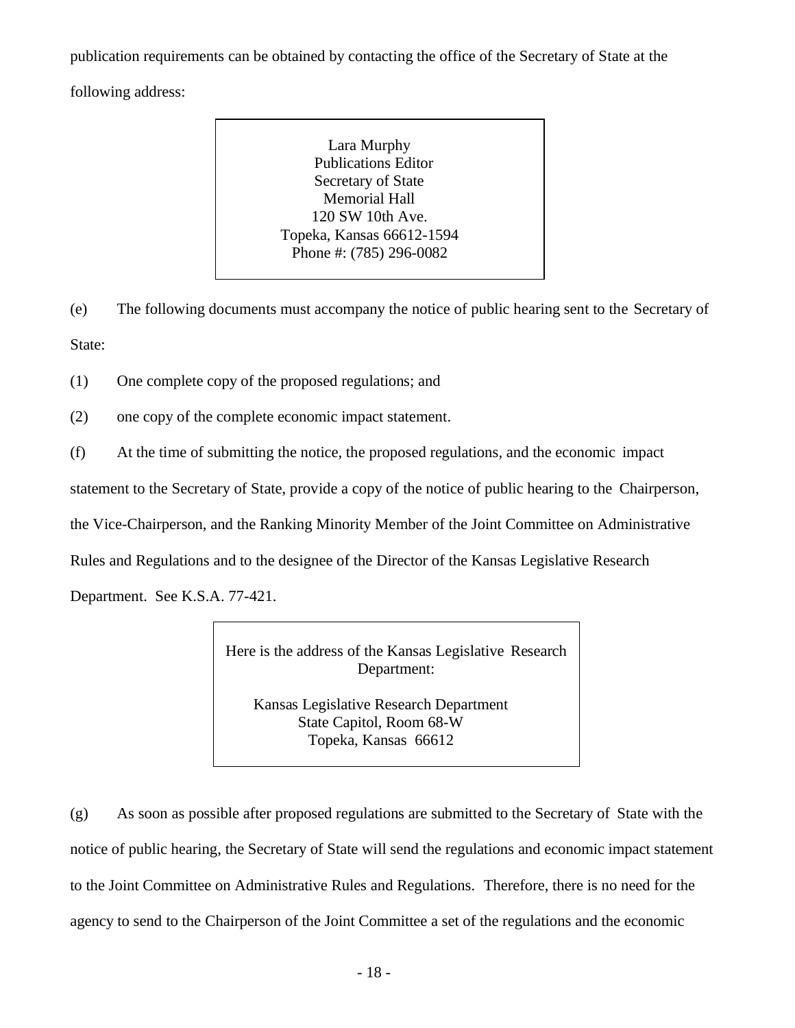publication requirements can be obtained by contacting the office of the Secretary of State at the following address:

> Lara Murphy
> Publications Editor
> Secretary of State
> Memorial Hall
> 120 SW 10th Ave.
> Topeka, Kansas 66612-1594
> Phone #: (785) 296-0082

(e) The following documents must accompany the notice of public hearing sent to the Secretary of State:

(1) One complete copy of the proposed regulations; and

(2) one copy of the complete economic impact statement.

(f) At the time of submitting the notice, the proposed regulations, and the economic impact statement to the Secretary of State, provide a copy of the notice of public hearing to the Chairperson, the Vice-Chairperson, and the Ranking Minority Member of the Joint Committee on Administrative Rules and Regulations and to the designee of the Director of the Kansas Legislative Research Department. See K.S.A. 77-421.

> Here is the address of the Kansas Legislative Research Department:
>
> Kansas Legislative Research Department
> State Capitol, Room 68-W
> Topeka, Kansas 66612

(g) As soon as possible after proposed regulations are submitted to the Secretary of State with the notice of public hearing, the Secretary of State will send the regulations and economic impact statement to the Joint Committee on Administrative Rules and Regulations. Therefore, there is no need for the agency to send to the Chairperson of the Joint Committee a set of the regulations and the economic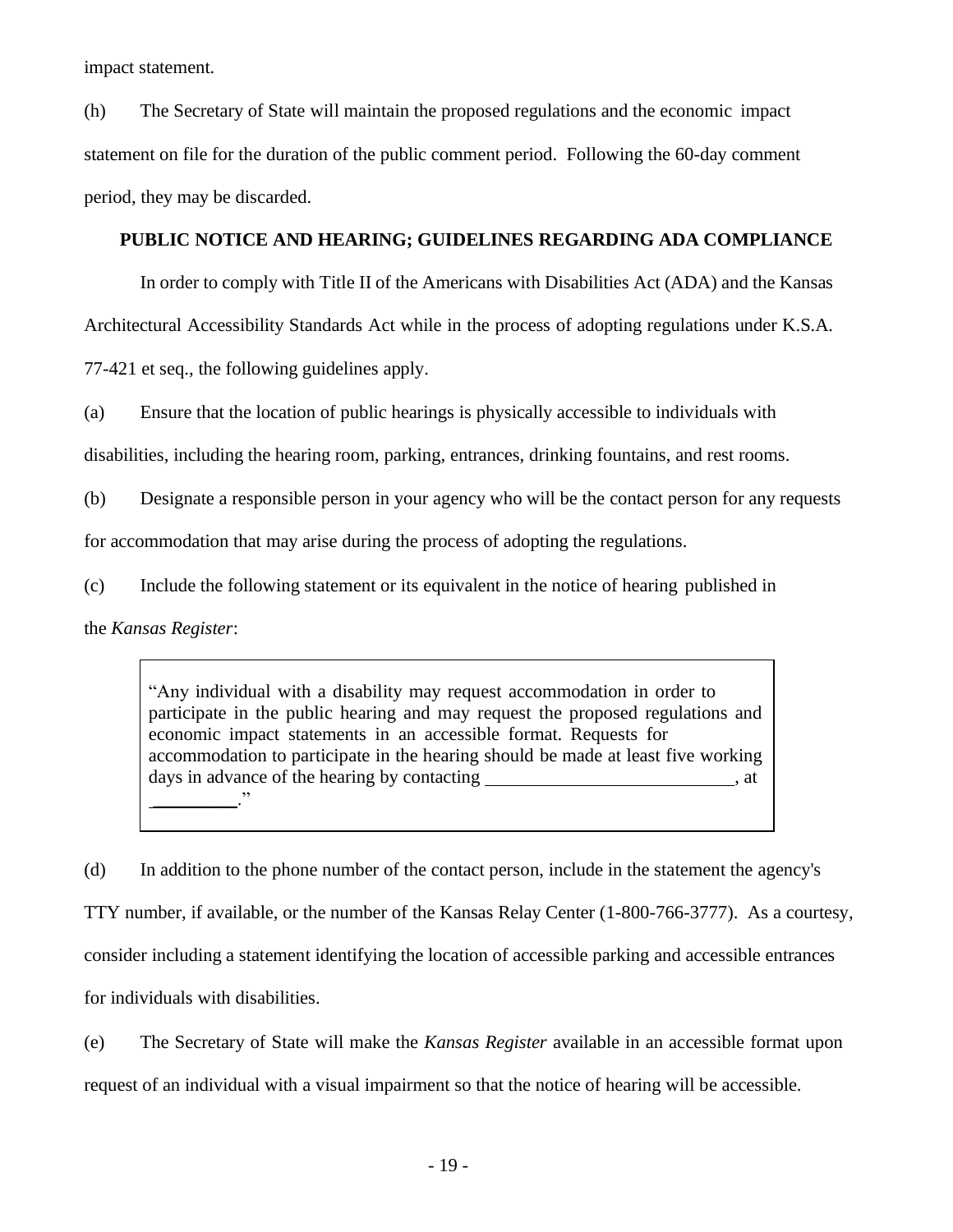impact statement.

(h) The Secretary of State will maintain the proposed regulations and the economic impact statement on file for the duration of the public comment period. Following the 60-day comment period, they may be discarded.

**PUBLIC NOTICE AND HEARING; GUIDELINES REGARDING ADA COMPLIANCE**

In order to comply with Title II of the Americans with Disabilities Act (ADA) and the Kansas Architectural Accessibility Standards Act while in the process of adopting regulations under K.S.A. 77-421 et seq., the following guidelines apply.

(a) Ensure that the location of public hearings is physically accessible to individuals with disabilities, including the hearing room, parking, entrances, drinking fountains, and rest rooms.

(b) Designate a responsible person in your agency who will be the contact person for any requests for accommodation that may arise during the process of adopting the regulations.

(c) Include the following statement or its equivalent in the notice of hearing published in the *Kansas Register*:

> "Any individual with a disability may request accommodation in order to participate in the public hearing and may request the proposed regulations and economic impact statements in an accessible format. Requests for accommodation to participate in the hearing should be made at least five working days in advance of the hearing by contacting \_\_\_\_\_\_\_\_\_\_\_\_\_\_\_\_\_\_\_\_\_\_\_\_\_\_, at \_\_\_\_\_\_\_\_\_."

(d) In addition to the phone number of the contact person, include in the statement the agency's TTY number, if available, or the number of the Kansas Relay Center (1-800-766-3777). As a courtesy, consider including a statement identifying the location of accessible parking and accessible entrances for individuals with disabilities.

(e) The Secretary of State will make the *Kansas Register* available in an accessible format upon request of an individual with a visual impairment so that the notice of hearing will be accessible.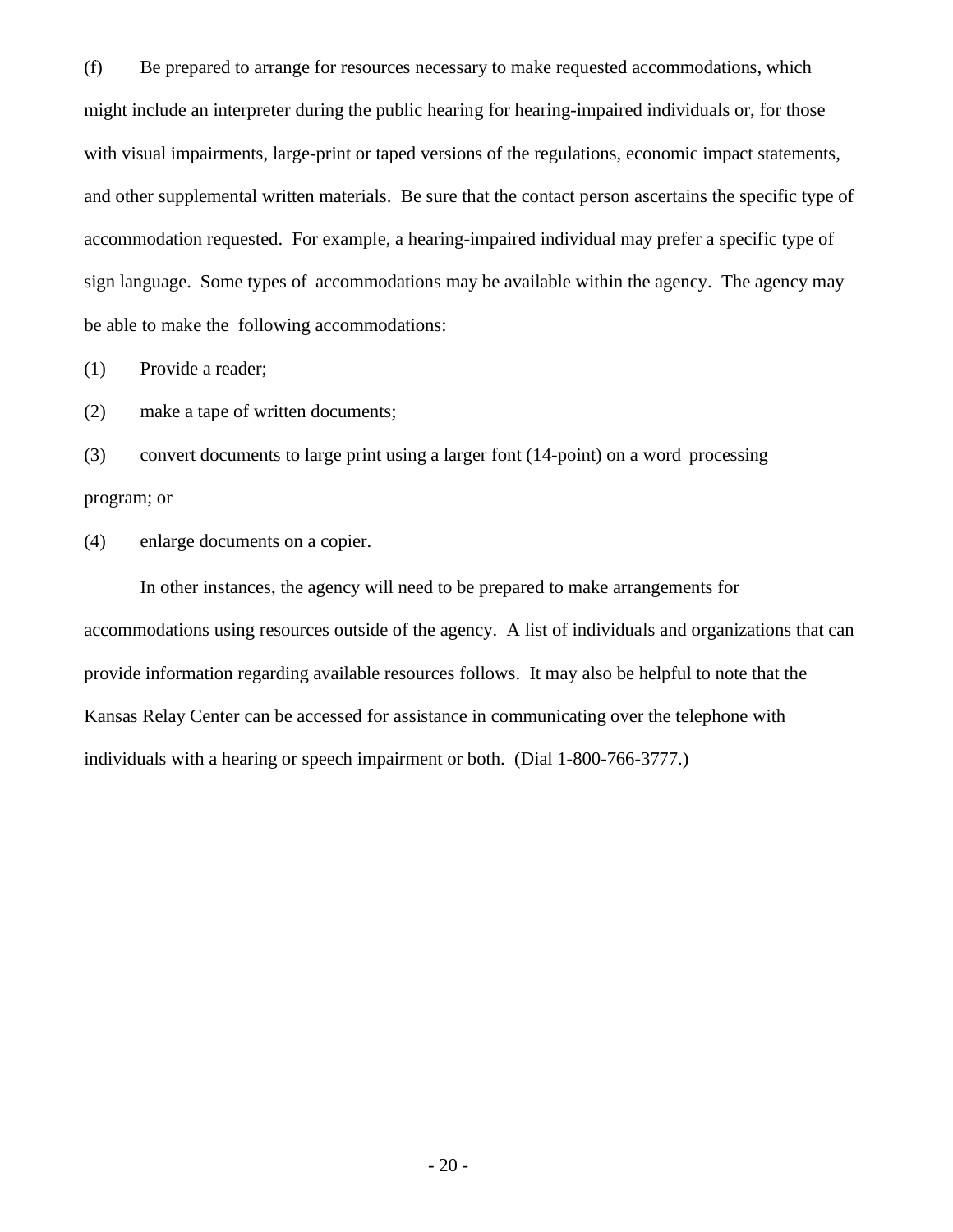(f) Be prepared to arrange for resources necessary to make requested accommodations, which might include an interpreter during the public hearing for hearing-impaired individuals or, for those with visual impairments, large-print or taped versions of the regulations, economic impact statements, and other supplemental written materials. Be sure that the contact person ascertains the specific type of accommodation requested. For example, a hearing-impaired individual may prefer a specific type of sign language. Some types of accommodations may be available within the agency. The agency may be able to make the following accommodations:

(1) Provide a reader;

(2) make a tape of written documents;

(3) convert documents to large print using a larger font (14-point) on a word processing program; or

(4) enlarge documents on a copier.

In other instances, the agency will need to be prepared to make arrangements for accommodations using resources outside of the agency. A list of individuals and organizations that can provide information regarding available resources follows. It may also be helpful to note that the Kansas Relay Center can be accessed for assistance in communicating over the telephone with individuals with a hearing or speech impairment or both. (Dial 1-800-766-3777.)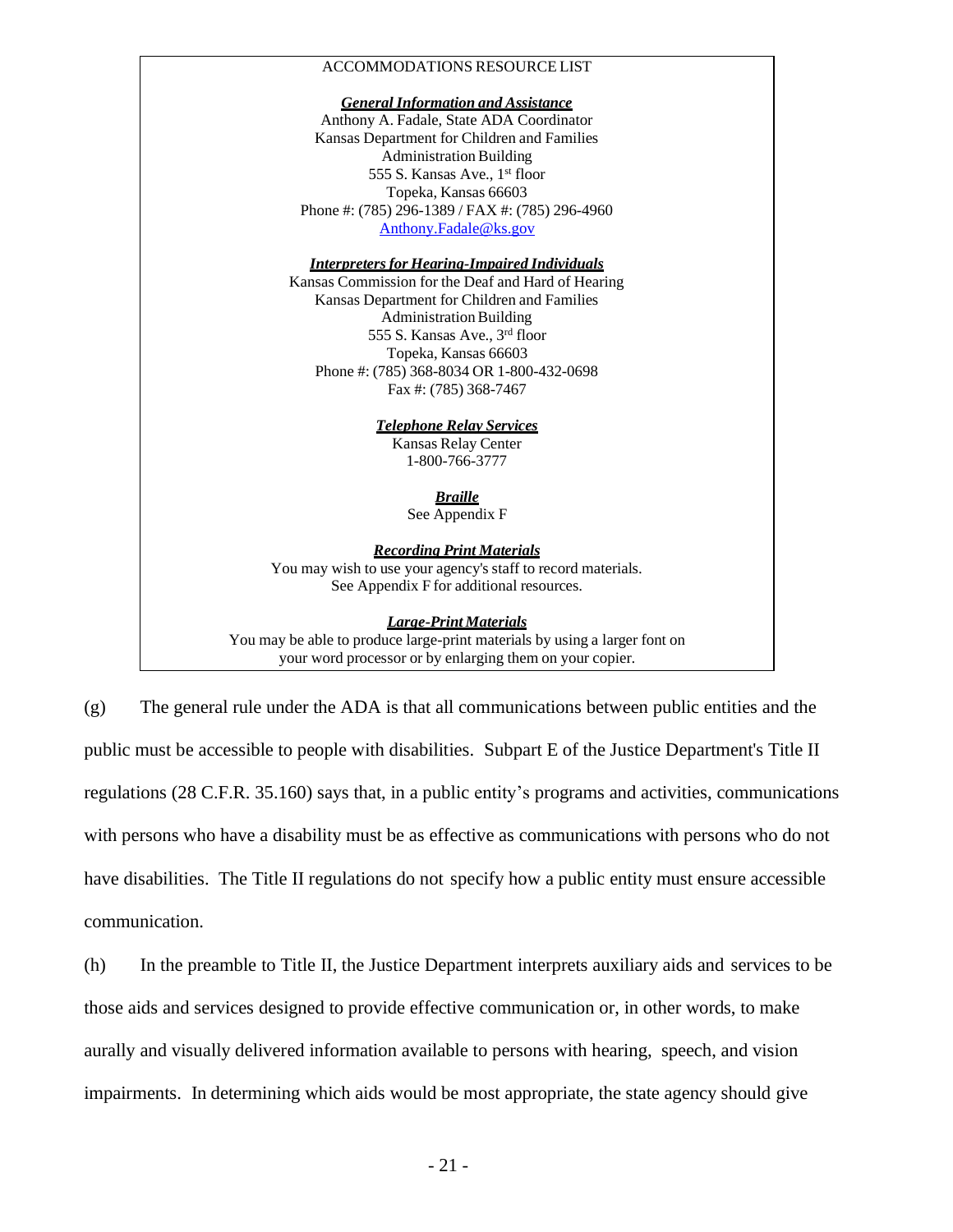ACCOMMODATIONS RESOURCE LIST

***General Information and Assistance***

Anthony A. Fadale, State ADA Coordinator
Kansas Department for Children and Families
Administration Building
555 S. Kansas Ave., 1st floor
Topeka, Kansas 66603
Phone #: (785) 296-1389 / FAX #: (785) 296-4960
Anthony.Fadale@ks.gov

***Interpreters for Hearing-Impaired Individuals***

Kansas Commission for the Deaf and Hard of Hearing
Kansas Department for Children and Families
Administration Building
555 S. Kansas Ave., 3rd floor
Topeka, Kansas 66603
Phone #: (785) 368-8034 OR 1-800-432-0698
Fax #: (785) 368-7467

***Telephone Relay Services***

Kansas Relay Center
1-800-766-3777

***Braille***

See Appendix F

***Recording Print Materials***

You may wish to use your agency's staff to record materials.
See Appendix F for additional resources.

***Large-Print Materials***

You may be able to produce large-print materials by using a larger font on your word processor or by enlarging them on your copier.

(g) The general rule under the ADA is that all communications between public entities and the public must be accessible to people with disabilities. Subpart E of the Justice Department's Title II regulations (28 C.F.R. 35.160) says that, in a public entity's programs and activities, communications with persons who have a disability must be as effective as communications with persons who do not have disabilities. The Title II regulations do not specify how a public entity must ensure accessible communication.

(h) In the preamble to Title II, the Justice Department interprets auxiliary aids and services to be those aids and services designed to provide effective communication or, in other words, to make aurally and visually delivered information available to persons with hearing, speech, and vision impairments. In determining which aids would be most appropriate, the state agency should give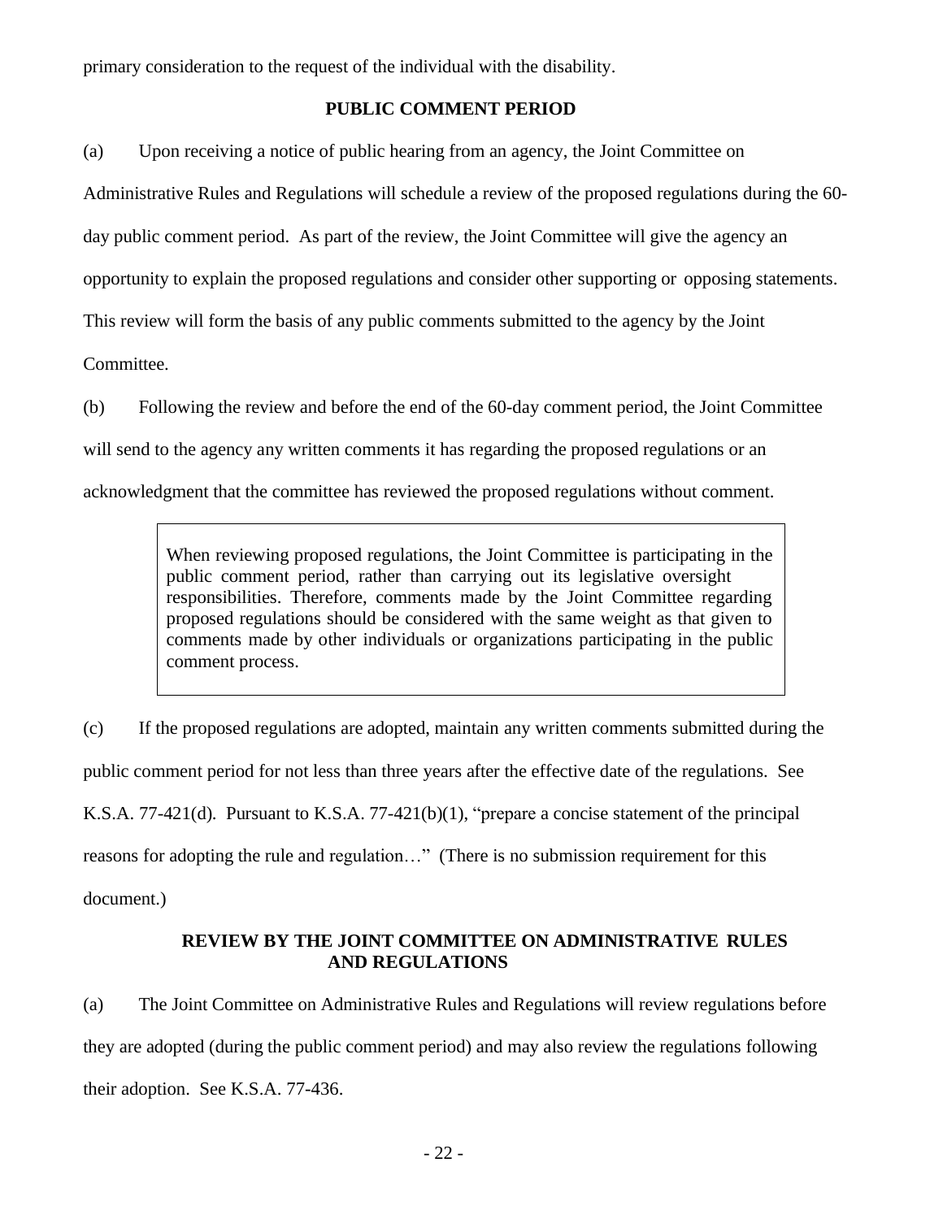primary consideration to the request of the individual with the disability.

## PUBLIC COMMENT PERIOD

(a) Upon receiving a notice of public hearing from an agency, the Joint Committee on Administrative Rules and Regulations will schedule a review of the proposed regulations during the 60-day public comment period. As part of the review, the Joint Committee will give the agency an opportunity to explain the proposed regulations and consider other supporting or opposing statements. This review will form the basis of any public comments submitted to the agency by the Joint Committee.

(b) Following the review and before the end of the 60-day comment period, the Joint Committee will send to the agency any written comments it has regarding the proposed regulations or an acknowledgment that the committee has reviewed the proposed regulations without comment.

> When reviewing proposed regulations, the Joint Committee is participating in the public comment period, rather than carrying out its legislative oversight responsibilities. Therefore, comments made by the Joint Committee regarding proposed regulations should be considered with the same weight as that given to comments made by other individuals or organizations participating in the public comment process.

(c) If the proposed regulations are adopted, maintain any written comments submitted during the public comment period for not less than three years after the effective date of the regulations. See K.S.A. 77-421(d). Pursuant to K.S.A. 77-421(b)(1), "prepare a concise statement of the principal reasons for adopting the rule and regulation…" (There is no submission requirement for this document.)

## REVIEW BY THE JOINT COMMITTEE ON ADMINISTRATIVE RULES AND REGULATIONS

(a) The Joint Committee on Administrative Rules and Regulations will review regulations before they are adopted (during the public comment period) and may also review the regulations following their adoption. See K.S.A. 77-436.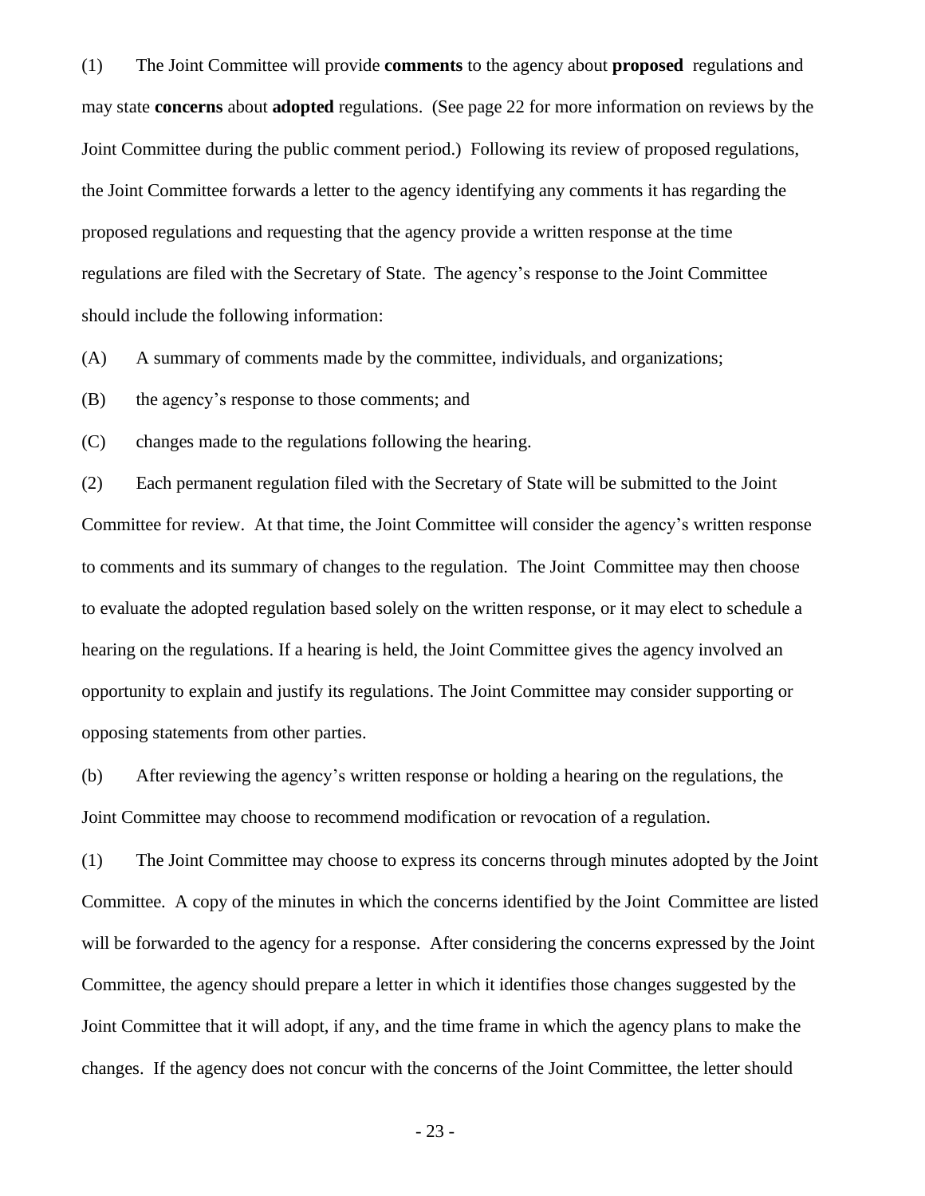(1) The Joint Committee will provide **comments** to the agency about **proposed** regulations and may state **concerns** about **adopted** regulations. (See page 22 for more information on reviews by the Joint Committee during the public comment period.) Following its review of proposed regulations, the Joint Committee forwards a letter to the agency identifying any comments it has regarding the proposed regulations and requesting that the agency provide a written response at the time regulations are filed with the Secretary of State. The agency's response to the Joint Committee should include the following information:

(A) A summary of comments made by the committee, individuals, and organizations;

(B) the agency's response to those comments; and

(C) changes made to the regulations following the hearing.

(2) Each permanent regulation filed with the Secretary of State will be submitted to the Joint Committee for review. At that time, the Joint Committee will consider the agency's written response to comments and its summary of changes to the regulation. The Joint Committee may then choose to evaluate the adopted regulation based solely on the written response, or it may elect to schedule a hearing on the regulations. If a hearing is held, the Joint Committee gives the agency involved an opportunity to explain and justify its regulations. The Joint Committee may consider supporting or opposing statements from other parties.

(b) After reviewing the agency's written response or holding a hearing on the regulations, the Joint Committee may choose to recommend modification or revocation of a regulation.

(1) The Joint Committee may choose to express its concerns through minutes adopted by the Joint Committee. A copy of the minutes in which the concerns identified by the Joint Committee are listed will be forwarded to the agency for a response. After considering the concerns expressed by the Joint Committee, the agency should prepare a letter in which it identifies those changes suggested by the Joint Committee that it will adopt, if any, and the time frame in which the agency plans to make the changes. If the agency does not concur with the concerns of the Joint Committee, the letter should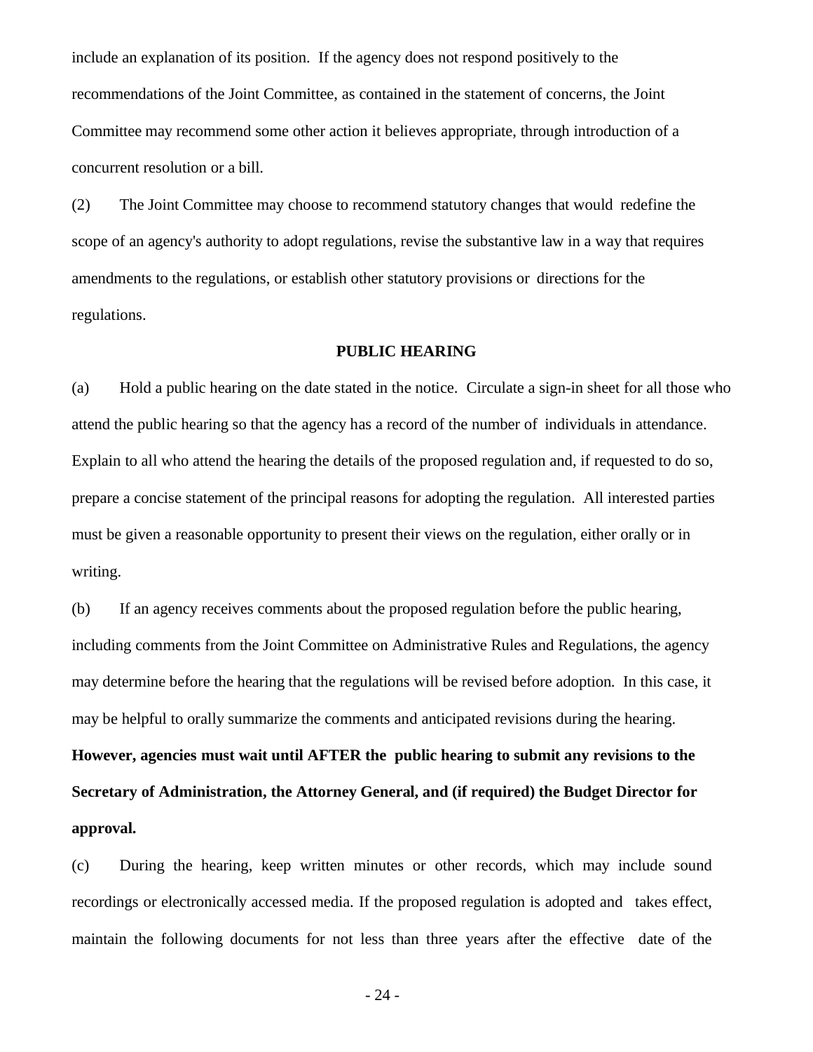include an explanation of its position. If the agency does not respond positively to the recommendations of the Joint Committee, as contained in the statement of concerns, the Joint Committee may recommend some other action it believes appropriate, through introduction of a concurrent resolution or a bill.

(2) The Joint Committee may choose to recommend statutory changes that would redefine the scope of an agency's authority to adopt regulations, revise the substantive law in a way that requires amendments to the regulations, or establish other statutory provisions or directions for the regulations.

**PUBLIC HEARING**

(a) Hold a public hearing on the date stated in the notice. Circulate a sign-in sheet for all those who attend the public hearing so that the agency has a record of the number of individuals in attendance. Explain to all who attend the hearing the details of the proposed regulation and, if requested to do so, prepare a concise statement of the principal reasons for adopting the regulation. All interested parties must be given a reasonable opportunity to present their views on the regulation, either orally or in writing.

(b) If an agency receives comments about the proposed regulation before the public hearing, including comments from the Joint Committee on Administrative Rules and Regulations, the agency may determine before the hearing that the regulations will be revised before adoption. In this case, it may be helpful to orally summarize the comments and anticipated revisions during the hearing. **However, agencies must wait until AFTER the public hearing to submit any revisions to the Secretary of Administration, the Attorney General, and (if required) the Budget Director for approval.**

(c) During the hearing, keep written minutes or other records, which may include sound recordings or electronically accessed media. If the proposed regulation is adopted and takes effect, maintain the following documents for not less than three years after the effective date of the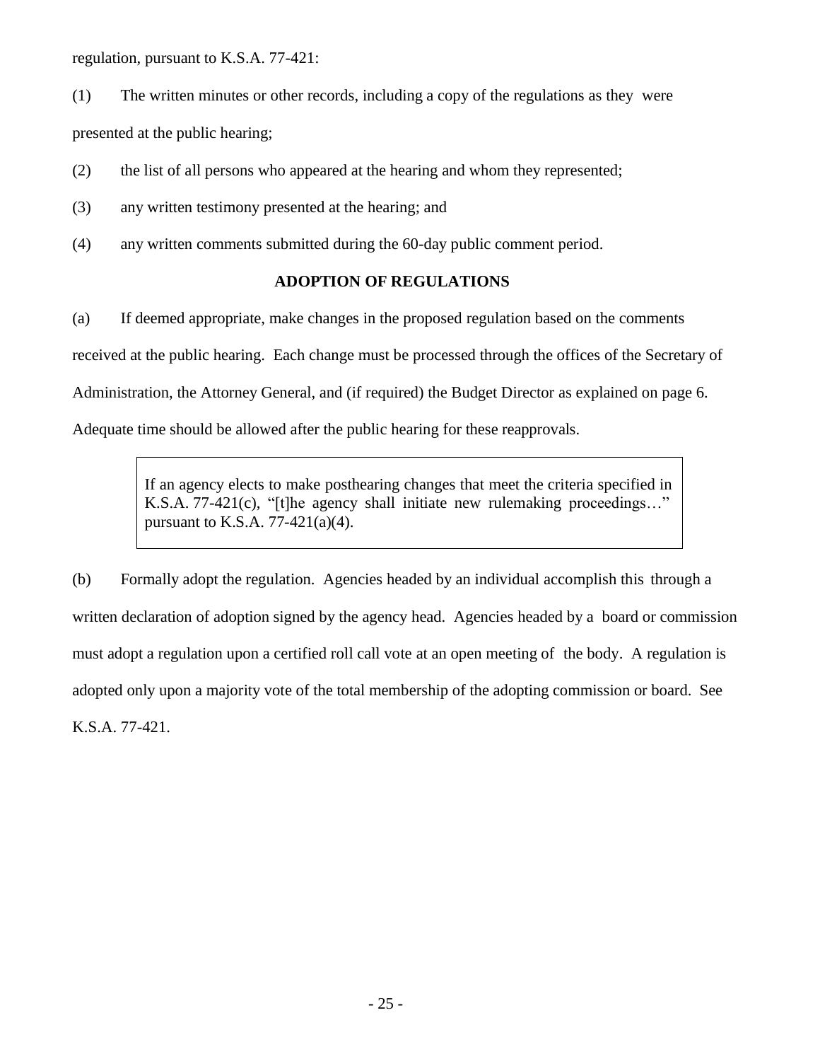regulation, pursuant to K.S.A. 77-421:

(1) The written minutes or other records, including a copy of the regulations as they were presented at the public hearing;

(2) the list of all persons who appeared at the hearing and whom they represented;

(3) any written testimony presented at the hearing; and

(4) any written comments submitted during the 60-day public comment period.

## ADOPTION OF REGULATIONS

(a) If deemed appropriate, make changes in the proposed regulation based on the comments received at the public hearing. Each change must be processed through the offices of the Secretary of Administration, the Attorney General, and (if required) the Budget Director as explained on page 6. Adequate time should be allowed after the public hearing for these reapprovals.

> If an agency elects to make posthearing changes that meet the criteria specified in K.S.A. 77-421(c), "[t]he agency shall initiate new rulemaking proceedings…" pursuant to K.S.A. 77-421(a)(4).

(b) Formally adopt the regulation. Agencies headed by an individual accomplish this through a written declaration of adoption signed by the agency head. Agencies headed by a board or commission must adopt a regulation upon a certified roll call vote at an open meeting of the body. A regulation is adopted only upon a majority vote of the total membership of the adopting commission or board. See K.S.A. 77-421.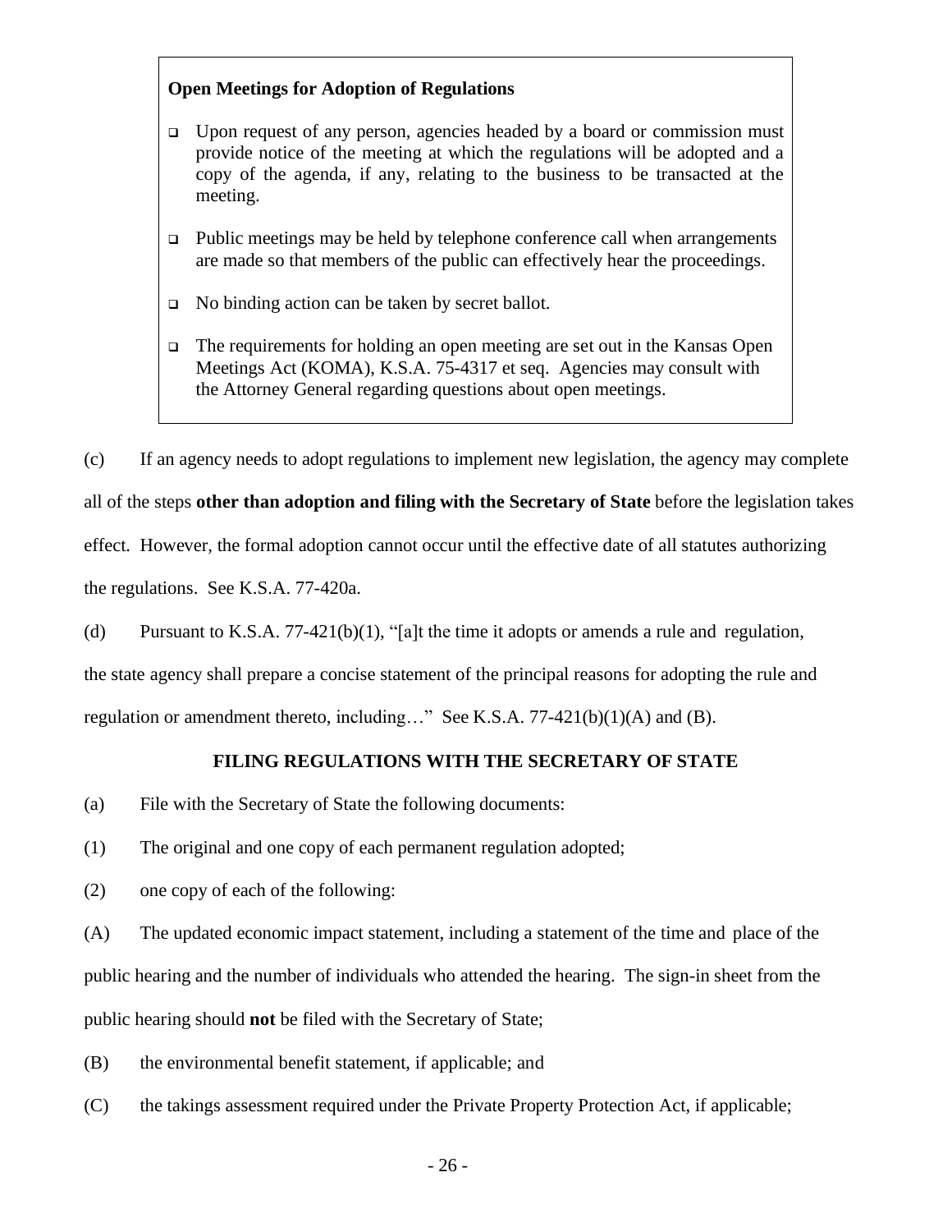**Open Meetings for Adoption of Regulations**

- Upon request of any person, agencies headed by a board or commission must provide notice of the meeting at which the regulations will be adopted and a copy of the agenda, if any, relating to the business to be transacted at the meeting.
- Public meetings may be held by telephone conference call when arrangements are made so that members of the public can effectively hear the proceedings.
- No binding action can be taken by secret ballot.
- The requirements for holding an open meeting are set out in the Kansas Open Meetings Act (KOMA), K.S.A. 75-4317 et seq. Agencies may consult with the Attorney General regarding questions about open meetings.

(c) If an agency needs to adopt regulations to implement new legislation, the agency may complete all of the steps **other than adoption and filing with the Secretary of State** before the legislation takes effect. However, the formal adoption cannot occur until the effective date of all statutes authorizing the regulations. See K.S.A. 77-420a.

(d) Pursuant to K.S.A. 77-421(b)(1), "[a]t the time it adopts or amends a rule and regulation, the state agency shall prepare a concise statement of the principal reasons for adopting the rule and regulation or amendment thereto, including…" See K.S.A. 77-421(b)(1)(A) and (B).

## FILING REGULATIONS WITH THE SECRETARY OF STATE

(a) File with the Secretary of State the following documents:

(1) The original and one copy of each permanent regulation adopted;

(2) one copy of each of the following:

(A) The updated economic impact statement, including a statement of the time and place of the public hearing and the number of individuals who attended the hearing. The sign-in sheet from the public hearing should **not** be filed with the Secretary of State;

(B) the environmental benefit statement, if applicable; and

(C) the takings assessment required under the Private Property Protection Act, if applicable;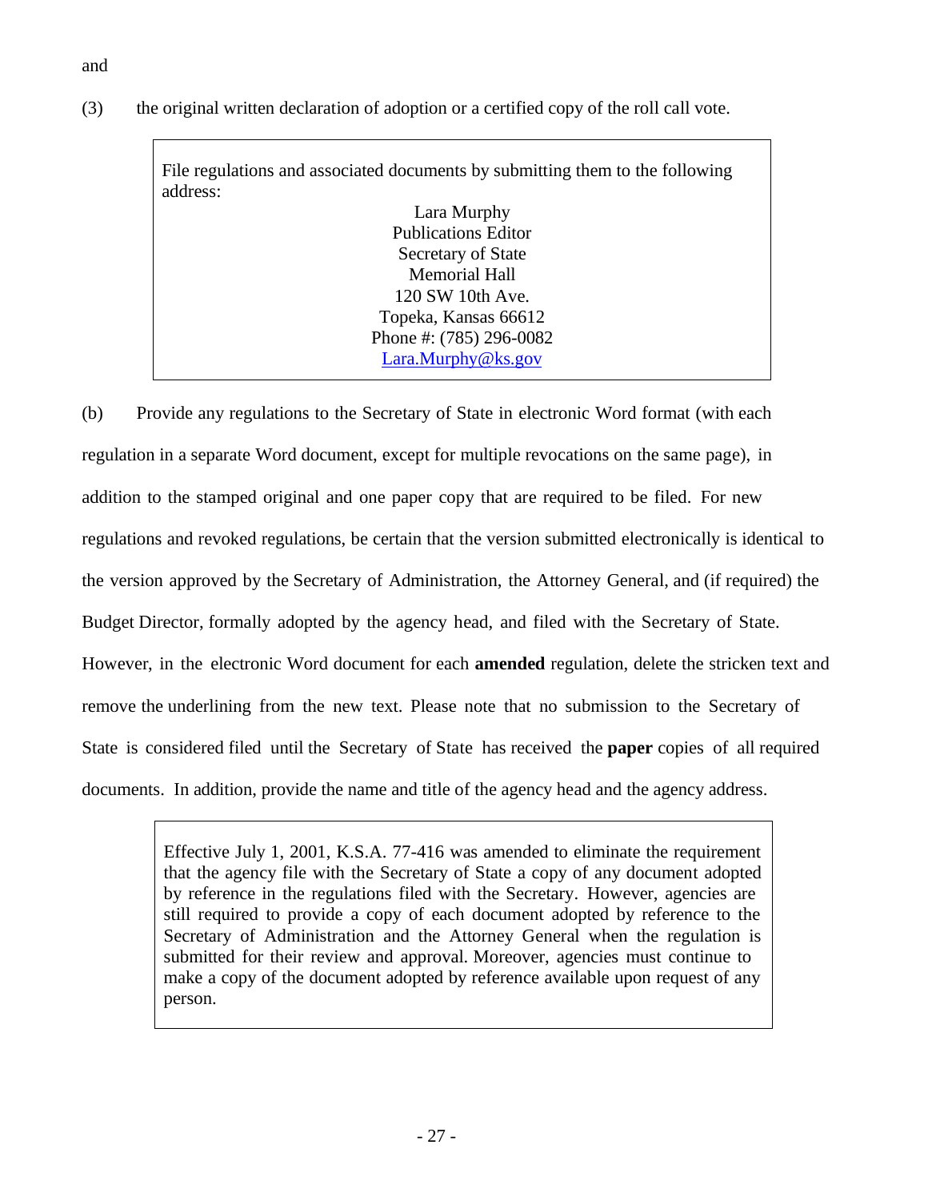and

(3) the original written declaration of adoption or a certified copy of the roll call vote.

> File regulations and associated documents by submitting them to the following address:
>
> Lara Murphy
> Publications Editor
> Secretary of State
> Memorial Hall
> 120 SW 10th Ave.
> Topeka, Kansas 66612
> Phone #: (785) 296-0082
> Lara.Murphy@ks.gov

(b) Provide any regulations to the Secretary of State in electronic Word format (with each regulation in a separate Word document, except for multiple revocations on the same page), in addition to the stamped original and one paper copy that are required to be filed. For new regulations and revoked regulations, be certain that the version submitted electronically is identical to the version approved by the Secretary of Administration, the Attorney General, and (if required) the Budget Director, formally adopted by the agency head, and filed with the Secretary of State. However, in the electronic Word document for each **amended** regulation, delete the stricken text and remove the underlining from the new text. Please note that no submission to the Secretary of State is considered filed until the Secretary of State has received the **paper** copies of all required documents. In addition, provide the name and title of the agency head and the agency address.

> Effective July 1, 2001, K.S.A. 77-416 was amended to eliminate the requirement that the agency file with the Secretary of State a copy of any document adopted by reference in the regulations filed with the Secretary. However, agencies are still required to provide a copy of each document adopted by reference to the Secretary of Administration and the Attorney General when the regulation is submitted for their review and approval. Moreover, agencies must continue to make a copy of the document adopted by reference available upon request of any person.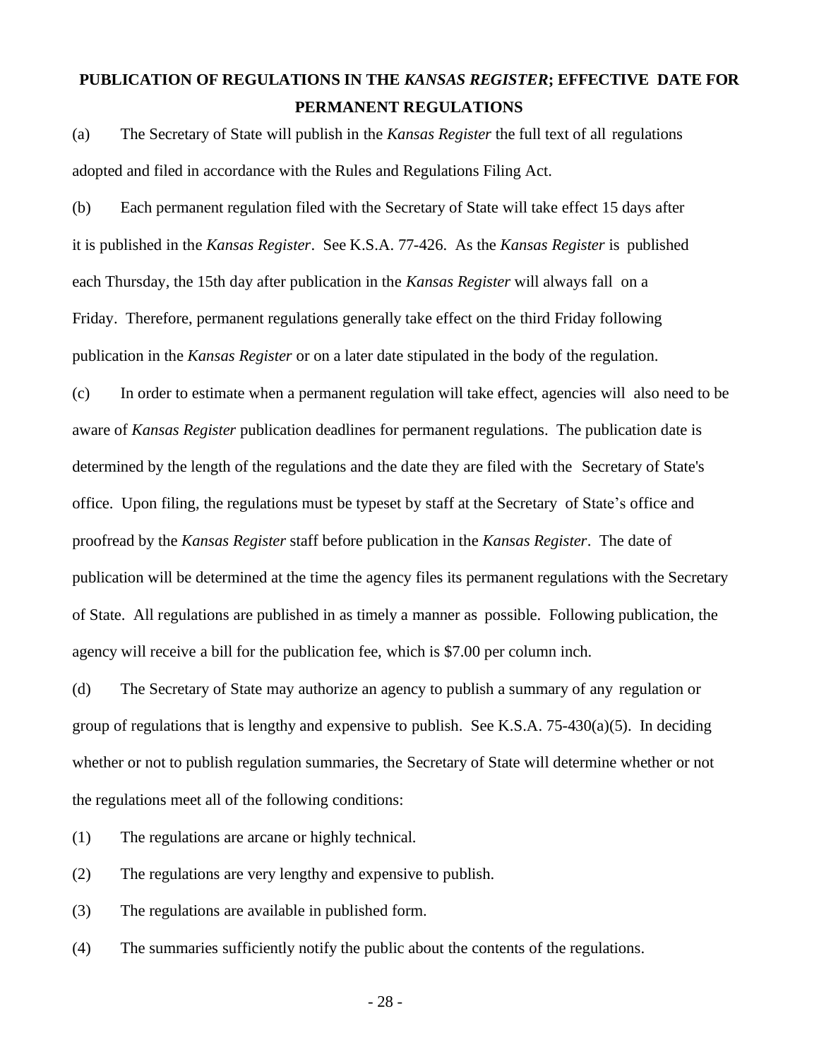## PUBLICATION OF REGULATIONS IN THE *KANSAS REGISTER*; EFFECTIVE DATE FOR PERMANENT REGULATIONS

(a) The Secretary of State will publish in the *Kansas Register* the full text of all regulations adopted and filed in accordance with the Rules and Regulations Filing Act.

(b) Each permanent regulation filed with the Secretary of State will take effect 15 days after it is published in the *Kansas Register*. See K.S.A. 77-426. As the *Kansas Register* is published each Thursday, the 15th day after publication in the *Kansas Register* will always fall on a Friday. Therefore, permanent regulations generally take effect on the third Friday following publication in the *Kansas Register* or on a later date stipulated in the body of the regulation.

(c) In order to estimate when a permanent regulation will take effect, agencies will also need to be aware of *Kansas Register* publication deadlines for permanent regulations. The publication date is determined by the length of the regulations and the date they are filed with the Secretary of State's office. Upon filing, the regulations must be typeset by staff at the Secretary of State's office and proofread by the *Kansas Register* staff before publication in the *Kansas Register*. The date of publication will be determined at the time the agency files its permanent regulations with the Secretary of State. All regulations are published in as timely a manner as possible. Following publication, the agency will receive a bill for the publication fee, which is $7.00 per column inch.

(d) The Secretary of State may authorize an agency to publish a summary of any regulation or group of regulations that is lengthy and expensive to publish. See K.S.A. 75-430(a)(5). In deciding whether or not to publish regulation summaries, the Secretary of State will determine whether or not the regulations meet all of the following conditions:

(1) The regulations are arcane or highly technical.

(2) The regulations are very lengthy and expensive to publish.

(3) The regulations are available in published form.

(4) The summaries sufficiently notify the public about the contents of the regulations.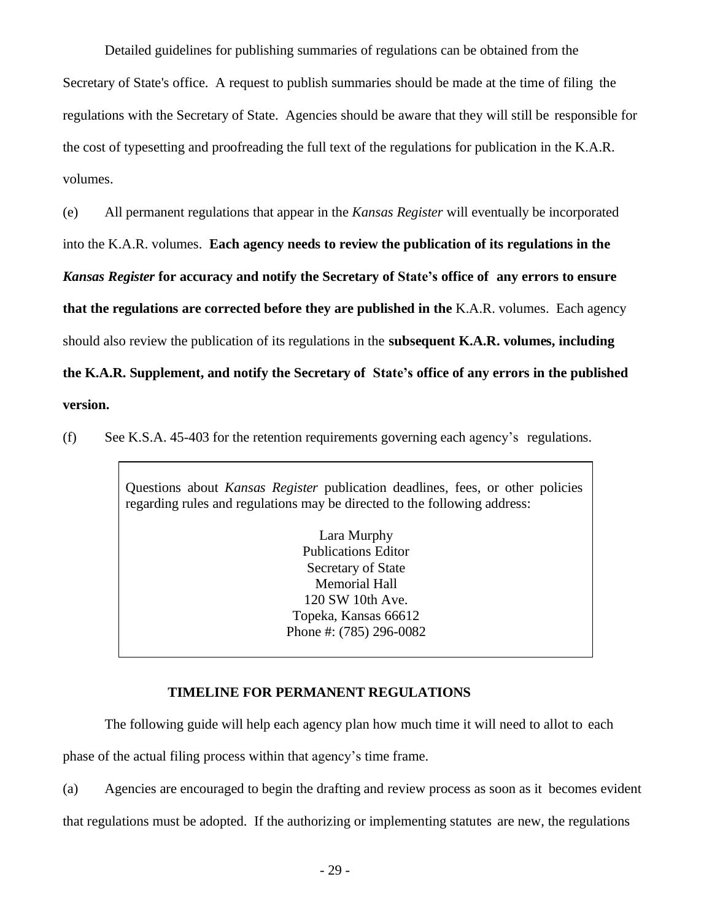Detailed guidelines for publishing summaries of regulations can be obtained from the Secretary of State's office. A request to publish summaries should be made at the time of filing the regulations with the Secretary of State. Agencies should be aware that they will still be responsible for the cost of typesetting and proofreading the full text of the regulations for publication in the K.A.R. volumes.

(e) All permanent regulations that appear in the *Kansas Register* will eventually be incorporated into the K.A.R. volumes. **Each agency needs to review the publication of its regulations in the *Kansas Register* for accuracy and notify the Secretary of State's office of any errors to ensure that the regulations are corrected before they are published in the** K.A.R. volumes. Each agency should also review the publication of its regulations in the **subsequent K.A.R. volumes, including the K.A.R. Supplement, and notify the Secretary of State's office of any errors in the published version.**

(f) See K.S.A. 45-403 for the retention requirements governing each agency's regulations.

> Questions about *Kansas Register* publication deadlines, fees, or other policies regarding rules and regulations may be directed to the following address:
>
> Lara Murphy
> Publications Editor
> Secretary of State
> Memorial Hall
> 120 SW 10th Ave.
> Topeka, Kansas 66612
> Phone #: (785) 296-0082

## TIMELINE FOR PERMANENT REGULATIONS

The following guide will help each agency plan how much time it will need to allot to each phase of the actual filing process within that agency's time frame.

(a) Agencies are encouraged to begin the drafting and review process as soon as it becomes evident that regulations must be adopted. If the authorizing or implementing statutes are new, the regulations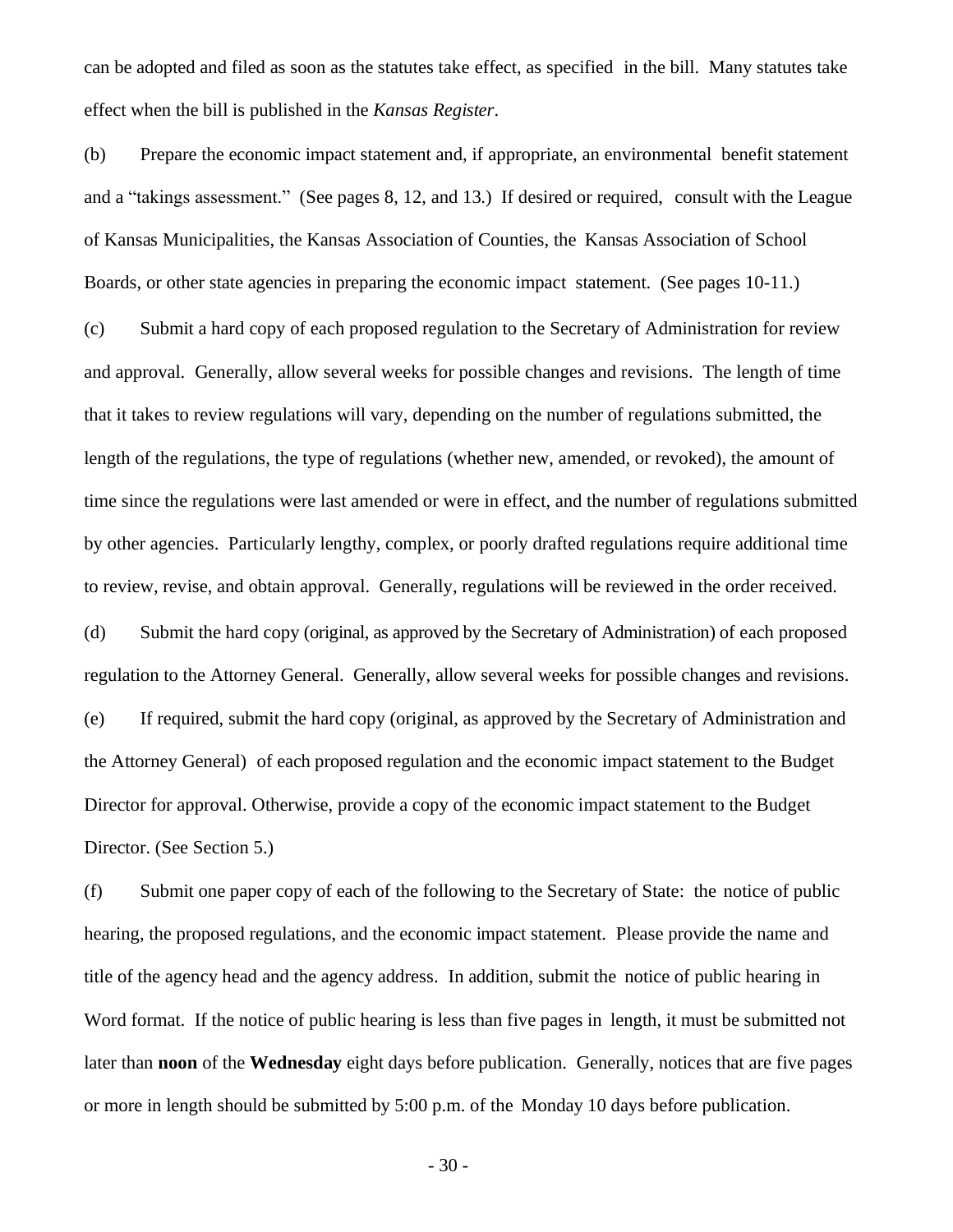can be adopted and filed as soon as the statutes take effect, as specified in the bill. Many statutes take effect when the bill is published in the *Kansas Register*.

(b) Prepare the economic impact statement and, if appropriate, an environmental benefit statement and a "takings assessment." (See pages 8, 12, and 13.) If desired or required, consult with the League of Kansas Municipalities, the Kansas Association of Counties, the Kansas Association of School Boards, or other state agencies in preparing the economic impact statement. (See pages 10-11.)

(c) Submit a hard copy of each proposed regulation to the Secretary of Administration for review and approval. Generally, allow several weeks for possible changes and revisions. The length of time that it takes to review regulations will vary, depending on the number of regulations submitted, the length of the regulations, the type of regulations (whether new, amended, or revoked), the amount of time since the regulations were last amended or were in effect, and the number of regulations submitted by other agencies. Particularly lengthy, complex, or poorly drafted regulations require additional time to review, revise, and obtain approval. Generally, regulations will be reviewed in the order received.

(d) Submit the hard copy (original, as approved by the Secretary of Administration) of each proposed regulation to the Attorney General. Generally, allow several weeks for possible changes and revisions.

(e) If required, submit the hard copy (original, as approved by the Secretary of Administration and the Attorney General) of each proposed regulation and the economic impact statement to the Budget Director for approval. Otherwise, provide a copy of the economic impact statement to the Budget Director. (See Section 5.)

(f) Submit one paper copy of each of the following to the Secretary of State: the notice of public hearing, the proposed regulations, and the economic impact statement. Please provide the name and title of the agency head and the agency address. In addition, submit the notice of public hearing in Word format. If the notice of public hearing is less than five pages in length, it must be submitted not later than **noon** of the **Wednesday** eight days before publication. Generally, notices that are five pages or more in length should be submitted by 5:00 p.m. of the Monday 10 days before publication.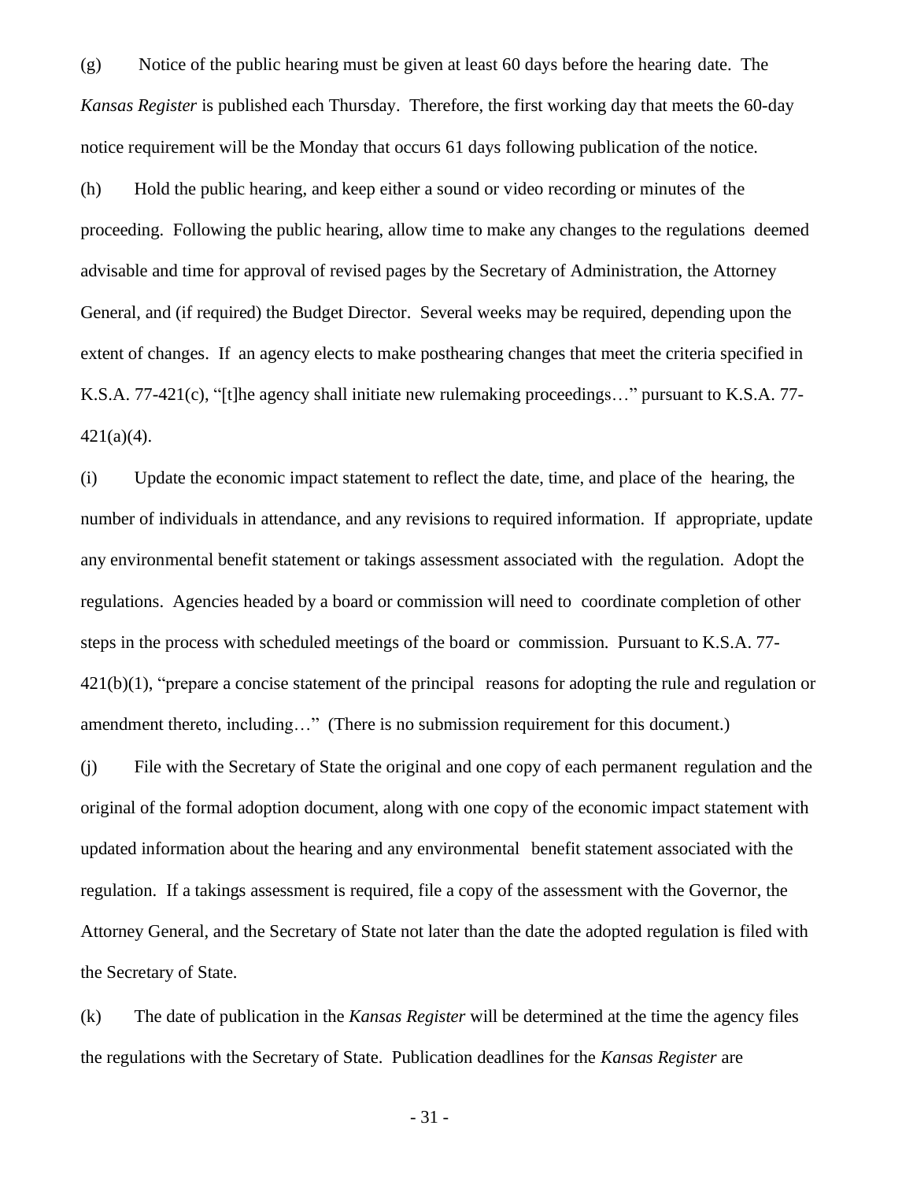(g) Notice of the public hearing must be given at least 60 days before the hearing date. The *Kansas Register* is published each Thursday. Therefore, the first working day that meets the 60-day notice requirement will be the Monday that occurs 61 days following publication of the notice.

(h) Hold the public hearing, and keep either a sound or video recording or minutes of the proceeding. Following the public hearing, allow time to make any changes to the regulations deemed advisable and time for approval of revised pages by the Secretary of Administration, the Attorney General, and (if required) the Budget Director. Several weeks may be required, depending upon the extent of changes. If an agency elects to make posthearing changes that meet the criteria specified in K.S.A. 77-421(c), "[t]he agency shall initiate new rulemaking proceedings…" pursuant to K.S.A. 77-421(a)(4).

(i) Update the economic impact statement to reflect the date, time, and place of the hearing, the number of individuals in attendance, and any revisions to required information. If appropriate, update any environmental benefit statement or takings assessment associated with the regulation. Adopt the regulations. Agencies headed by a board or commission will need to coordinate completion of other steps in the process with scheduled meetings of the board or commission. Pursuant to K.S.A. 77-421(b)(1), "prepare a concise statement of the principal reasons for adopting the rule and regulation or amendment thereto, including…" (There is no submission requirement for this document.)

(j) File with the Secretary of State the original and one copy of each permanent regulation and the original of the formal adoption document, along with one copy of the economic impact statement with updated information about the hearing and any environmental benefit statement associated with the regulation. If a takings assessment is required, file a copy of the assessment with the Governor, the Attorney General, and the Secretary of State not later than the date the adopted regulation is filed with the Secretary of State.

(k) The date of publication in the *Kansas Register* will be determined at the time the agency files the regulations with the Secretary of State. Publication deadlines for the *Kansas Register* are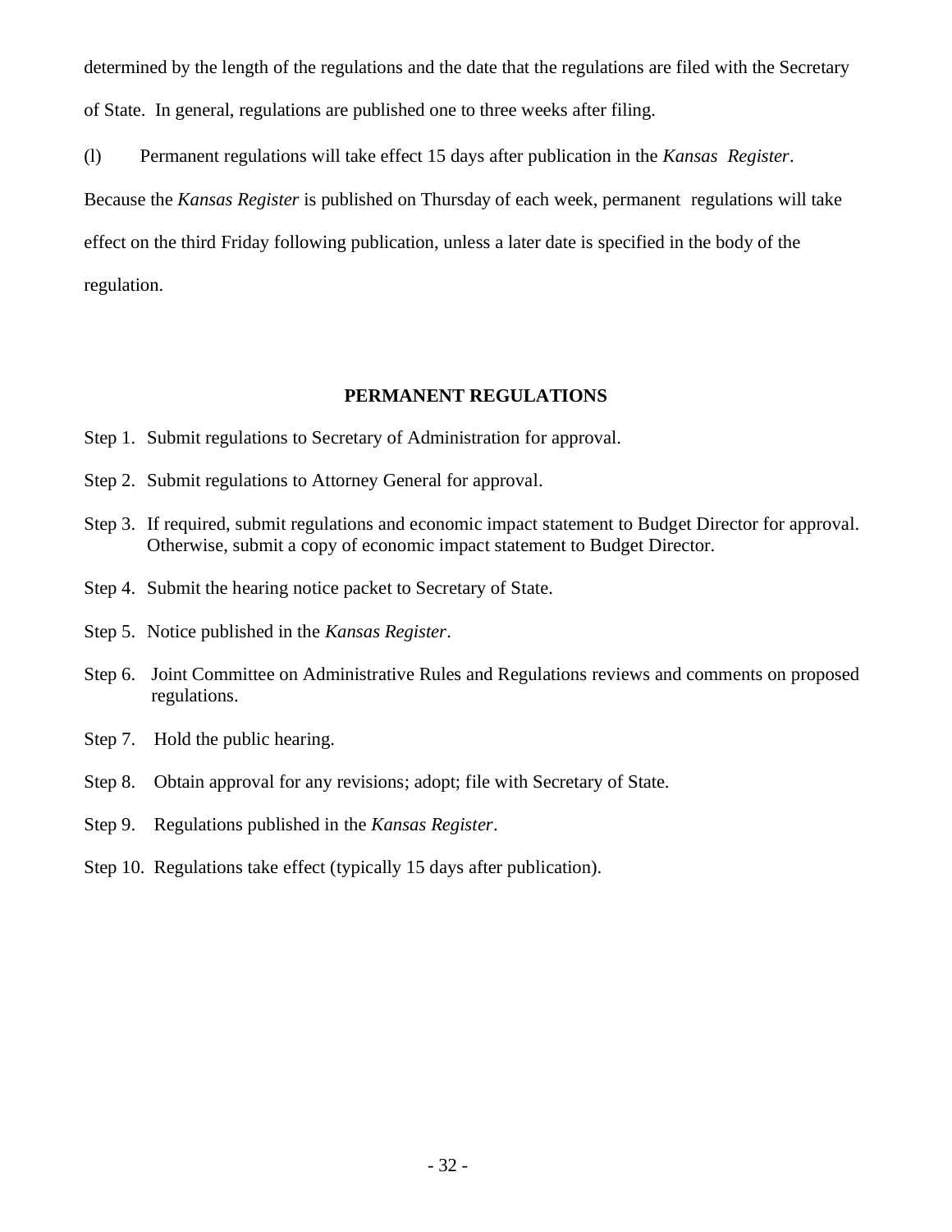determined by the length of the regulations and the date that the regulations are filed with the Secretary of State. In general, regulations are published one to three weeks after filing.

(l) Permanent regulations will take effect 15 days after publication in the *Kansas Register*. Because the *Kansas Register* is published on Thursday of each week, permanent regulations will take effect on the third Friday following publication, unless a later date is specified in the body of the regulation.

## PERMANENT REGULATIONS

Step 1. Submit regulations to Secretary of Administration for approval.

Step 2. Submit regulations to Attorney General for approval.

Step 3. If required, submit regulations and economic impact statement to Budget Director for approval. Otherwise, submit a copy of economic impact statement to Budget Director.

Step 4. Submit the hearing notice packet to Secretary of State.

Step 5. Notice published in the *Kansas Register*.

Step 6. Joint Committee on Administrative Rules and Regulations reviews and comments on proposed regulations.

Step 7. Hold the public hearing.

Step 8. Obtain approval for any revisions; adopt; file with Secretary of State.

Step 9. Regulations published in the *Kansas Register*.

Step 10. Regulations take effect (typically 15 days after publication).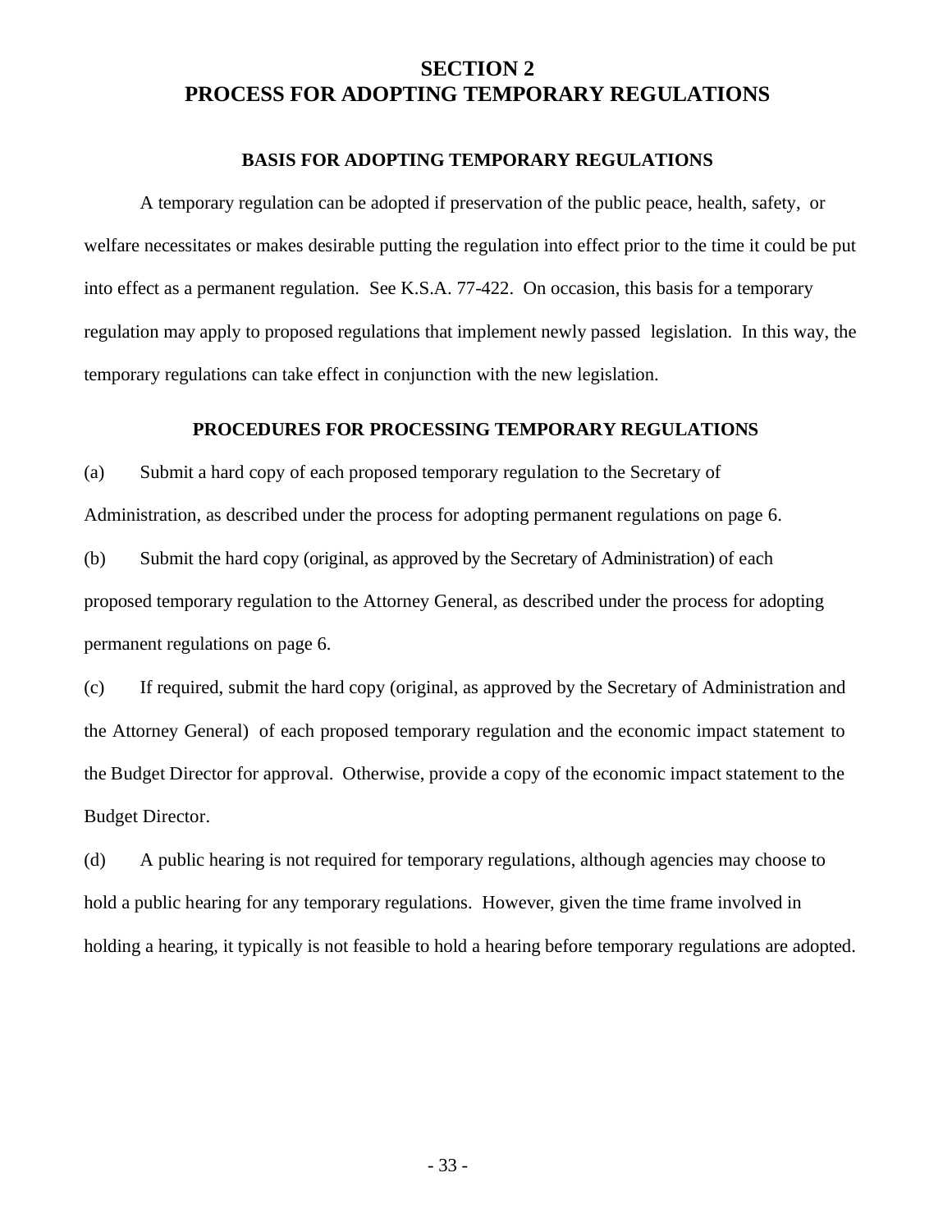# SECTION 2
# PROCESS FOR ADOPTING TEMPORARY REGULATIONS

## BASIS FOR ADOPTING TEMPORARY REGULATIONS

A temporary regulation can be adopted if preservation of the public peace, health, safety, or welfare necessitates or makes desirable putting the regulation into effect prior to the time it could be put into effect as a permanent regulation. See K.S.A. 77-422. On occasion, this basis for a temporary regulation may apply to proposed regulations that implement newly passed legislation. In this way, the temporary regulations can take effect in conjunction with the new legislation.

## PROCEDURES FOR PROCESSING TEMPORARY REGULATIONS

(a) Submit a hard copy of each proposed temporary regulation to the Secretary of Administration, as described under the process for adopting permanent regulations on page 6.

(b) Submit the hard copy (original, as approved by the Secretary of Administration) of each proposed temporary regulation to the Attorney General, as described under the process for adopting permanent regulations on page 6.

(c) If required, submit the hard copy (original, as approved by the Secretary of Administration and the Attorney General) of each proposed temporary regulation and the economic impact statement to the Budget Director for approval. Otherwise, provide a copy of the economic impact statement to the Budget Director.

(d) A public hearing is not required for temporary regulations, although agencies may choose to hold a public hearing for any temporary regulations. However, given the time frame involved in holding a hearing, it typically is not feasible to hold a hearing before temporary regulations are adopted.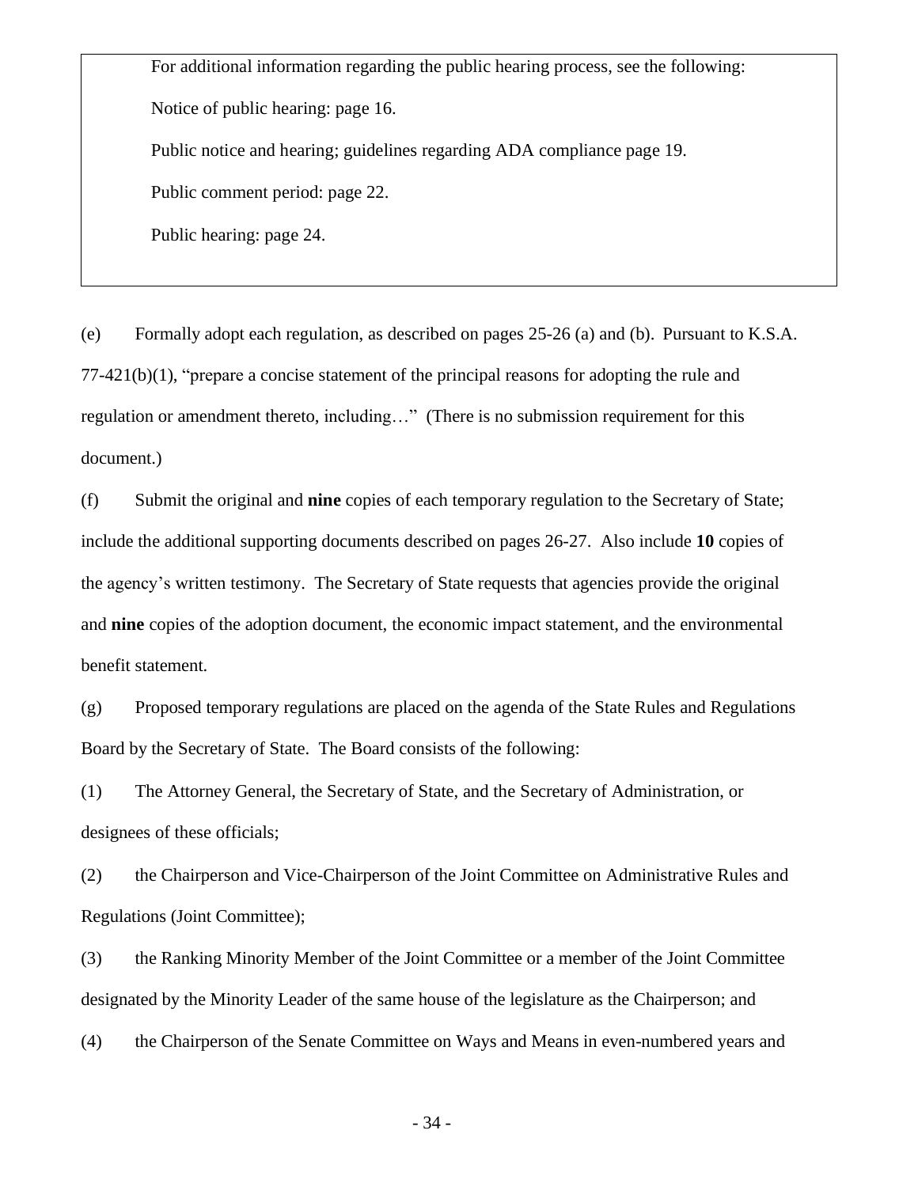> For additional information regarding the public hearing process, see the following:
>
> Notice of public hearing: page 16.
>
> Public notice and hearing; guidelines regarding ADA compliance page 19.
>
> Public comment period: page 22.
>
> Public hearing: page 24.

(e) Formally adopt each regulation, as described on pages 25-26 (a) and (b). Pursuant to K.S.A. 77-421(b)(1), "prepare a concise statement of the principal reasons for adopting the rule and regulation or amendment thereto, including…" (There is no submission requirement for this document.)

(f) Submit the original and **nine** copies of each temporary regulation to the Secretary of State; include the additional supporting documents described on pages 26-27. Also include **10** copies of the agency's written testimony. The Secretary of State requests that agencies provide the original and **nine** copies of the adoption document, the economic impact statement, and the environmental benefit statement.

(g) Proposed temporary regulations are placed on the agenda of the State Rules and Regulations Board by the Secretary of State. The Board consists of the following:

(1) The Attorney General, the Secretary of State, and the Secretary of Administration, or designees of these officials;

(2) the Chairperson and Vice-Chairperson of the Joint Committee on Administrative Rules and Regulations (Joint Committee);

(3) the Ranking Minority Member of the Joint Committee or a member of the Joint Committee designated by the Minority Leader of the same house of the legislature as the Chairperson; and

(4) the Chairperson of the Senate Committee on Ways and Means in even-numbered years and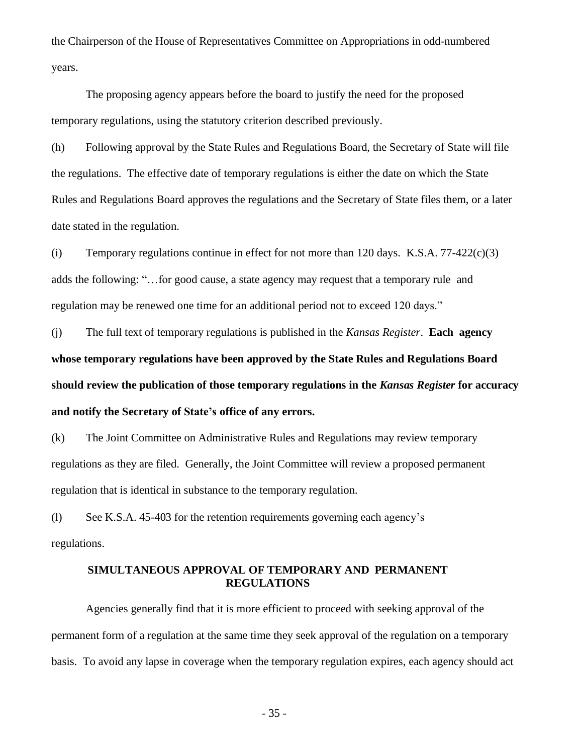the Chairperson of the House of Representatives Committee on Appropriations in odd-numbered years.

The proposing agency appears before the board to justify the need for the proposed temporary regulations, using the statutory criterion described previously.

(h) Following approval by the State Rules and Regulations Board, the Secretary of State will file the regulations. The effective date of temporary regulations is either the date on which the State Rules and Regulations Board approves the regulations and the Secretary of State files them, or a later date stated in the regulation.

(i) Temporary regulations continue in effect for not more than 120 days. K.S.A. 77-422(c)(3) adds the following: "…for good cause, a state agency may request that a temporary rule and regulation may be renewed one time for an additional period not to exceed 120 days."

(j) The full text of temporary regulations is published in the *Kansas Register*. **Each agency whose temporary regulations have been approved by the State Rules and Regulations Board should review the publication of those temporary regulations in the *Kansas Register* for accuracy and notify the Secretary of State's office of any errors.**

(k) The Joint Committee on Administrative Rules and Regulations may review temporary regulations as they are filed. Generally, the Joint Committee will review a proposed permanent regulation that is identical in substance to the temporary regulation.

(l) See K.S.A. 45-403 for the retention requirements governing each agency's regulations.

## SIMULTANEOUS APPROVAL OF TEMPORARY AND PERMANENT REGULATIONS

Agencies generally find that it is more efficient to proceed with seeking approval of the permanent form of a regulation at the same time they seek approval of the regulation on a temporary basis. To avoid any lapse in coverage when the temporary regulation expires, each agency should act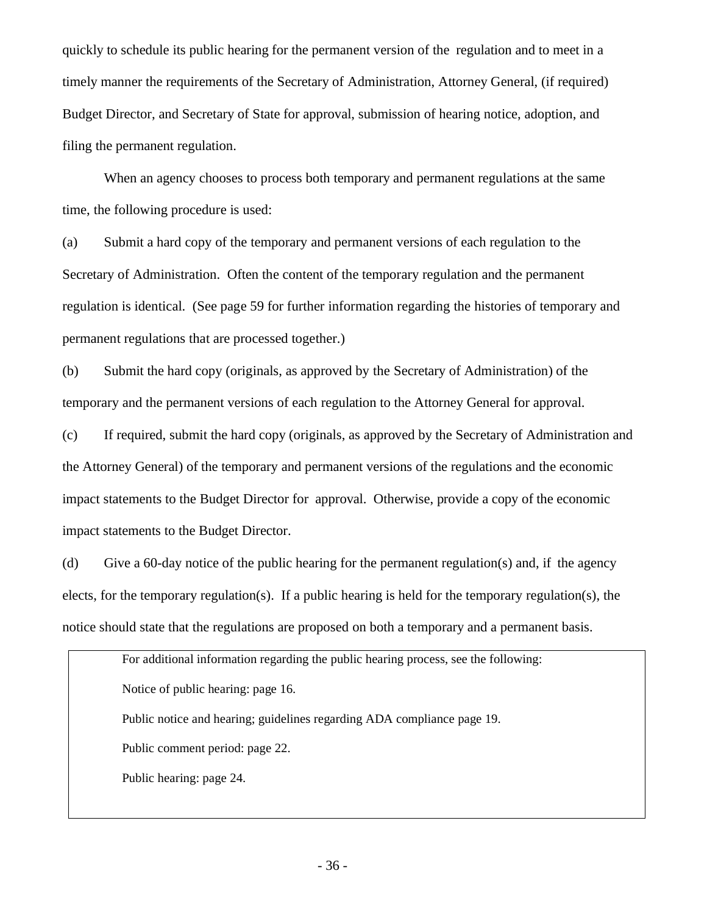quickly to schedule its public hearing for the permanent version of the regulation and to meet in a timely manner the requirements of the Secretary of Administration, Attorney General, (if required) Budget Director, and Secretary of State for approval, submission of hearing notice, adoption, and filing the permanent regulation.

When an agency chooses to process both temporary and permanent regulations at the same time, the following procedure is used:

(a) Submit a hard copy of the temporary and permanent versions of each regulation to the Secretary of Administration. Often the content of the temporary regulation and the permanent regulation is identical. (See page 59 for further information regarding the histories of temporary and permanent regulations that are processed together.)

(b) Submit the hard copy (originals, as approved by the Secretary of Administration) of the temporary and the permanent versions of each regulation to the Attorney General for approval.

(c) If required, submit the hard copy (originals, as approved by the Secretary of Administration and the Attorney General) of the temporary and permanent versions of the regulations and the economic impact statements to the Budget Director for approval. Otherwise, provide a copy of the economic impact statements to the Budget Director.

(d) Give a 60-day notice of the public hearing for the permanent regulation(s) and, if the agency elects, for the temporary regulation(s). If a public hearing is held for the temporary regulation(s), the notice should state that the regulations are proposed on both a temporary and a permanent basis.

> For additional information regarding the public hearing process, see the following:
>
> Notice of public hearing: page 16.
>
> Public notice and hearing; guidelines regarding ADA compliance page 19.
>
> Public comment period: page 22.
>
> Public hearing: page 24.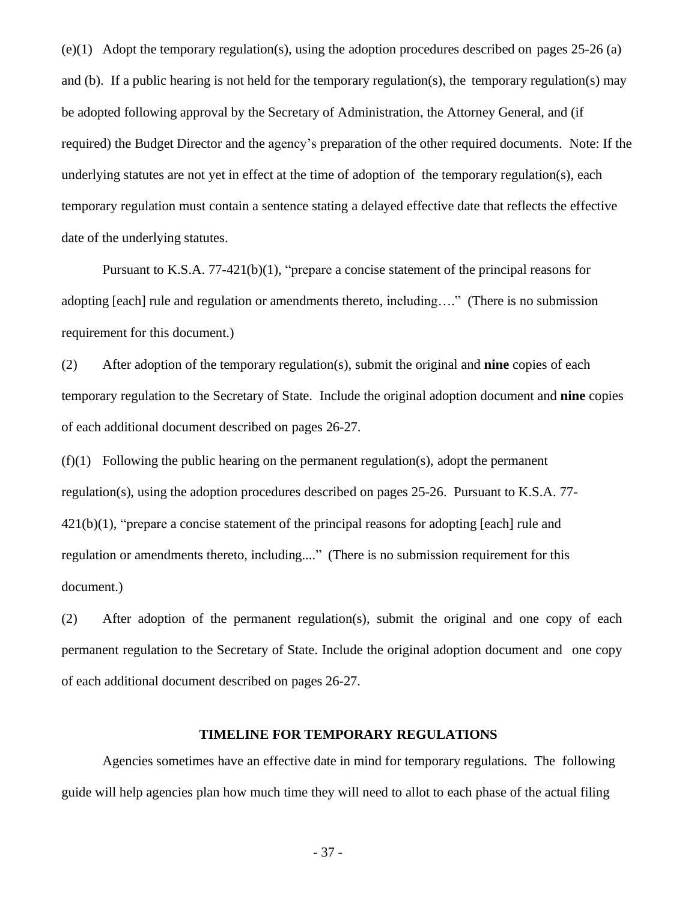(e)(1) Adopt the temporary regulation(s), using the adoption procedures described on pages 25-26 (a) and (b). If a public hearing is not held for the temporary regulation(s), the temporary regulation(s) may be adopted following approval by the Secretary of Administration, the Attorney General, and (if required) the Budget Director and the agency's preparation of the other required documents. Note: If the underlying statutes are not yet in effect at the time of adoption of the temporary regulation(s), each temporary regulation must contain a sentence stating a delayed effective date that reflects the effective date of the underlying statutes.

Pursuant to K.S.A. 77-421(b)(1), "prepare a concise statement of the principal reasons for adopting [each] rule and regulation or amendments thereto, including…." (There is no submission requirement for this document.)

(2) After adoption of the temporary regulation(s), submit the original and **nine** copies of each temporary regulation to the Secretary of State. Include the original adoption document and **nine** copies of each additional document described on pages 26-27.

(f)(1) Following the public hearing on the permanent regulation(s), adopt the permanent regulation(s), using the adoption procedures described on pages 25-26. Pursuant to K.S.A. 77-421(b)(1), "prepare a concise statement of the principal reasons for adopting [each] rule and regulation or amendments thereto, including...." (There is no submission requirement for this document.)

(2) After adoption of the permanent regulation(s), submit the original and one copy of each permanent regulation to the Secretary of State. Include the original adoption document and one copy of each additional document described on pages 26-27.

## TIMELINE FOR TEMPORARY REGULATIONS

Agencies sometimes have an effective date in mind for temporary regulations. The following guide will help agencies plan how much time they will need to allot to each phase of the actual filing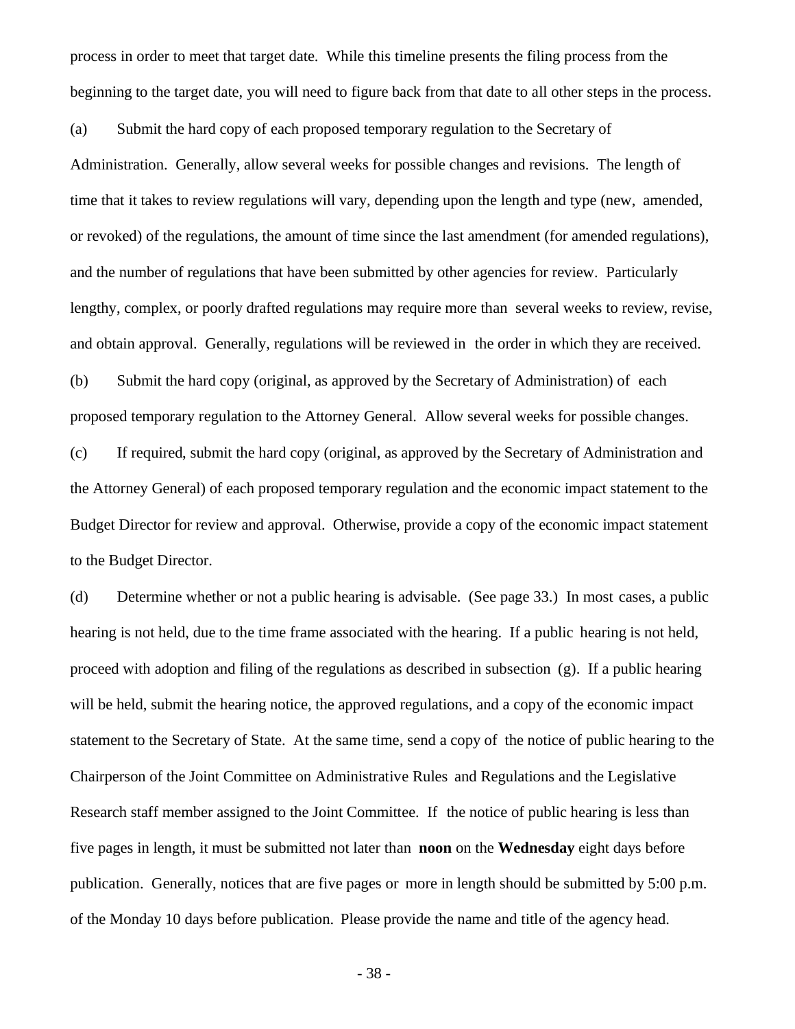process in order to meet that target date. While this timeline presents the filing process from the beginning to the target date, you will need to figure back from that date to all other steps in the process.

(a) Submit the hard copy of each proposed temporary regulation to the Secretary of Administration. Generally, allow several weeks for possible changes and revisions. The length of time that it takes to review regulations will vary, depending upon the length and type (new, amended, or revoked) of the regulations, the amount of time since the last amendment (for amended regulations), and the number of regulations that have been submitted by other agencies for review. Particularly lengthy, complex, or poorly drafted regulations may require more than several weeks to review, revise, and obtain approval. Generally, regulations will be reviewed in the order in which they are received.

(b) Submit the hard copy (original, as approved by the Secretary of Administration) of each proposed temporary regulation to the Attorney General. Allow several weeks for possible changes.

(c) If required, submit the hard copy (original, as approved by the Secretary of Administration and the Attorney General) of each proposed temporary regulation and the economic impact statement to the Budget Director for review and approval. Otherwise, provide a copy of the economic impact statement to the Budget Director.

(d) Determine whether or not a public hearing is advisable. (See page 33.) In most cases, a public hearing is not held, due to the time frame associated with the hearing. If a public hearing is not held, proceed with adoption and filing of the regulations as described in subsection (g). If a public hearing will be held, submit the hearing notice, the approved regulations, and a copy of the economic impact statement to the Secretary of State. At the same time, send a copy of the notice of public hearing to the Chairperson of the Joint Committee on Administrative Rules and Regulations and the Legislative Research staff member assigned to the Joint Committee. If the notice of public hearing is less than five pages in length, it must be submitted not later than **noon** on the **Wednesday** eight days before publication. Generally, notices that are five pages or more in length should be submitted by 5:00 p.m. of the Monday 10 days before publication. Please provide the name and title of the agency head.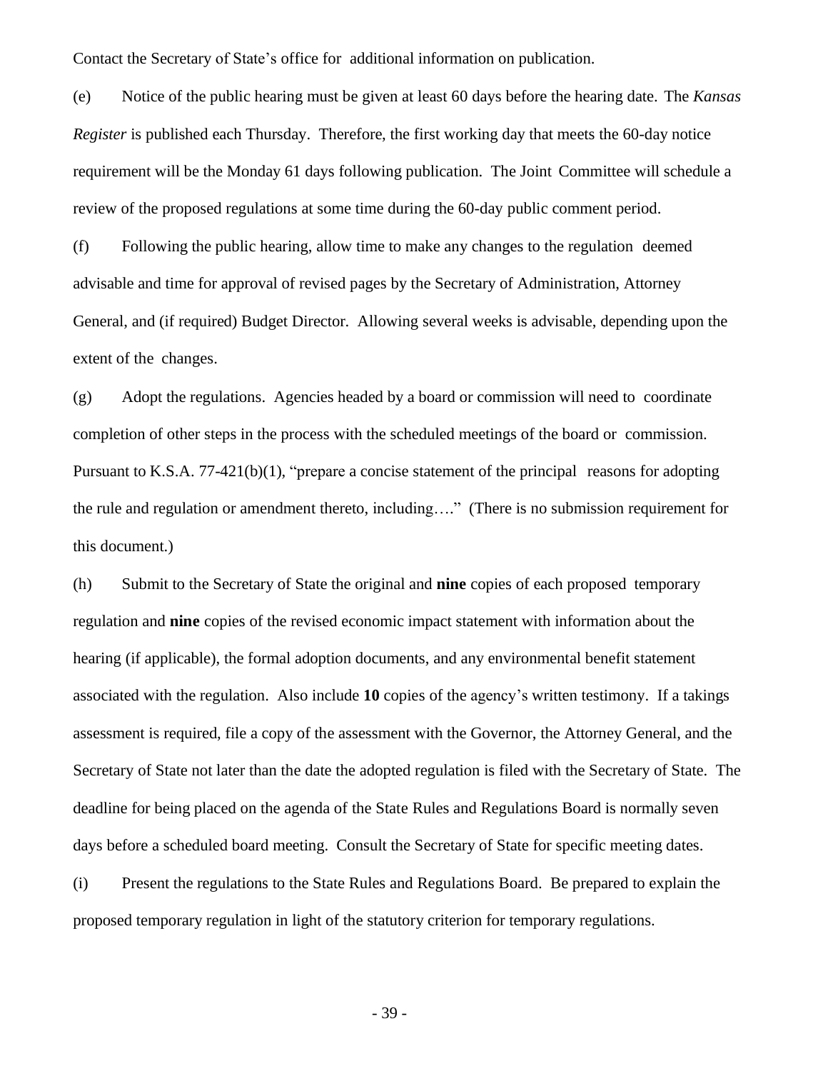Contact the Secretary of State's office for additional information on publication.

(e) Notice of the public hearing must be given at least 60 days before the hearing date. The *Kansas Register* is published each Thursday. Therefore, the first working day that meets the 60-day notice requirement will be the Monday 61 days following publication. The Joint Committee will schedule a review of the proposed regulations at some time during the 60-day public comment period.

(f) Following the public hearing, allow time to make any changes to the regulation deemed advisable and time for approval of revised pages by the Secretary of Administration, Attorney General, and (if required) Budget Director. Allowing several weeks is advisable, depending upon the extent of the changes.

(g) Adopt the regulations. Agencies headed by a board or commission will need to coordinate completion of other steps in the process with the scheduled meetings of the board or commission. Pursuant to K.S.A. 77-421(b)(1), "prepare a concise statement of the principal reasons for adopting the rule and regulation or amendment thereto, including…." (There is no submission requirement for this document.)

(h) Submit to the Secretary of State the original and **nine** copies of each proposed temporary regulation and **nine** copies of the revised economic impact statement with information about the hearing (if applicable), the formal adoption documents, and any environmental benefit statement associated with the regulation. Also include **10** copies of the agency's written testimony. If a takings assessment is required, file a copy of the assessment with the Governor, the Attorney General, and the Secretary of State not later than the date the adopted regulation is filed with the Secretary of State. The deadline for being placed on the agenda of the State Rules and Regulations Board is normally seven days before a scheduled board meeting. Consult the Secretary of State for specific meeting dates.

(i) Present the regulations to the State Rules and Regulations Board. Be prepared to explain the proposed temporary regulation in light of the statutory criterion for temporary regulations.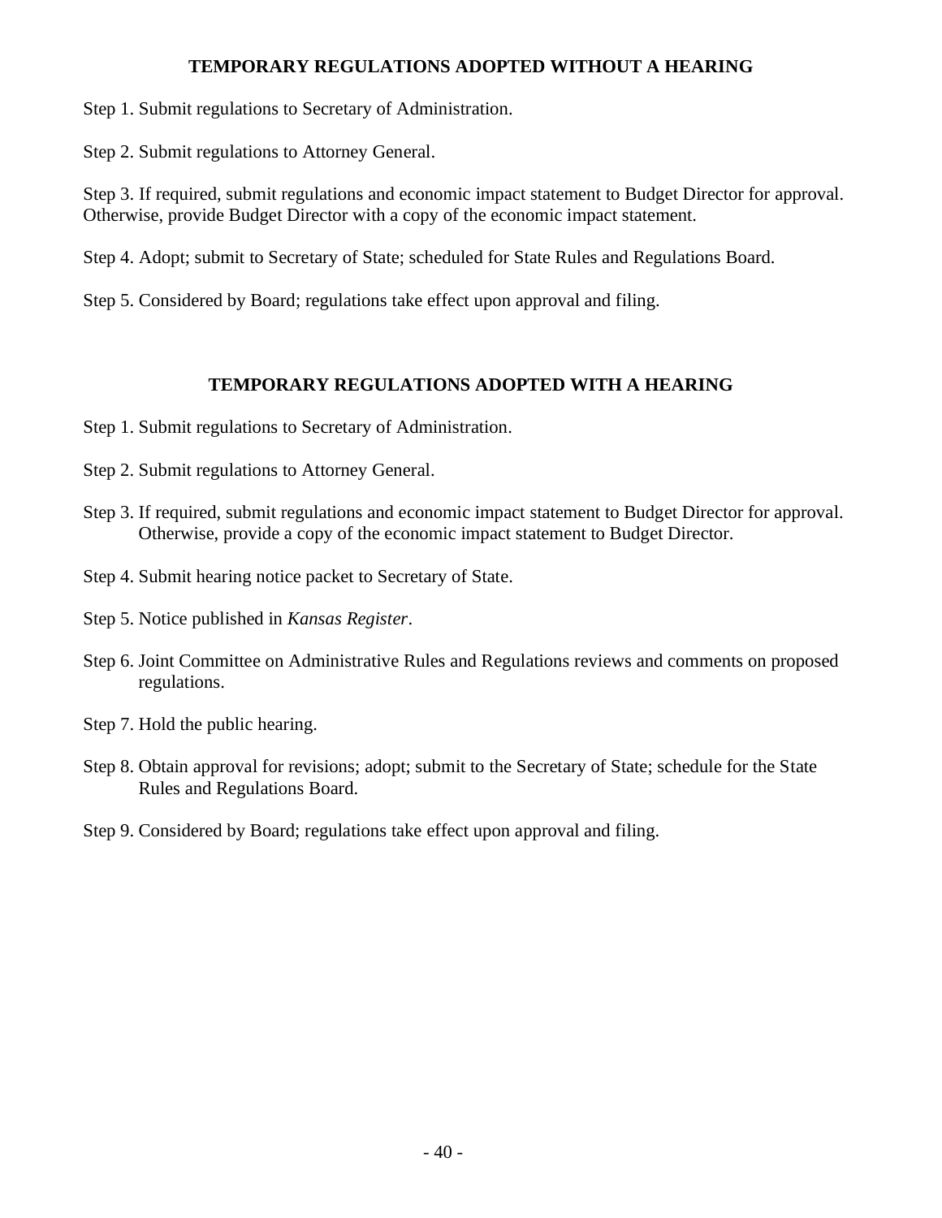## TEMPORARY REGULATIONS ADOPTED WITHOUT A HEARING

Step 1. Submit regulations to Secretary of Administration.

Step 2. Submit regulations to Attorney General.

Step 3. If required, submit regulations and economic impact statement to Budget Director for approval. Otherwise, provide Budget Director with a copy of the economic impact statement.

Step 4. Adopt; submit to Secretary of State; scheduled for State Rules and Regulations Board.

Step 5. Considered by Board; regulations take effect upon approval and filing.

## TEMPORARY REGULATIONS ADOPTED WITH A HEARING

Step 1. Submit regulations to Secretary of Administration.

Step 2. Submit regulations to Attorney General.

Step 3. If required, submit regulations and economic impact statement to Budget Director for approval. Otherwise, provide a copy of the economic impact statement to Budget Director.

Step 4. Submit hearing notice packet to Secretary of State.

Step 5. Notice published in *Kansas Register*.

Step 6. Joint Committee on Administrative Rules and Regulations reviews and comments on proposed regulations.

Step 7. Hold the public hearing.

Step 8. Obtain approval for revisions; adopt; submit to the Secretary of State; schedule for the State Rules and Regulations Board.

Step 9. Considered by Board; regulations take effect upon approval and filing.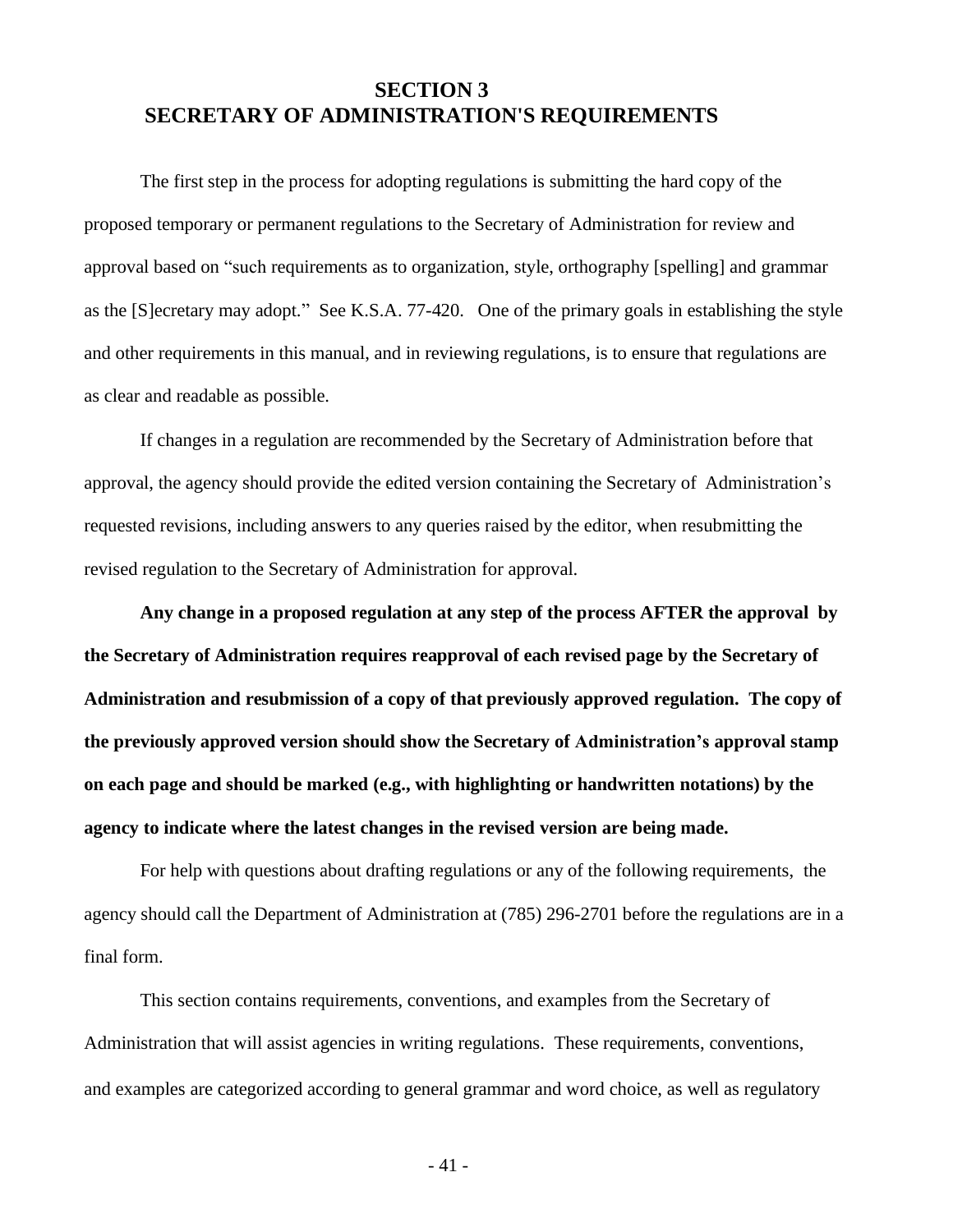# SECTION 3
# SECRETARY OF ADMINISTRATION'S REQUIREMENTS

The first step in the process for adopting regulations is submitting the hard copy of the proposed temporary or permanent regulations to the Secretary of Administration for review and approval based on "such requirements as to organization, style, orthography [spelling] and grammar as the [S]ecretary may adopt." See K.S.A. 77-420. One of the primary goals in establishing the style and other requirements in this manual, and in reviewing regulations, is to ensure that regulations are as clear and readable as possible.

If changes in a regulation are recommended by the Secretary of Administration before that approval, the agency should provide the edited version containing the Secretary of Administration's requested revisions, including answers to any queries raised by the editor, when resubmitting the revised regulation to the Secretary of Administration for approval.

**Any change in a proposed regulation at any step of the process AFTER the approval by the Secretary of Administration requires reapproval of each revised page by the Secretary of Administration and resubmission of a copy of that previously approved regulation. The copy of the previously approved version should show the Secretary of Administration's approval stamp on each page and should be marked (e.g., with highlighting or handwritten notations) by the agency to indicate where the latest changes in the revised version are being made.**

For help with questions about drafting regulations or any of the following requirements, the agency should call the Department of Administration at (785) 296-2701 before the regulations are in a final form.

This section contains requirements, conventions, and examples from the Secretary of Administration that will assist agencies in writing regulations. These requirements, conventions, and examples are categorized according to general grammar and word choice, as well as regulatory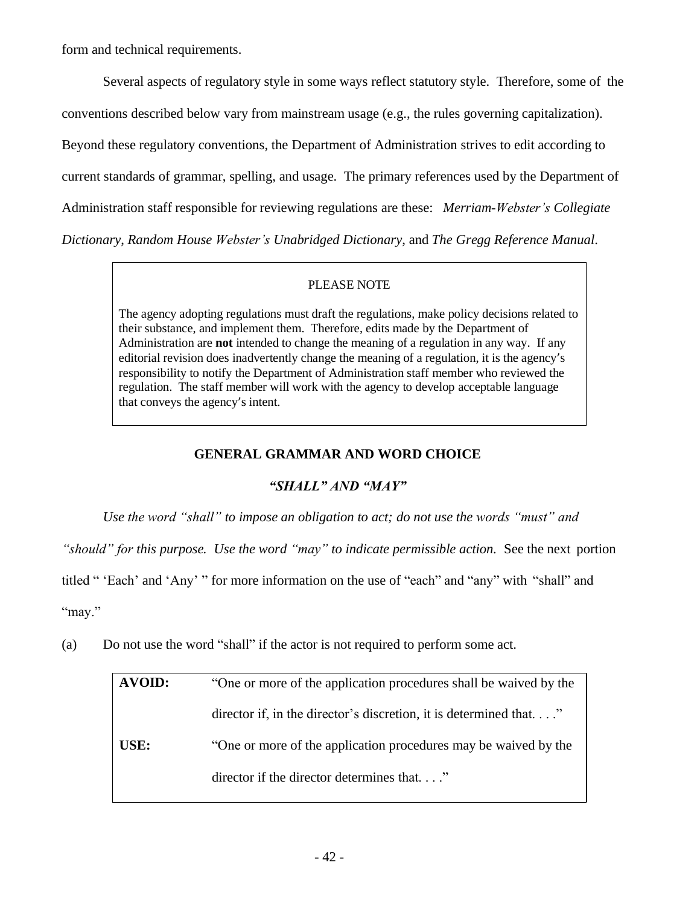form and technical requirements.

Several aspects of regulatory style in some ways reflect statutory style. Therefore, some of the conventions described below vary from mainstream usage (e.g., the rules governing capitalization). Beyond these regulatory conventions, the Department of Administration strives to edit according to current standards of grammar, spelling, and usage. The primary references used by the Department of Administration staff responsible for reviewing regulations are these: *Merriam-Webster's Collegiate Dictionary*, *Random House Webster's Unabridged Dictionary*, and *The Gregg Reference Manual*.

> PLEASE NOTE
>
> The agency adopting regulations must draft the regulations, make policy decisions related to their substance, and implement them. Therefore, edits made by the Department of Administration are **not** intended to change the meaning of a regulation in any way. If any editorial revision does inadvertently change the meaning of a regulation, it is the agency's responsibility to notify the Department of Administration staff member who reviewed the regulation. The staff member will work with the agency to develop acceptable language that conveys the agency's intent.

## GENERAL GRAMMAR AND WORD CHOICE

### *"SHALL" AND "MAY"*

*Use the word "shall" to impose an obligation to act; do not use the words "must" and "should" for this purpose. Use the word "may" to indicate permissible action.* See the next portion titled " 'Each' and 'Any' " for more information on the use of "each" and "any" with "shall" and "may."

(a) Do not use the word "shall" if the actor is not required to perform some act.

| | |
|---|---|
| **AVOID:** | "One or more of the application procedures shall be waived by the director if, in the director's discretion, it is determined that. . . ." |
| **USE:** | "One or more of the application procedures may be waived by the director if the director determines that. . . ." |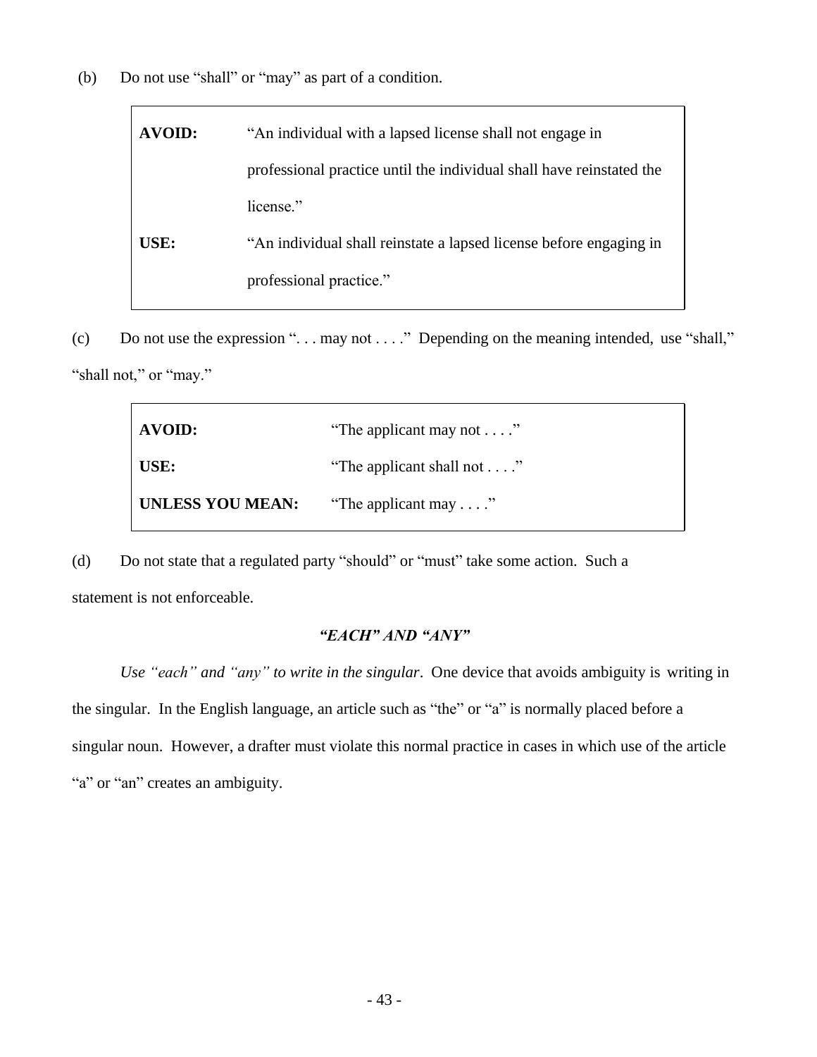(b) Do not use "shall" or "may" as part of a condition.

| | |
|---|---|
| **AVOID:** | "An individual with a lapsed license shall not engage in professional practice until the individual shall have reinstated the license." |
| **USE:** | "An individual shall reinstate a lapsed license before engaging in professional practice." |

(c) Do not use the expression ". . . may not . . . ." Depending on the meaning intended, use "shall," "shall not," or "may."

| | |
|---|---|
| **AVOID:** | "The applicant may not . . . ." |
| **USE:** | "The applicant shall not . . . ." |
| **UNLESS YOU MEAN:** | "The applicant may . . . ." |

(d) Do not state that a regulated party "should" or "must" take some action. Such a statement is not enforceable.

### *"EACH" AND "ANY"*

*Use "each" and "any" to write in the singular*. One device that avoids ambiguity is writing in the singular. In the English language, an article such as "the" or "a" is normally placed before a singular noun. However, a drafter must violate this normal practice in cases in which use of the article "a" or "an" creates an ambiguity.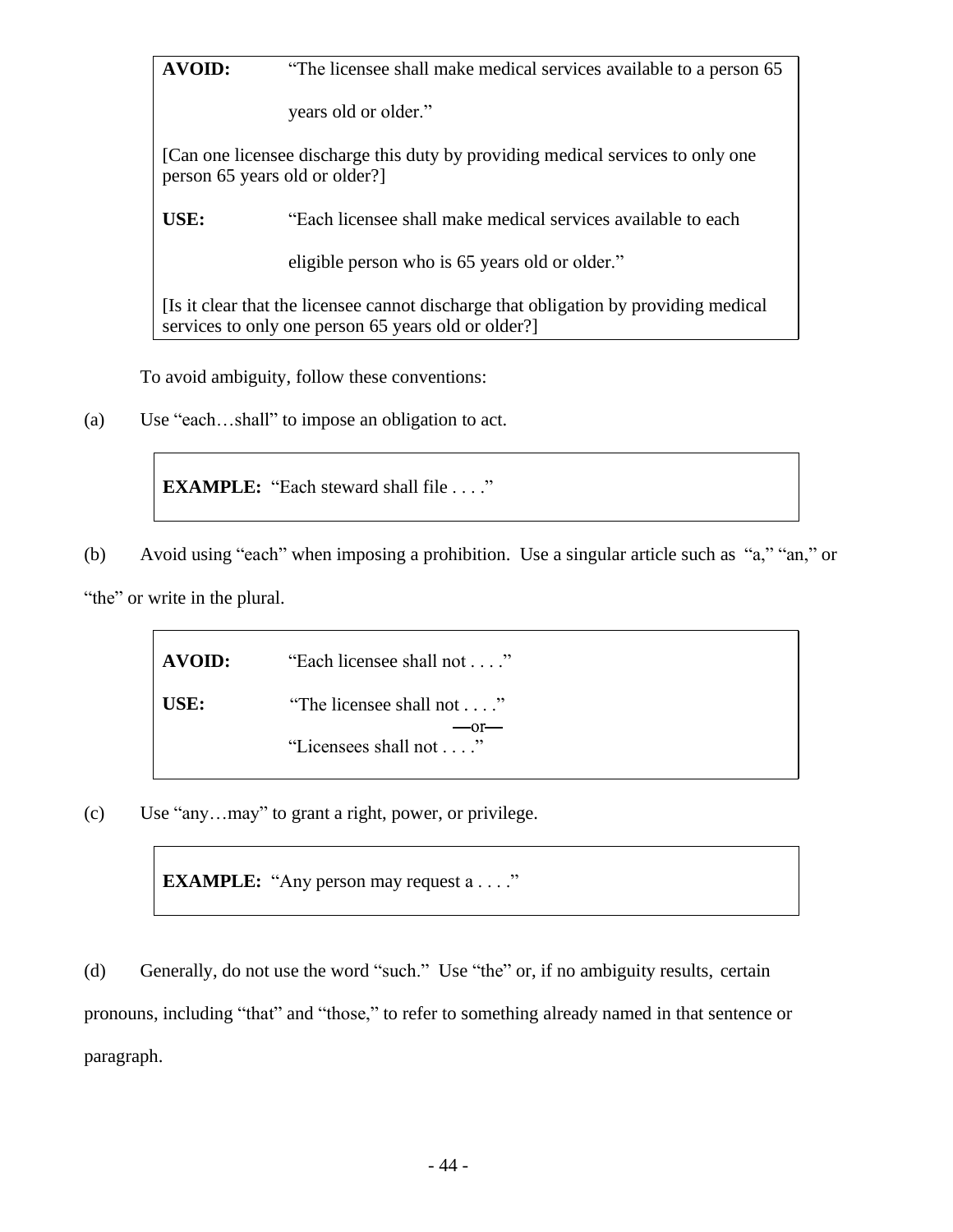> **AVOID:** "The licensee shall make medical services available to a person 65 years old or older."
>
> [Can one licensee discharge this duty by providing medical services to only one person 65 years old or older?]
>
> **USE:** "Each licensee shall make medical services available to each eligible person who is 65 years old or older."
>
> [Is it clear that the licensee cannot discharge that obligation by providing medical services to only one person 65 years old or older?]

To avoid ambiguity, follow these conventions:

(a) Use "each…shall" to impose an obligation to act.

> **EXAMPLE:** "Each steward shall file . . . ."

(b) Avoid using "each" when imposing a prohibition. Use a singular article such as "a," "an," or "the" or write in the plural.

> **AVOID:** "Each licensee shall not . . . ."
>
> **USE:** "The licensee shall not . . . ."
>
> —or—
>
> "Licensees shall not . . . ."

(c) Use "any…may" to grant a right, power, or privilege.

> **EXAMPLE:** "Any person may request a . . . ."

(d) Generally, do not use the word "such." Use "the" or, if no ambiguity results, certain pronouns, including "that" and "those," to refer to something already named in that sentence or paragraph.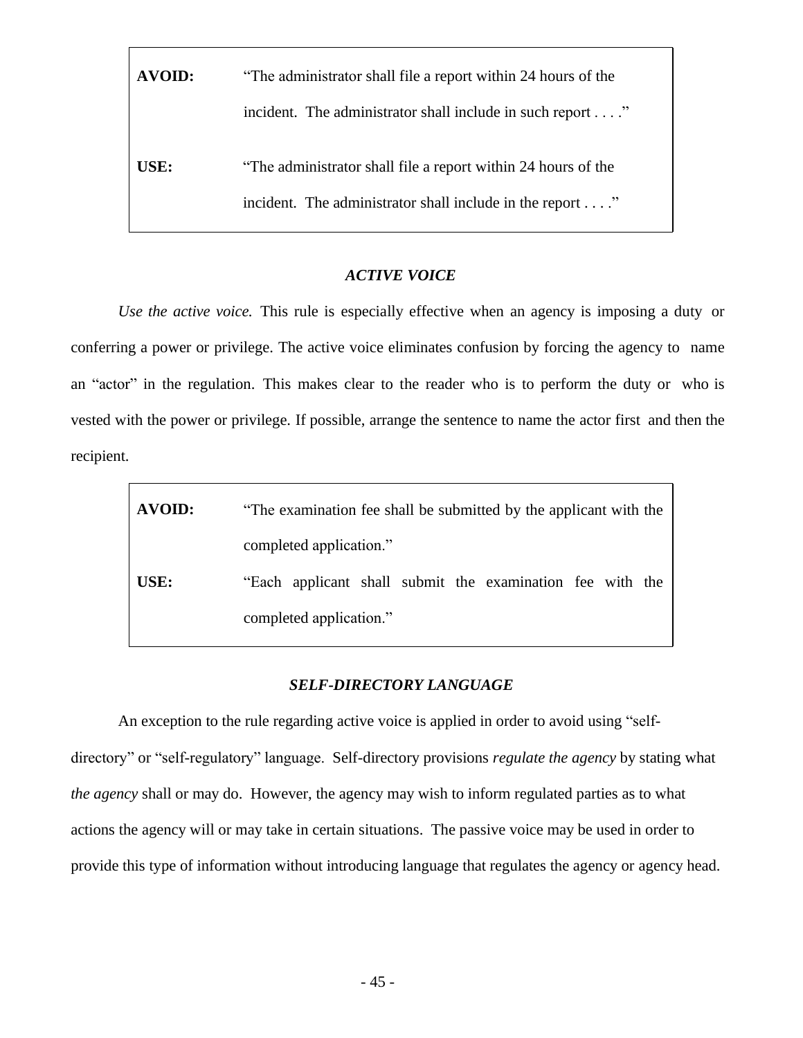| | |
|---|---|
| **AVOID:** | "The administrator shall file a report within 24 hours of the incident. The administrator shall include in such report . . . ." |
| **USE:** | "The administrator shall file a report within 24 hours of the incident. The administrator shall include in the report . . . ." |

### *ACTIVE VOICE*

*Use the active voice.* This rule is especially effective when an agency is imposing a duty or conferring a power or privilege. The active voice eliminates confusion by forcing the agency to name an "actor" in the regulation. This makes clear to the reader who is to perform the duty or who is vested with the power or privilege. If possible, arrange the sentence to name the actor first and then the recipient.

| | |
|---|---|
| **AVOID:** | "The examination fee shall be submitted by the applicant with the completed application." |
| **USE:** | "Each applicant shall submit the examination fee with the completed application." |

### *SELF-DIRECTORY LANGUAGE*

An exception to the rule regarding active voice is applied in order to avoid using "self-directory" or "self-regulatory" language. Self-directory provisions *regulate the agency* by stating what *the agency* shall or may do. However, the agency may wish to inform regulated parties as to what actions the agency will or may take in certain situations. The passive voice may be used in order to provide this type of information without introducing language that regulates the agency or agency head.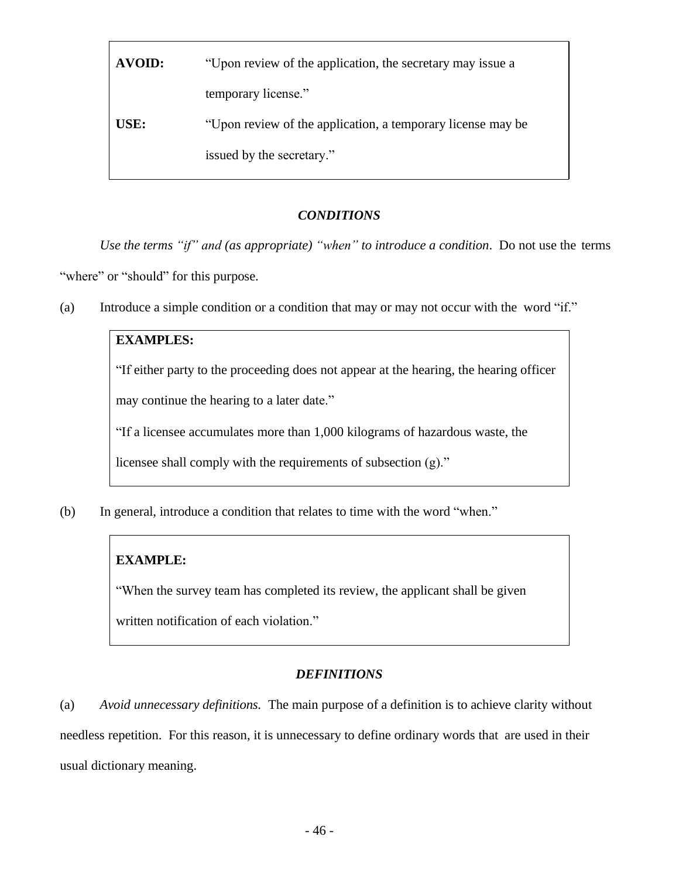**AVOID:** "Upon review of the application, the secretary may issue a temporary license."

**USE:** "Upon review of the application, a temporary license may be issued by the secretary."

### *CONDITIONS*

*Use the terms "if" and (as appropriate) "when" to introduce a condition*. Do not use the terms "where" or "should" for this purpose.

(a) Introduce a simple condition or a condition that may or may not occur with the word "if."

> **EXAMPLES:**
>
> "If either party to the proceeding does not appear at the hearing, the hearing officer may continue the hearing to a later date."
>
> "If a licensee accumulates more than 1,000 kilograms of hazardous waste, the licensee shall comply with the requirements of subsection (g)."

(b) In general, introduce a condition that relates to time with the word "when."

> **EXAMPLE:**
>
> "When the survey team has completed its review, the applicant shall be given written notification of each violation."

### *DEFINITIONS*

(a) *Avoid unnecessary definitions.* The main purpose of a definition is to achieve clarity without needless repetition. For this reason, it is unnecessary to define ordinary words that are used in their usual dictionary meaning.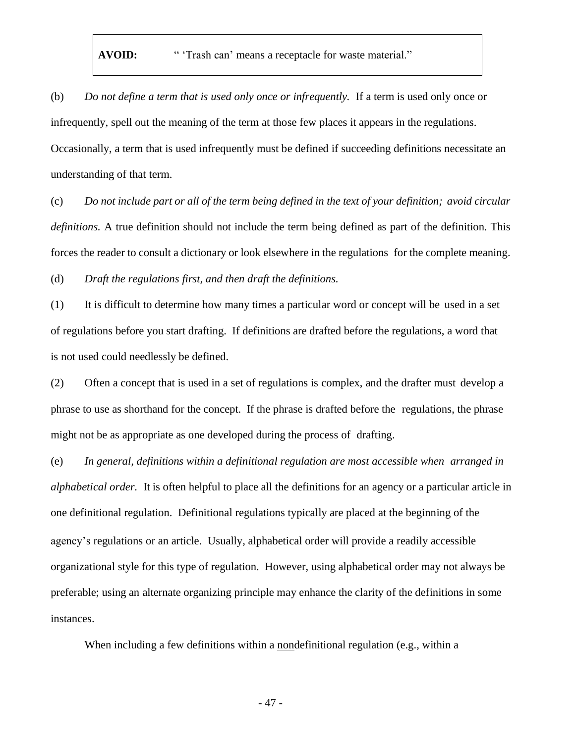| **AVOID:** | " 'Trash can' means a receptacle for waste material." |
|---|---|

(b) *Do not define a term that is used only once or infrequently.* If a term is used only once or infrequently, spell out the meaning of the term at those few places it appears in the regulations. Occasionally, a term that is used infrequently must be defined if succeeding definitions necessitate an understanding of that term.

(c) *Do not include part or all of the term being defined in the text of your definition; avoid circular definitions.* A true definition should not include the term being defined as part of the definition. This forces the reader to consult a dictionary or look elsewhere in the regulations for the complete meaning.

(d) *Draft the regulations first, and then draft the definitions.*

(1) It is difficult to determine how many times a particular word or concept will be used in a set of regulations before you start drafting. If definitions are drafted before the regulations, a word that is not used could needlessly be defined.

(2) Often a concept that is used in a set of regulations is complex, and the drafter must develop a phrase to use as shorthand for the concept. If the phrase is drafted before the regulations, the phrase might not be as appropriate as one developed during the process of drafting.

(e) *In general, definitions within a definitional regulation are most accessible when arranged in alphabetical order.* It is often helpful to place all the definitions for an agency or a particular article in one definitional regulation. Definitional regulations typically are placed at the beginning of the agency's regulations or an article. Usually, alphabetical order will provide a readily accessible organizational style for this type of regulation. However, using alphabetical order may not always be preferable; using an alternate organizing principle may enhance the clarity of the definitions in some instances.

When including a few definitions within a <u>non</u>definitional regulation (e.g., within a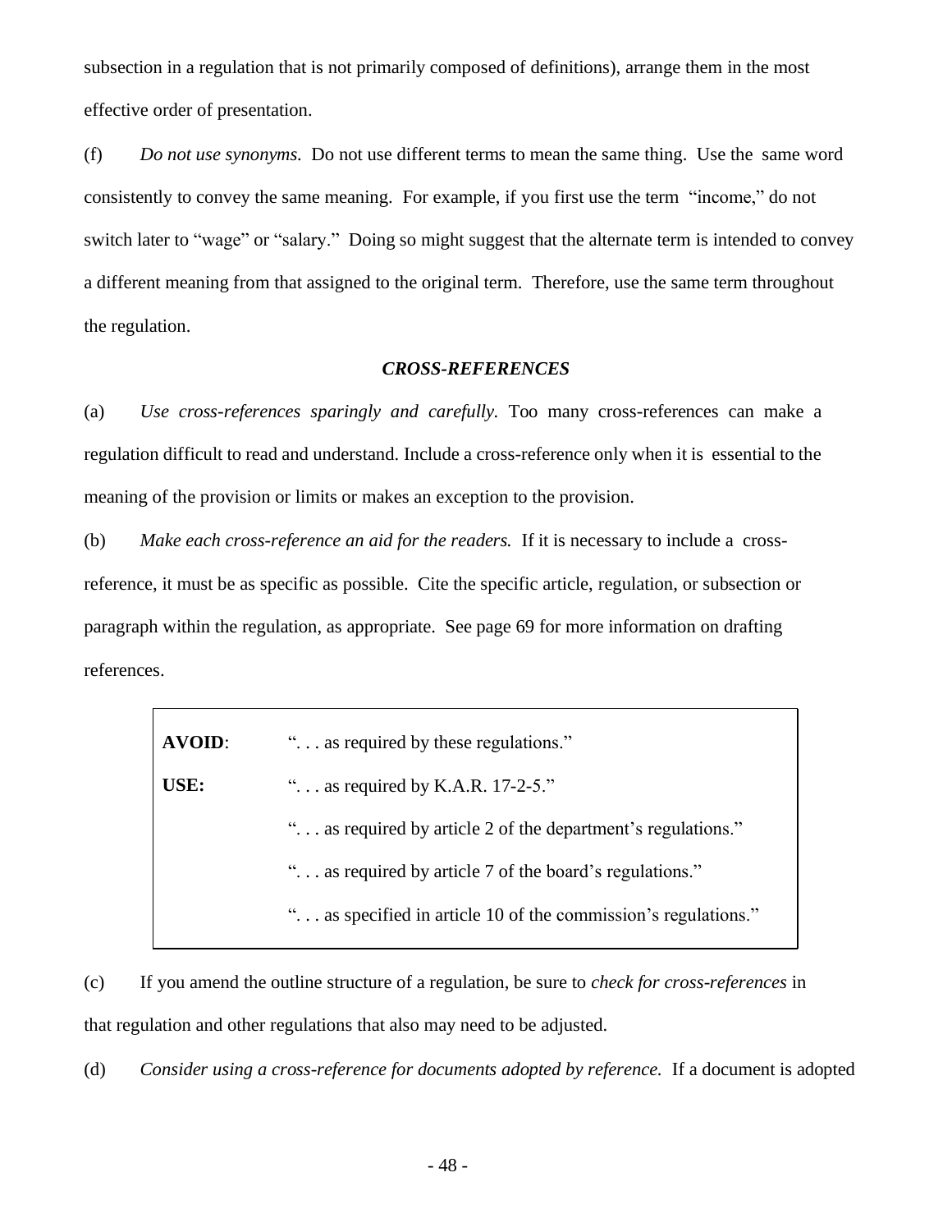subsection in a regulation that is not primarily composed of definitions), arrange them in the most effective order of presentation.

(f) *Do not use synonyms.* Do not use different terms to mean the same thing. Use the same word consistently to convey the same meaning. For example, if you first use the term "income," do not switch later to "wage" or "salary." Doing so might suggest that the alternate term is intended to convey a different meaning from that assigned to the original term. Therefore, use the same term throughout the regulation.

### ***CROSS-REFERENCES***

(a) *Use cross-references sparingly and carefully.* Too many cross-references can make a regulation difficult to read and understand. Include a cross-reference only when it is essential to the meaning of the provision or limits or makes an exception to the provision.

(b) *Make each cross-reference an aid for the readers.* If it is necessary to include a cross-reference, it must be as specific as possible. Cite the specific article, regulation, or subsection or paragraph within the regulation, as appropriate. See page 69 for more information on drafting references.

| | |
|---|---|
| **AVOID**: | ". . . as required by these regulations." |
| **USE:** | ". . . as required by K.A.R. 17-2-5." |
| | ". . . as required by article 2 of the department's regulations." |
| | ". . . as required by article 7 of the board's regulations." |
| | ". . . as specified in article 10 of the commission's regulations." |

(c) If you amend the outline structure of a regulation, be sure to *check for cross-references* in that regulation and other regulations that also may need to be adjusted.

(d) *Consider using a cross-reference for documents adopted by reference.* If a document is adopted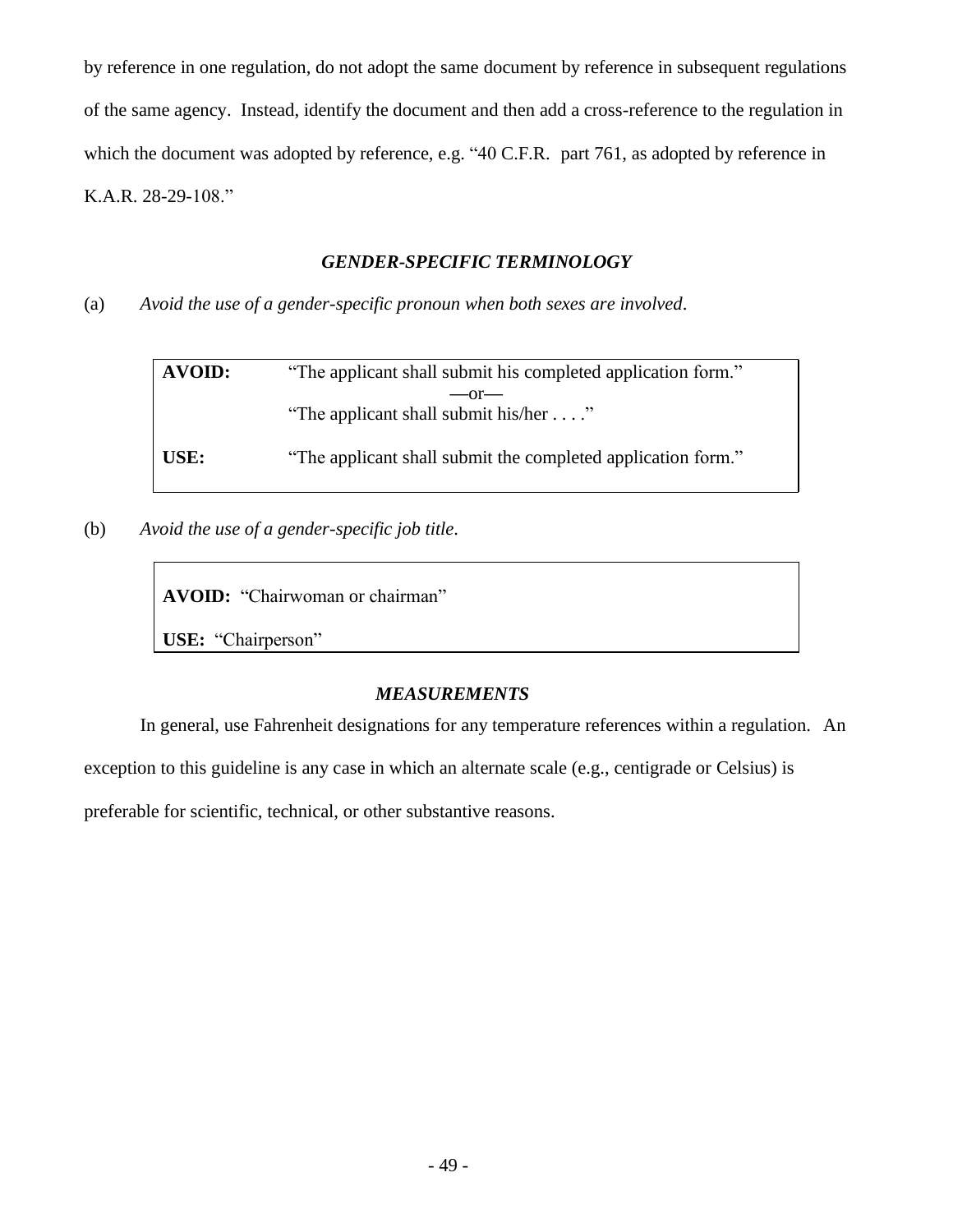by reference in one regulation, do not adopt the same document by reference in subsequent regulations of the same agency. Instead, identify the document and then add a cross-reference to the regulation in which the document was adopted by reference, e.g. "40 C.F.R. part 761, as adopted by reference in K.A.R. 28-29-108."

### *GENDER-SPECIFIC TERMINOLOGY*

(a) *Avoid the use of a gender-specific pronoun when both sexes are involved*.

| | |
|---|---|
| **AVOID:** | "The applicant shall submit his completed application form." —or— "The applicant shall submit his/her . . . ." |
| **USE:** | "The applicant shall submit the completed application form." |

(b) *Avoid the use of a gender-specific job title*.

> **AVOID:** "Chairwoman or chairman"
>
> **USE:** "Chairperson"

### *MEASUREMENTS*

In general, use Fahrenheit designations for any temperature references within a regulation. An exception to this guideline is any case in which an alternate scale (e.g., centigrade or Celsius) is preferable for scientific, technical, or other substantive reasons.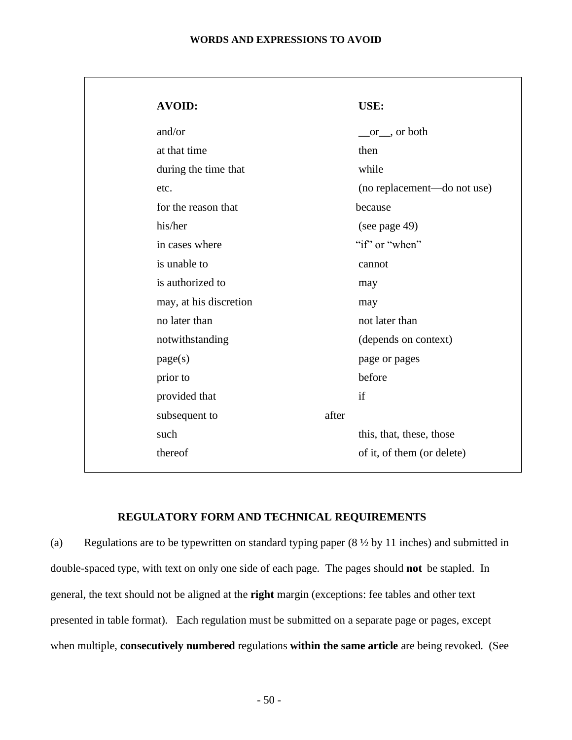## WORDS AND EXPRESSIONS TO AVOID

| AVOID: | USE: |
| --- | --- |
| and/or | __or__, or both |
| at that time | then |
| during the time that | while |
| etc. | (no replacement—do not use) |
| for the reason that | because |
| his/her | (see page 49) |
| in cases where | "if" or "when" |
| is unable to | cannot |
| is authorized to | may |
| may, at his discretion | may |
| no later than | not later than |
| notwithstanding | (depends on context) |
| page(s) | page or pages |
| prior to | before |
| provided that | if |
| subsequent to | after |
| such | this, that, these, those |
| thereof | of it, of them (or delete) |

## REGULATORY FORM AND TECHNICAL REQUIREMENTS

(a) Regulations are to be typewritten on standard typing paper (8 ½ by 11 inches) and submitted in double-spaced type, with text on only one side of each page. The pages should **not** be stapled. In general, the text should not be aligned at the **right** margin (exceptions: fee tables and other text presented in table format). Each regulation must be submitted on a separate page or pages, except when multiple, **consecutively numbered** regulations **within the same article** are being revoked. (See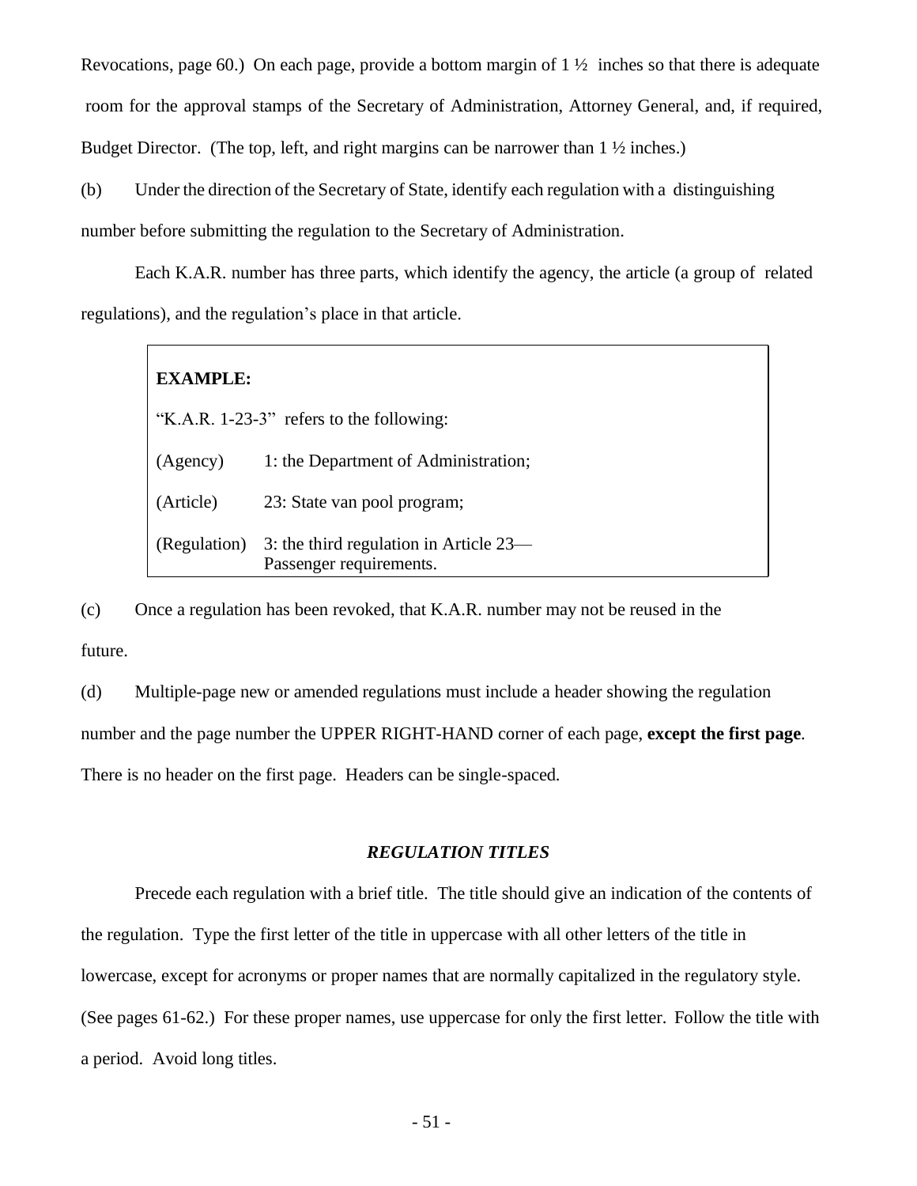Revocations, page 60.) On each page, provide a bottom margin of 1 ½ inches so that there is adequate room for the approval stamps of the Secretary of Administration, Attorney General, and, if required, Budget Director. (The top, left, and right margins can be narrower than 1 ½ inches.)

(b) Under the direction of the Secretary of State, identify each regulation with a distinguishing number before submitting the regulation to the Secretary of Administration.

Each K.A.R. number has three parts, which identify the agency, the article (a group of related regulations), and the regulation's place in that article.

> **EXAMPLE:**
>
> "K.A.R. 1-23-3" refers to the following:
>
> | | |
> |---|---|
> | (Agency) | 1: the Department of Administration; |
> | (Article) | 23: State van pool program; |
> | (Regulation) | 3: the third regulation in Article 23—Passenger requirements. |

(c) Once a regulation has been revoked, that K.A.R. number may not be reused in the future.

(d) Multiple-page new or amended regulations must include a header showing the regulation number and the page number the UPPER RIGHT-HAND corner of each page, **except the first page**. There is no header on the first page. Headers can be single-spaced.

### ***REGULATION TITLES***

Precede each regulation with a brief title. The title should give an indication of the contents of the regulation. Type the first letter of the title in uppercase with all other letters of the title in lowercase, except for acronyms or proper names that are normally capitalized in the regulatory style. (See pages 61-62.) For these proper names, use uppercase for only the first letter. Follow the title with a period. Avoid long titles.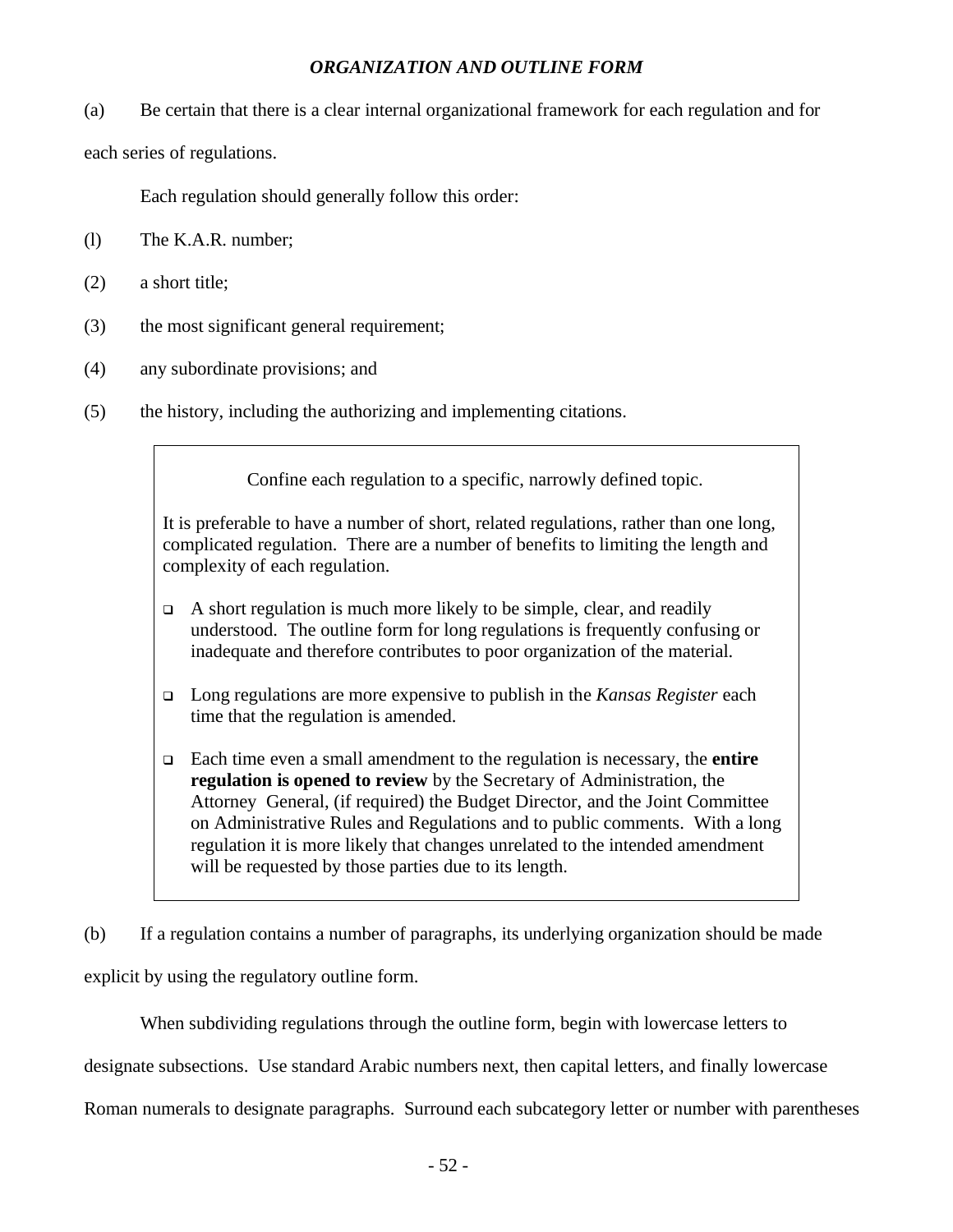### *ORGANIZATION AND OUTLINE FORM*

(a) Be certain that there is a clear internal organizational framework for each regulation and for each series of regulations.

Each regulation should generally follow this order:

(l) The K.A.R. number;

(2) a short title;

(3) the most significant general requirement;

(4) any subordinate provisions; and

(5) the history, including the authorizing and implementing citations.

> Confine each regulation to a specific, narrowly defined topic.
>
> It is preferable to have a number of short, related regulations, rather than one long, complicated regulation. There are a number of benefits to limiting the length and complexity of each regulation.
>
> - A short regulation is much more likely to be simple, clear, and readily understood. The outline form for long regulations is frequently confusing or inadequate and therefore contributes to poor organization of the material.
> - Long regulations are more expensive to publish in the *Kansas Register* each time that the regulation is amended.
> - Each time even a small amendment to the regulation is necessary, the **entire regulation is opened to review** by the Secretary of Administration, the Attorney General, (if required) the Budget Director, and the Joint Committee on Administrative Rules and Regulations and to public comments. With a long regulation it is more likely that changes unrelated to the intended amendment will be requested by those parties due to its length.

(b) If a regulation contains a number of paragraphs, its underlying organization should be made explicit by using the regulatory outline form.

When subdividing regulations through the outline form, begin with lowercase letters to designate subsections. Use standard Arabic numbers next, then capital letters, and finally lowercase Roman numerals to designate paragraphs. Surround each subcategory letter or number with parentheses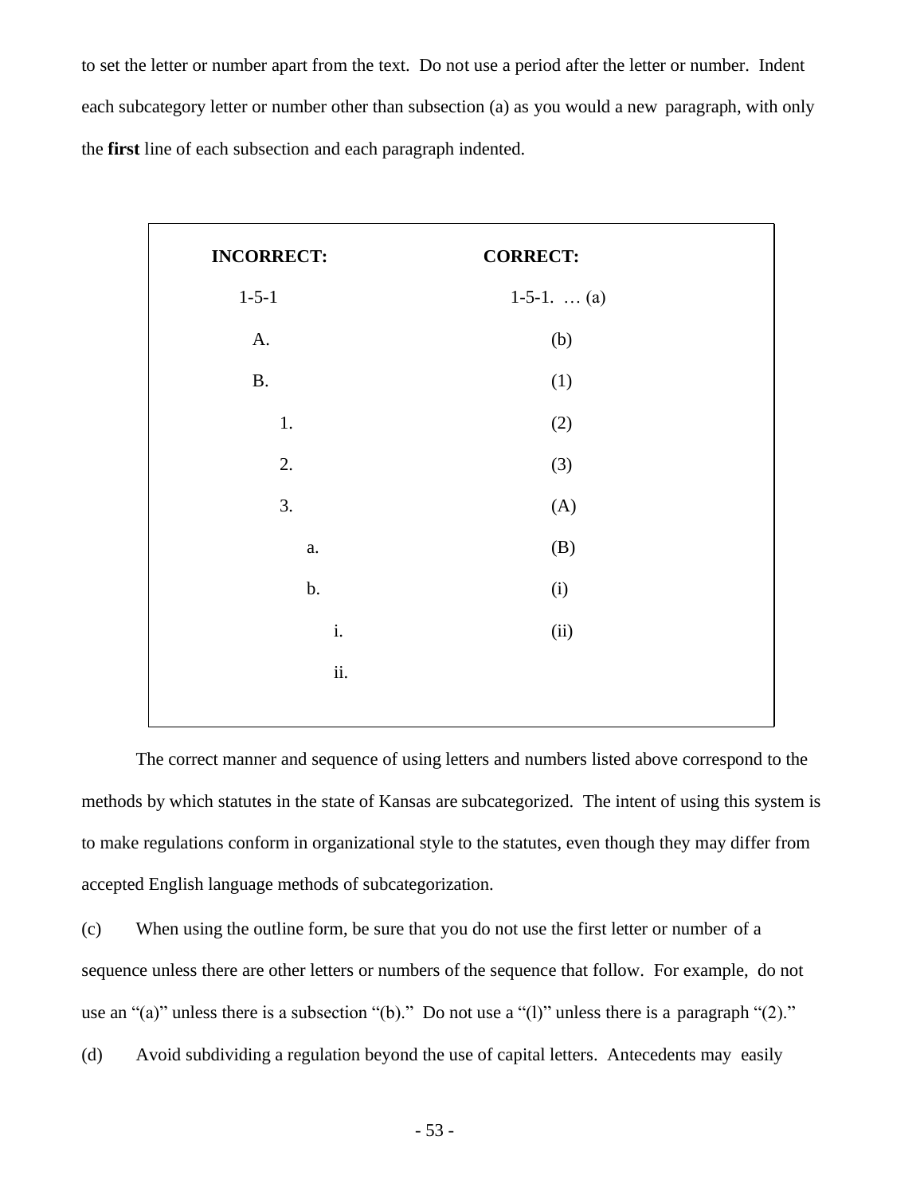to set the letter or number apart from the text. Do not use a period after the letter or number. Indent each subcategory letter or number other than subsection (a) as you would a new paragraph, with only the **first** line of each subsection and each paragraph indented.

| **INCORRECT:** | **CORRECT:** |
|---|---|
| 1-5-1 | 1-5-1. … (a) |
| A. | (b) |
| B. | (1) |
| 1. | (2) |
| 2. | (3) |
| 3. | (A) |
| a. | (B) |
| b. | (i) |
| i. | (ii) |
| ii. | |

The correct manner and sequence of using letters and numbers listed above correspond to the methods by which statutes in the state of Kansas are subcategorized. The intent of using this system is to make regulations conform in organizational style to the statutes, even though they may differ from accepted English language methods of subcategorization.

(c) When using the outline form, be sure that you do not use the first letter or number of a sequence unless there are other letters or numbers of the sequence that follow. For example, do not use an "(a)" unless there is a subsection "(b)." Do not use a "(l)" unless there is a paragraph "(2)."

(d) Avoid subdividing a regulation beyond the use of capital letters. Antecedents may easily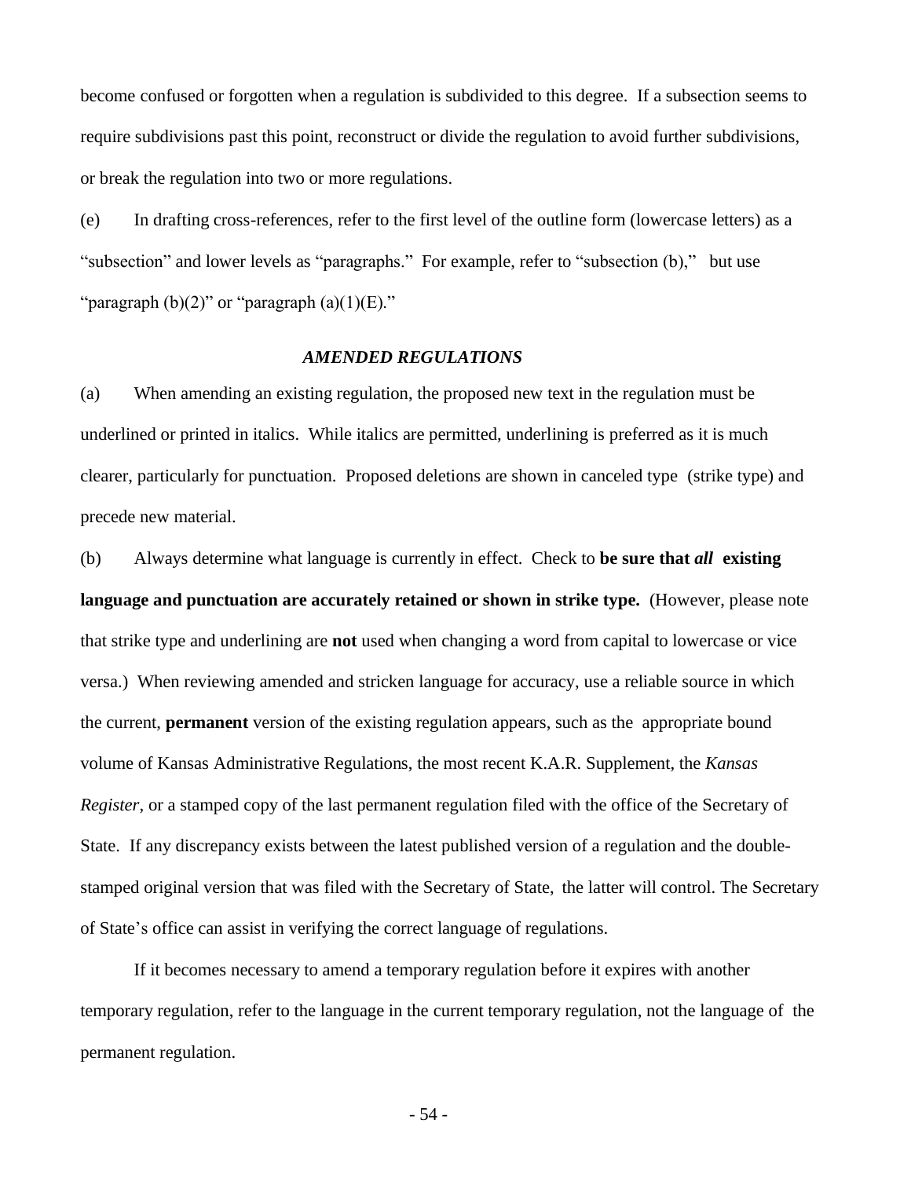become confused or forgotten when a regulation is subdivided to this degree. If a subsection seems to require subdivisions past this point, reconstruct or divide the regulation to avoid further subdivisions, or break the regulation into two or more regulations.

(e) In drafting cross-references, refer to the first level of the outline form (lowercase letters) as a "subsection" and lower levels as "paragraphs." For example, refer to "subsection (b)," but use "paragraph (b)(2)" or "paragraph (a)(1)(E)."

### *AMENDED REGULATIONS*

(a) When amending an existing regulation, the proposed new text in the regulation must be underlined or printed in italics. While italics are permitted, underlining is preferred as it is much clearer, particularly for punctuation. Proposed deletions are shown in canceled type (strike type) and precede new material.

(b) Always determine what language is currently in effect. Check to **be sure that *all* existing language and punctuation are accurately retained or shown in strike type.** (However, please note that strike type and underlining are **not** used when changing a word from capital to lowercase or vice versa.) When reviewing amended and stricken language for accuracy, use a reliable source in which the current, **permanent** version of the existing regulation appears, such as the appropriate bound volume of Kansas Administrative Regulations, the most recent K.A.R. Supplement, the *Kansas Register*, or a stamped copy of the last permanent regulation filed with the office of the Secretary of State. If any discrepancy exists between the latest published version of a regulation and the double-stamped original version that was filed with the Secretary of State, the latter will control. The Secretary of State's office can assist in verifying the correct language of regulations.

If it becomes necessary to amend a temporary regulation before it expires with another temporary regulation, refer to the language in the current temporary regulation, not the language of the permanent regulation.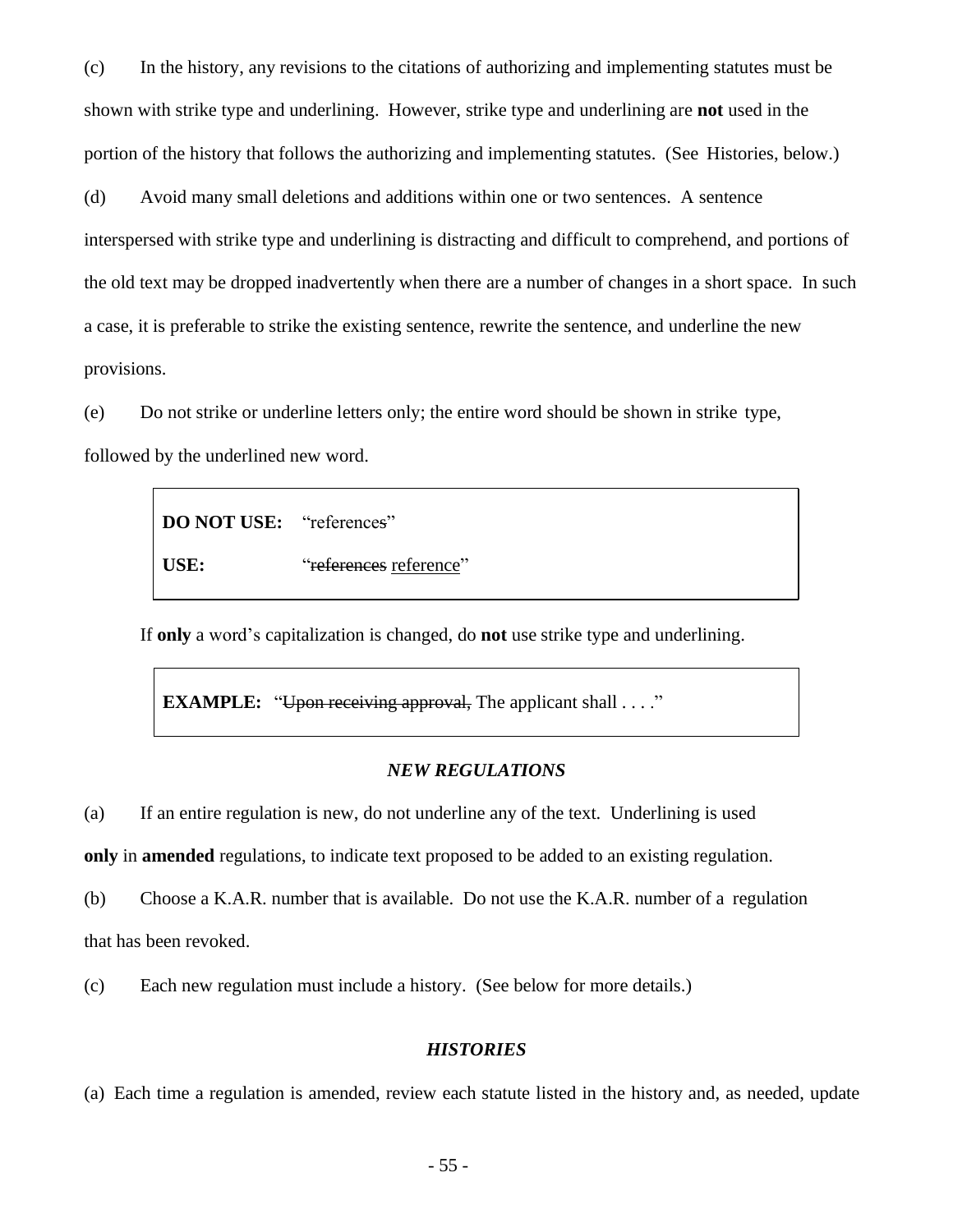(c) In the history, any revisions to the citations of authorizing and implementing statutes must be shown with strike type and underlining. However, strike type and underlining are **not** used in the portion of the history that follows the authorizing and implementing statutes. (See Histories, below.)

(d) Avoid many small deletions and additions within one or two sentences. A sentence interspersed with strike type and underlining is distracting and difficult to comprehend, and portions of the old text may be dropped inadvertently when there are a number of changes in a short space. In such a case, it is preferable to strike the existing sentence, rewrite the sentence, and underline the new provisions.

(e) Do not strike or underline letters only; the entire word should be shown in strike type, followed by the underlined new word.

| | |
|---|---|
| **DO NOT USE:** | "reference~~s~~" |
| **USE:** | "~~references~~ <u>reference</u>" |

If **only** a word's capitalization is changed, do **not** use strike type and underlining.

| |
|---|
| **EXAMPLE:** "~~Upon receiving approval,~~ The applicant shall . . . ." |

### *NEW REGULATIONS*

(a) If an entire regulation is new, do not underline any of the text. Underlining is used **only** in **amended** regulations, to indicate text proposed to be added to an existing regulation.

(b) Choose a K.A.R. number that is available. Do not use the K.A.R. number of a regulation that has been revoked.

(c) Each new regulation must include a history. (See below for more details.)

### *HISTORIES*

(a) Each time a regulation is amended, review each statute listed in the history and, as needed, update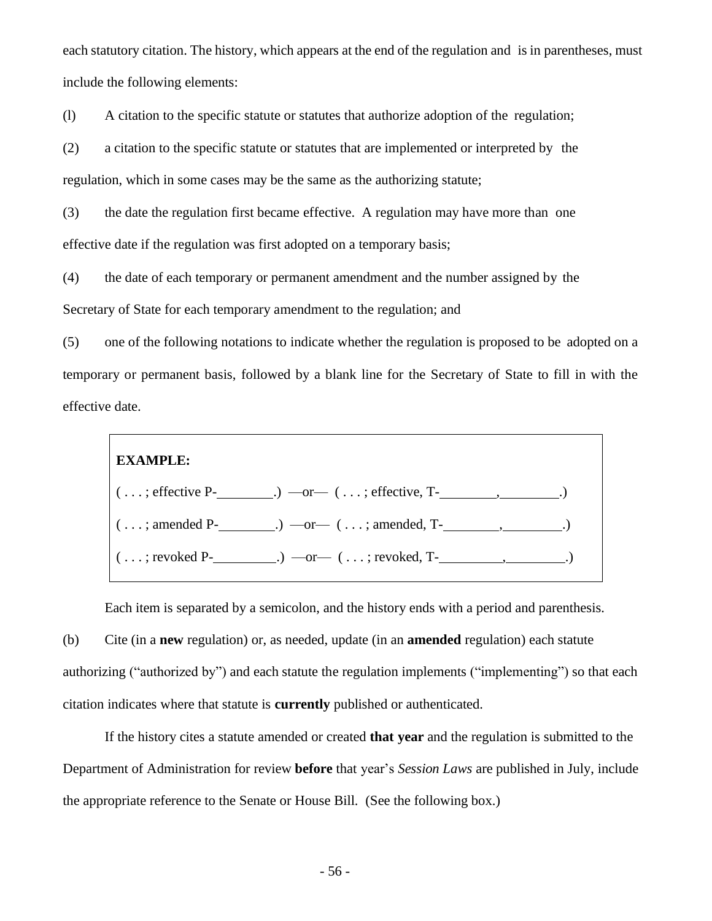each statutory citation. The history, which appears at the end of the regulation and is in parentheses, must include the following elements:

(l) A citation to the specific statute or statutes that authorize adoption of the regulation;

(2) a citation to the specific statute or statutes that are implemented or interpreted by the regulation, which in some cases may be the same as the authorizing statute;

(3) the date the regulation first became effective. A regulation may have more than one effective date if the regulation was first adopted on a temporary basis;

(4) the date of each temporary or permanent amendment and the number assigned by the Secretary of State for each temporary amendment to the regulation; and

(5) one of the following notations to indicate whether the regulation is proposed to be adopted on a temporary or permanent basis, followed by a blank line for the Secretary of State to fill in with the effective date.

> **EXAMPLE:**
>
> ( . . . ; effective P-________.) —or— ( . . . ; effective, T-________,________.)
>
> ( . . . ; amended P-________.) —or— ( . . . ; amended, T-________,________.)
>
> ( . . . ; revoked P-_________.) —or— ( . . . ; revoked, T-_________,________.)

Each item is separated by a semicolon, and the history ends with a period and parenthesis.

(b) Cite (in a **new** regulation) or, as needed, update (in an **amended** regulation) each statute authorizing ("authorized by") and each statute the regulation implements ("implementing") so that each citation indicates where that statute is **currently** published or authenticated.

If the history cites a statute amended or created **that year** and the regulation is submitted to the Department of Administration for review **before** that year's *Session Laws* are published in July, include the appropriate reference to the Senate or House Bill. (See the following box.)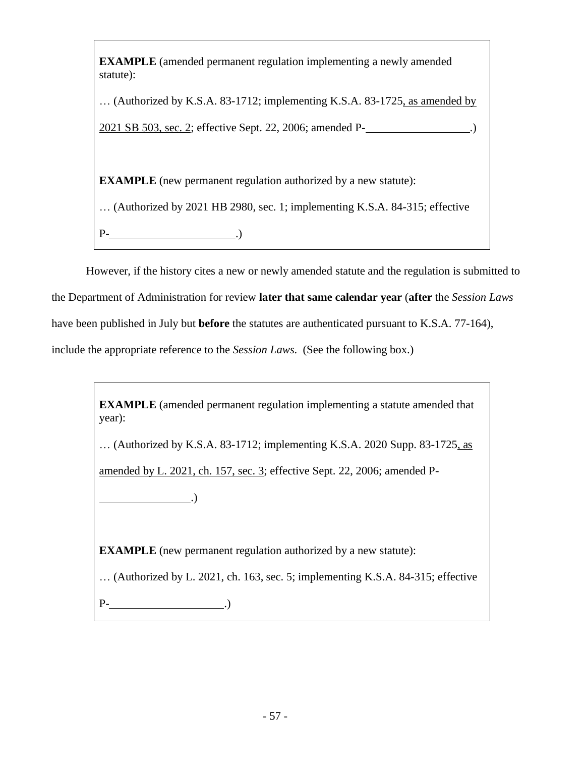**EXAMPLE** (amended permanent regulation implementing a newly amended statute):

… (Authorized by K.S.A. 83-1712; implementing K.S.A. 83-1725<u>, as amended by 2021 SB 503, sec. 2</u>; effective Sept. 22, 2006; amended P-\_\_\_\_\_\_\_\_\_\_\_\_\_\_\_\_\_\_.)

**EXAMPLE** (new permanent regulation authorized by a new statute):

… (Authorized by 2021 HB 2980, sec. 1; implementing K.S.A. 84-315; effective P-\_\_\_\_\_\_\_\_\_\_\_\_\_\_\_\_\_\_\_\_\_\_.)

However, if the history cites a new or newly amended statute and the regulation is submitted to the Department of Administration for review **later that same calendar year** (**after** the *Session Laws* have been published in July but **before** the statutes are authenticated pursuant to K.S.A. 77-164), include the appropriate reference to the *Session Laws.* (See the following box.)

**EXAMPLE** (amended permanent regulation implementing a statute amended that year):

… (Authorized by K.S.A. 83-1712; implementing K.S.A. 2020 Supp. 83-1725<u>, as amended by L. 2021, ch. 157, sec. 3</u>; effective Sept. 22, 2006; amended P-\_\_\_\_\_\_\_\_\_\_\_\_\_\_\_\_.)

**EXAMPLE** (new permanent regulation authorized by a new statute):

… (Authorized by L. 2021, ch. 163, sec. 5; implementing K.S.A. 84-315; effective P-\_\_\_\_\_\_\_\_\_\_\_\_\_\_\_\_\_\_\_\_.)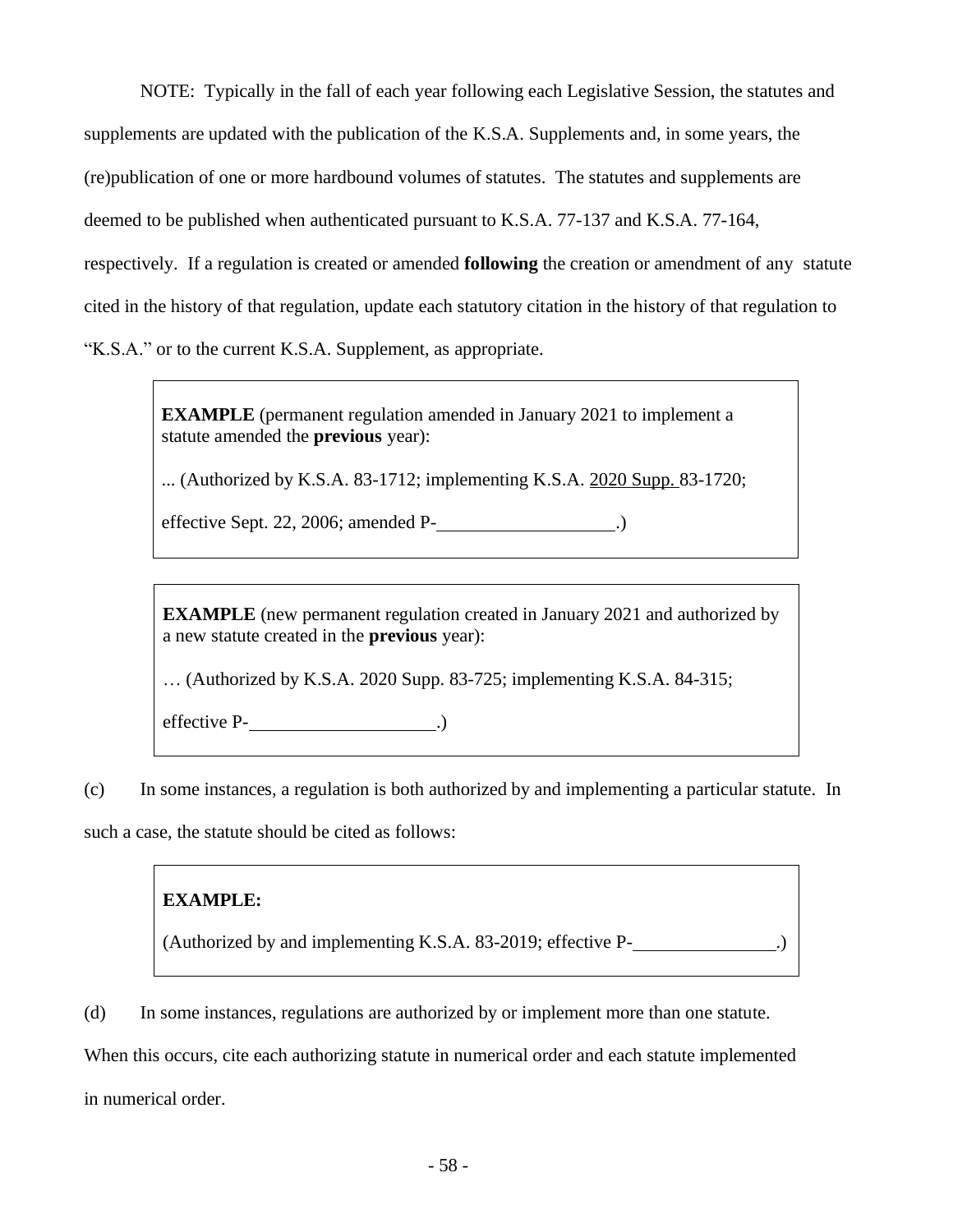NOTE: Typically in the fall of each year following each Legislative Session, the statutes and supplements are updated with the publication of the K.S.A. Supplements and, in some years, the (re)publication of one or more hardbound volumes of statutes. The statutes and supplements are deemed to be published when authenticated pursuant to K.S.A. 77-137 and K.S.A. 77-164, respectively. If a regulation is created or amended **following** the creation or amendment of any statute cited in the history of that regulation, update each statutory citation in the history of that regulation to "K.S.A." or to the current K.S.A. Supplement, as appropriate.

> **EXAMPLE** (permanent regulation amended in January 2021 to implement a statute amended the **previous** year):
>
> ... (Authorized by K.S.A. 83-1712; implementing K.S.A. <u>2020 Supp.</u> 83-1720; effective Sept. 22, 2006; amended P-\_\_\_\_\_\_\_\_\_\_\_\_\_\_\_\_\_\_\_.)

> **EXAMPLE** (new permanent regulation created in January 2021 and authorized by a new statute created in the **previous** year):
>
> … (Authorized by K.S.A. 2020 Supp. 83-725; implementing K.S.A. 84-315; effective P-\_\_\_\_\_\_\_\_\_\_\_\_\_\_\_\_\_\_\_.)

(c) In some instances, a regulation is both authorized by and implementing a particular statute. In such a case, the statute should be cited as follows:

> **EXAMPLE:**
>
> (Authorized by and implementing K.S.A. 83-2019; effective P-\_\_\_\_\_\_\_\_\_\_\_\_\_\_\_.)

(d) In some instances, regulations are authorized by or implement more than one statute. When this occurs, cite each authorizing statute in numerical order and each statute implemented in numerical order.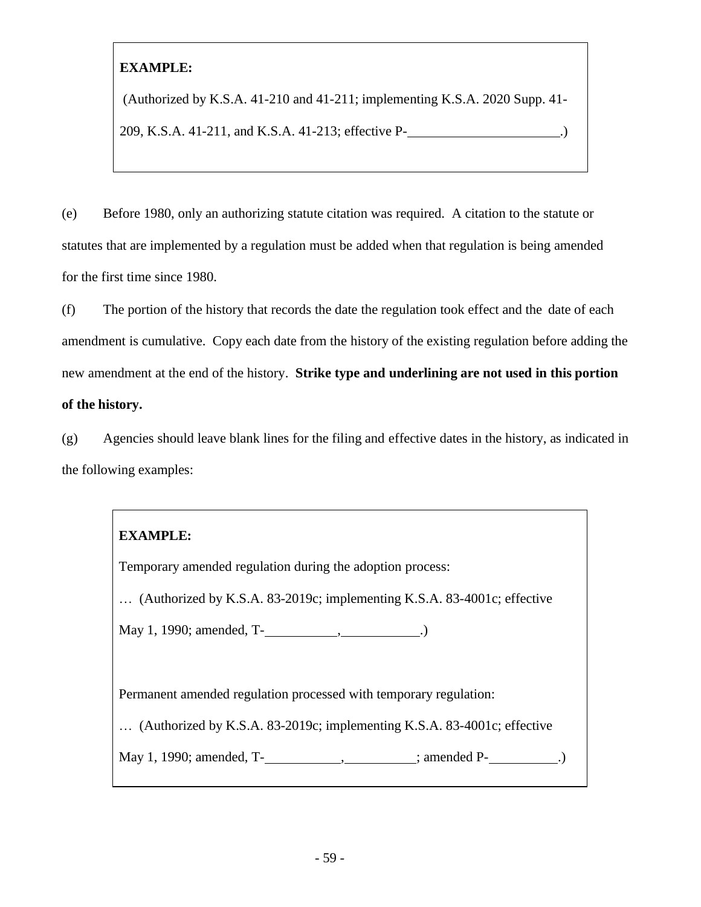> **EXAMPLE:**
>
> (Authorized by K.S.A. 41-210 and 41-211; implementing K.S.A. 2020 Supp. 41-209, K.S.A. 41-211, and K.S.A. 41-213; effective P-______________________.)

(e) Before 1980, only an authorizing statute citation was required. A citation to the statute or statutes that are implemented by a regulation must be added when that regulation is being amended for the first time since 1980.

(f) The portion of the history that records the date the regulation took effect and the date of each amendment is cumulative. Copy each date from the history of the existing regulation before adding the new amendment at the end of the history. **Strike type and underlining are not used in this portion of the history.**

(g) Agencies should leave blank lines for the filing and effective dates in the history, as indicated in the following examples:

> **EXAMPLE:**
>
> Temporary amended regulation during the adoption process:
>
> … (Authorized by K.S.A. 83-2019c; implementing K.S.A. 83-4001c; effective May 1, 1990; amended, T-___________,___________.)
>
> Permanent amended regulation processed with temporary regulation:
>
> … (Authorized by K.S.A. 83-2019c; implementing K.S.A. 83-4001c; effective May 1, 1990; amended, T-___________,__________; amended P-__________.)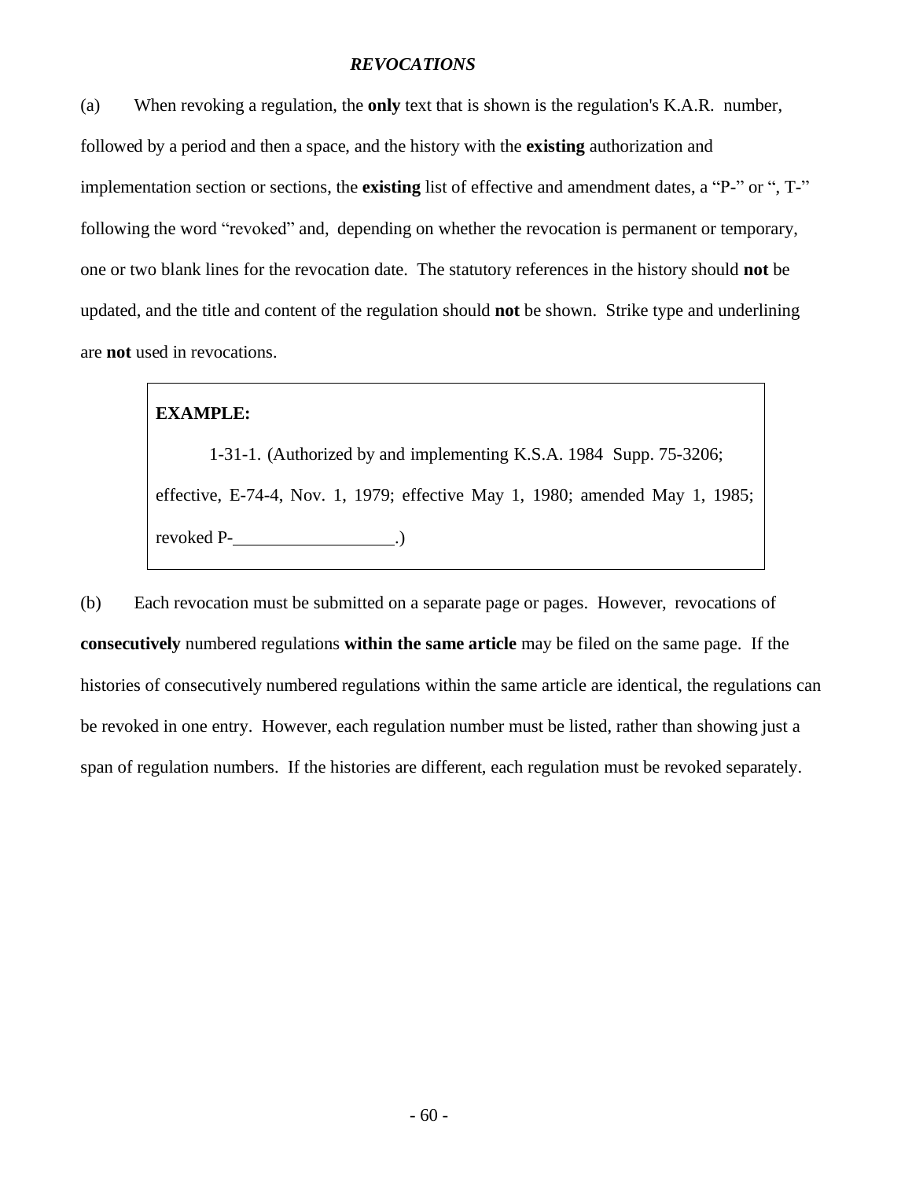## *REVOCATIONS*

(a) When revoking a regulation, the **only** text that is shown is the regulation's K.A.R. number, followed by a period and then a space, and the history with the **existing** authorization and implementation section or sections, the **existing** list of effective and amendment dates, a "P-" or ", T-" following the word "revoked" and, depending on whether the revocation is permanent or temporary, one or two blank lines for the revocation date. The statutory references in the history should **not** be updated, and the title and content of the regulation should **not** be shown. Strike type and underlining are **not** used in revocations.

> **EXAMPLE:**
>
> 1-31-1. (Authorized by and implementing K.S.A. 1984 Supp. 75-3206; effective, E-74-4, Nov. 1, 1979; effective May 1, 1980; amended May 1, 1985; revoked P-__________________.)

(b) Each revocation must be submitted on a separate page or pages. However, revocations of **consecutively** numbered regulations **within the same article** may be filed on the same page. If the histories of consecutively numbered regulations within the same article are identical, the regulations can be revoked in one entry. However, each regulation number must be listed, rather than showing just a span of regulation numbers. If the histories are different, each regulation must be revoked separately.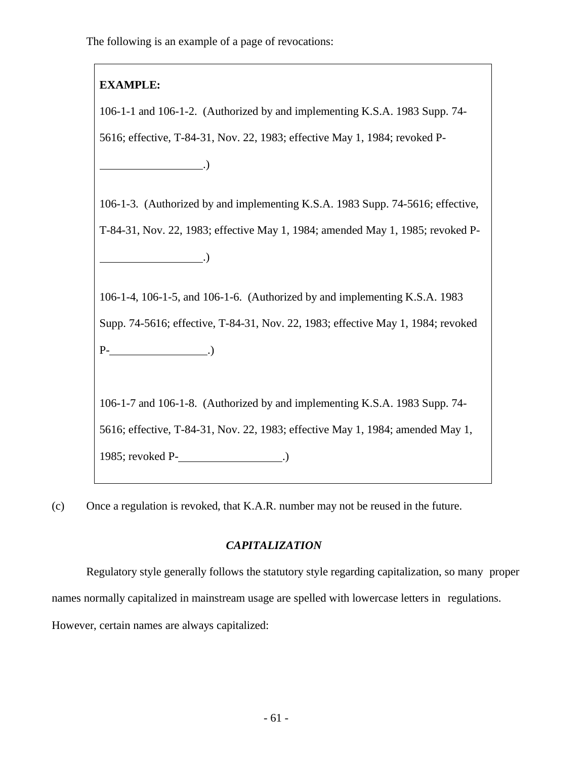The following is an example of a page of revocations:

> **EXAMPLE:**
>
> 106-1-1 and 106-1-2. (Authorized by and implementing K.S.A. 1983 Supp. 74-5616; effective, T-84-31, Nov. 22, 1983; effective May 1, 1984; revoked P-__________________.)
>
> 106-1-3. (Authorized by and implementing K.S.A. 1983 Supp. 74-5616; effective, T-84-31, Nov. 22, 1983; effective May 1, 1984; amended May 1, 1985; revoked P-__________________.)
>
> 106-1-4, 106-1-5, and 106-1-6. (Authorized by and implementing K.S.A. 1983 Supp. 74-5616; effective, T-84-31, Nov. 22, 1983; effective May 1, 1984; revoked P-__________________.)
>
> 106-1-7 and 106-1-8. (Authorized by and implementing K.S.A. 1983 Supp. 74-5616; effective, T-84-31, Nov. 22, 1983; effective May 1, 1984; amended May 1, 1985; revoked P-__________________.)

(c) Once a regulation is revoked, that K.A.R. number may not be reused in the future.

## *CAPITALIZATION*

Regulatory style generally follows the statutory style regarding capitalization, so many proper names normally capitalized in mainstream usage are spelled with lowercase letters in regulations. However, certain names are always capitalized: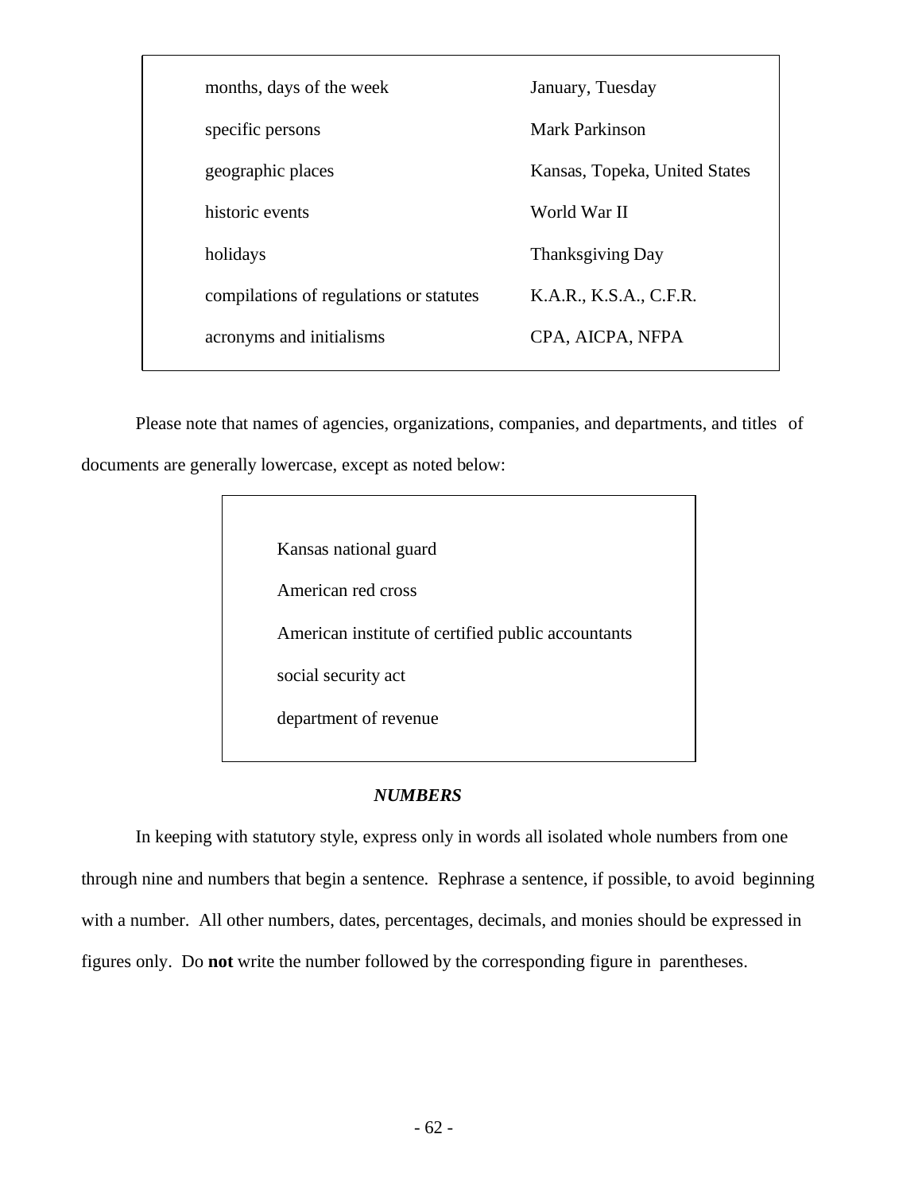| | |
|---|---|
| months, days of the week | January, Tuesday |
| specific persons | Mark Parkinson |
| geographic places | Kansas, Topeka, United States |
| historic events | World War II |
| holidays | Thanksgiving Day |
| compilations of regulations or statutes | K.A.R., K.S.A., C.F.R. |
| acronyms and initialisms | CPA, AICPA, NFPA |

Please note that names of agencies, organizations, companies, and departments, and titles of documents are generally lowercase, except as noted below:

> Kansas national guard
>
> American red cross
>
> American institute of certified public accountants
>
> social security act
>
> department of revenue

### *NUMBERS*

In keeping with statutory style, express only in words all isolated whole numbers from one through nine and numbers that begin a sentence. Rephrase a sentence, if possible, to avoid beginning with a number. All other numbers, dates, percentages, decimals, and monies should be expressed in figures only. Do **not** write the number followed by the corresponding figure in parentheses.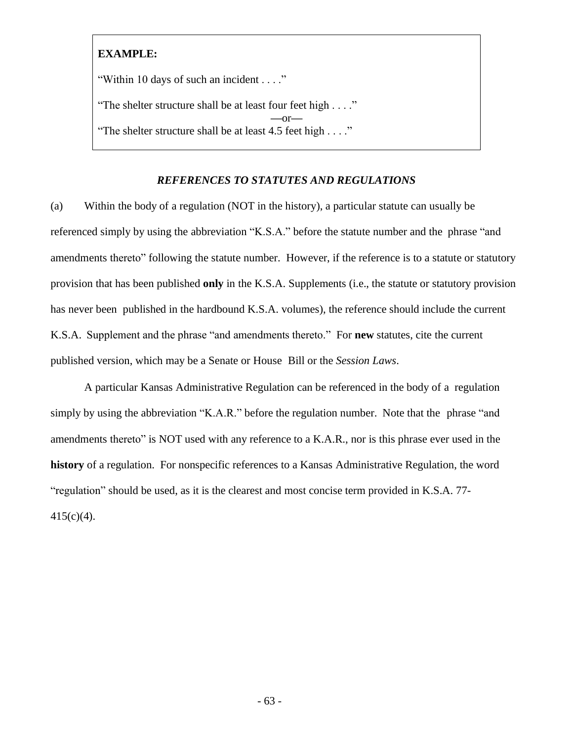**EXAMPLE:**

"Within 10 days of such an incident . . . ."

"The shelter structure shall be at least four feet high . . . ."

—or—

"The shelter structure shall be at least 4.5 feet high . . . ."

### *REFERENCES TO STATUTES AND REGULATIONS*

(a) Within the body of a regulation (NOT in the history), a particular statute can usually be referenced simply by using the abbreviation "K.S.A." before the statute number and the phrase "and amendments thereto" following the statute number. However, if the reference is to a statute or statutory provision that has been published **only** in the K.S.A. Supplements (i.e., the statute or statutory provision has never been published in the hardbound K.S.A. volumes), the reference should include the current K.S.A. Supplement and the phrase "and amendments thereto." For **new** statutes, cite the current published version, which may be a Senate or House Bill or the *Session Laws*.

A particular Kansas Administrative Regulation can be referenced in the body of a regulation simply by using the abbreviation "K.A.R." before the regulation number. Note that the phrase "and amendments thereto" is NOT used with any reference to a K.A.R., nor is this phrase ever used in the **history** of a regulation. For nonspecific references to a Kansas Administrative Regulation, the word "regulation" should be used, as it is the clearest and most concise term provided in K.S.A. 77-415(c)(4).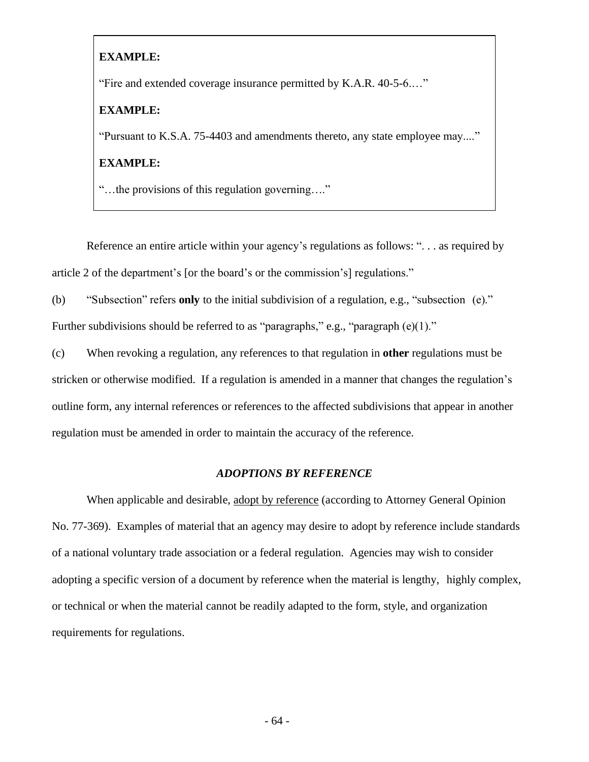**EXAMPLE:**

"Fire and extended coverage insurance permitted by K.A.R. 40-5-6.…"

**EXAMPLE:**

"Pursuant to K.S.A. 75-4403 and amendments thereto, any state employee may...."

**EXAMPLE:**

"…the provisions of this regulation governing…."

Reference an entire article within your agency's regulations as follows: ". . . as required by article 2 of the department's [or the board's or the commission's] regulations."

(b) "Subsection" refers **only** to the initial subdivision of a regulation, e.g., "subsection (e)." Further subdivisions should be referred to as "paragraphs," e.g., "paragraph (e)(1)."

(c) When revoking a regulation, any references to that regulation in **other** regulations must be stricken or otherwise modified. If a regulation is amended in a manner that changes the regulation's outline form, any internal references or references to the affected subdivisions that appear in another regulation must be amended in order to maintain the accuracy of the reference.

### *ADOPTIONS BY REFERENCE*

When applicable and desirable, adopt by reference (according to Attorney General Opinion No. 77-369). Examples of material that an agency may desire to adopt by reference include standards of a national voluntary trade association or a federal regulation. Agencies may wish to consider adopting a specific version of a document by reference when the material is lengthy, highly complex, or technical or when the material cannot be readily adapted to the form, style, and organization requirements for regulations.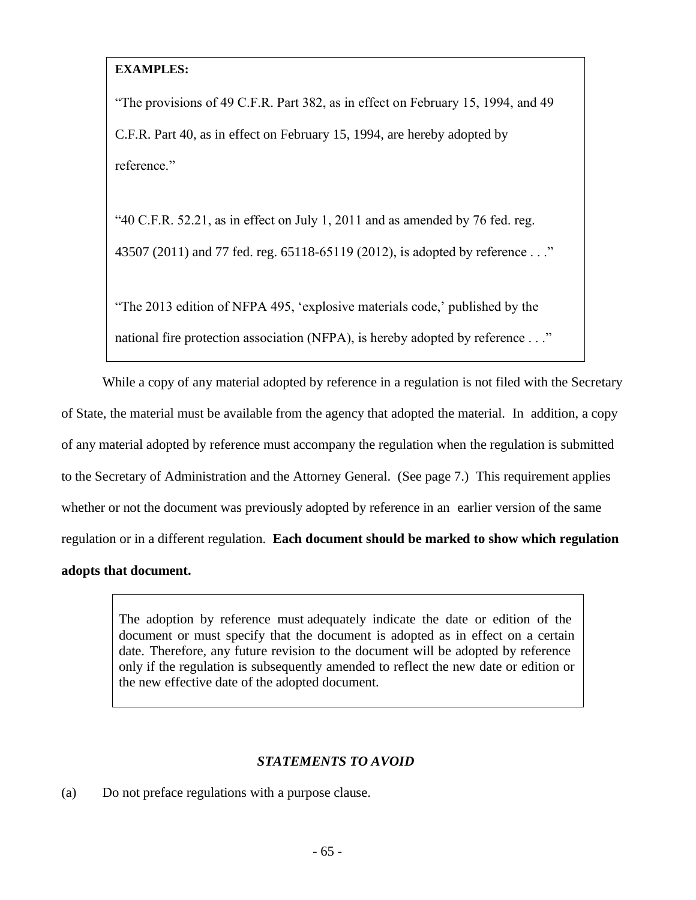**EXAMPLES:**

"The provisions of 49 C.F.R. Part 382, as in effect on February 15, 1994, and 49 C.F.R. Part 40, as in effect on February 15, 1994, are hereby adopted by reference."

"40 C.F.R. 52.21, as in effect on July 1, 2011 and as amended by 76 fed. reg. 43507 (2011) and 77 fed. reg. 65118-65119 (2012), is adopted by reference . . ."

"The 2013 edition of NFPA 495, 'explosive materials code,' published by the national fire protection association (NFPA), is hereby adopted by reference . . ."

While a copy of any material adopted by reference in a regulation is not filed with the Secretary of State, the material must be available from the agency that adopted the material. In addition, a copy of any material adopted by reference must accompany the regulation when the regulation is submitted to the Secretary of Administration and the Attorney General. (See page 7.) This requirement applies whether or not the document was previously adopted by reference in an earlier version of the same regulation or in a different regulation. **Each document should be marked to show which regulation adopts that document.**

The adoption by reference must adequately indicate the date or edition of the document or must specify that the document is adopted as in effect on a certain date. Therefore, any future revision to the document will be adopted by reference only if the regulation is subsequently amended to reflect the new date or edition or the new effective date of the adopted document.

## *STATEMENTS TO AVOID*

(a) Do not preface regulations with a purpose clause.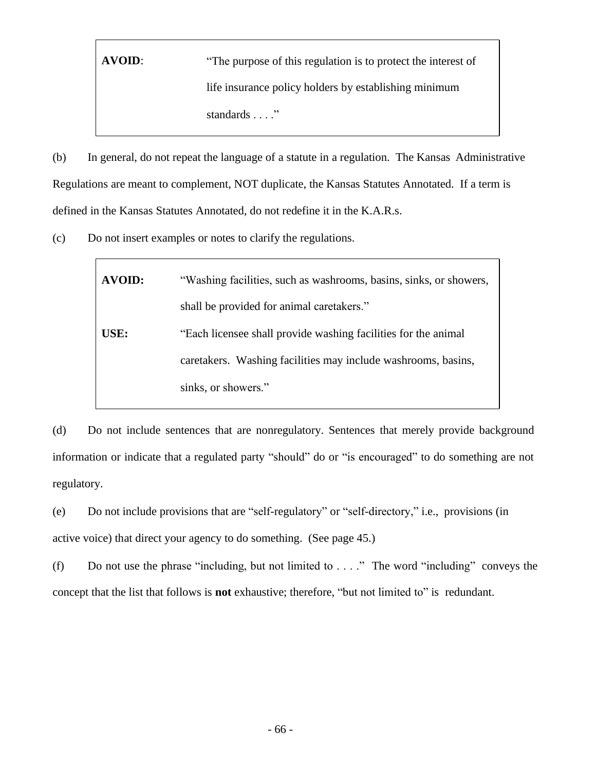| | |
|---|---|
| **AVOID**: | "The purpose of this regulation is to protect the interest of life insurance policy holders by establishing minimum standards . . . ." |

(b) In general, do not repeat the language of a statute in a regulation. The Kansas Administrative Regulations are meant to complement, NOT duplicate, the Kansas Statutes Annotated. If a term is defined in the Kansas Statutes Annotated, do not redefine it in the K.A.R.s.

(c) Do not insert examples or notes to clarify the regulations.

| | |
|---|---|
| **AVOID:** | "Washing facilities, such as washrooms, basins, sinks, or showers, shall be provided for animal caretakers." |
| **USE:** | "Each licensee shall provide washing facilities for the animal caretakers. Washing facilities may include washrooms, basins, sinks, or showers." |

(d) Do not include sentences that are nonregulatory. Sentences that merely provide background information or indicate that a regulated party "should" do or "is encouraged" to do something are not regulatory.

(e) Do not include provisions that are "self-regulatory" or "self-directory," i.e., provisions (in active voice) that direct your agency to do something. (See page 45.)

(f) Do not use the phrase "including, but not limited to . . . ." The word "including" conveys the concept that the list that follows is **not** exhaustive; therefore, "but not limited to" is redundant.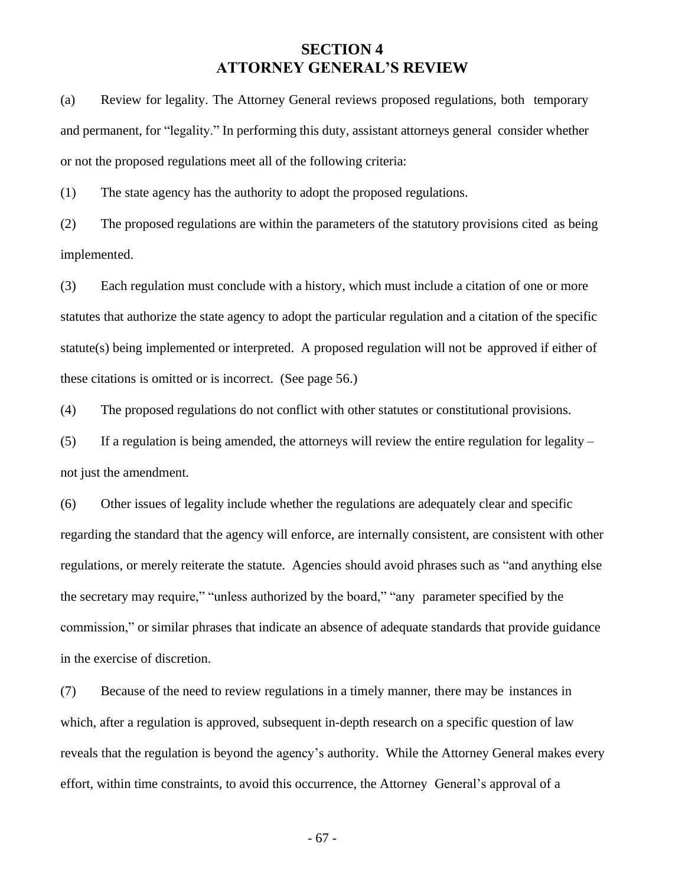# SECTION 4
# ATTORNEY GENERAL'S REVIEW

(a) Review for legality. The Attorney General reviews proposed regulations, both temporary and permanent, for "legality." In performing this duty, assistant attorneys general consider whether or not the proposed regulations meet all of the following criteria:

(1) The state agency has the authority to adopt the proposed regulations.

(2) The proposed regulations are within the parameters of the statutory provisions cited as being implemented.

(3) Each regulation must conclude with a history, which must include a citation of one or more statutes that authorize the state agency to adopt the particular regulation and a citation of the specific statute(s) being implemented or interpreted. A proposed regulation will not be approved if either of these citations is omitted or is incorrect. (See page 56.)

(4) The proposed regulations do not conflict with other statutes or constitutional provisions.

(5) If a regulation is being amended, the attorneys will review the entire regulation for legality – not just the amendment.

(6) Other issues of legality include whether the regulations are adequately clear and specific regarding the standard that the agency will enforce, are internally consistent, are consistent with other regulations, or merely reiterate the statute. Agencies should avoid phrases such as "and anything else the secretary may require," "unless authorized by the board," "any parameter specified by the commission," or similar phrases that indicate an absence of adequate standards that provide guidance in the exercise of discretion.

(7) Because of the need to review regulations in a timely manner, there may be instances in which, after a regulation is approved, subsequent in-depth research on a specific question of law reveals that the regulation is beyond the agency's authority. While the Attorney General makes every effort, within time constraints, to avoid this occurrence, the Attorney General's approval of a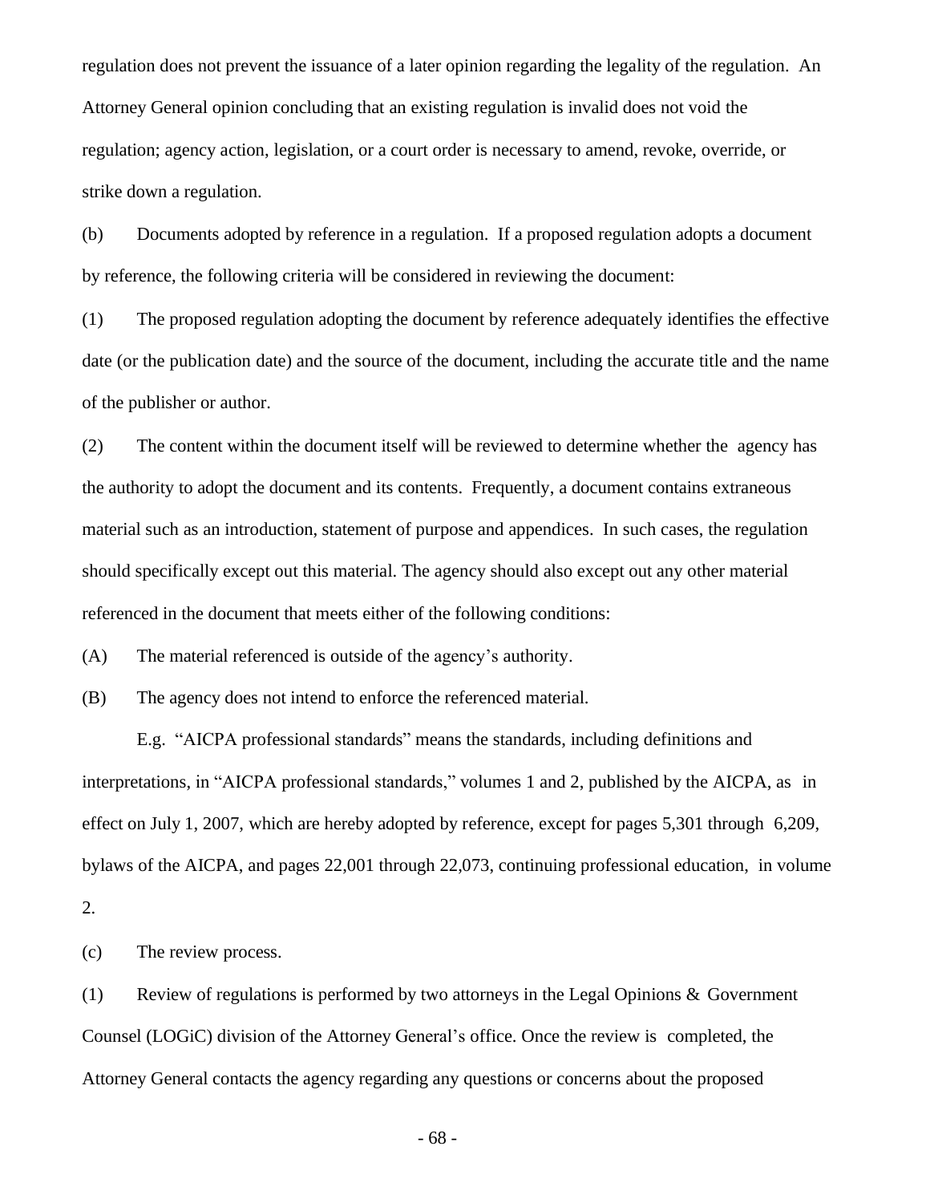regulation does not prevent the issuance of a later opinion regarding the legality of the regulation. An Attorney General opinion concluding that an existing regulation is invalid does not void the regulation; agency action, legislation, or a court order is necessary to amend, revoke, override, or strike down a regulation.

(b) Documents adopted by reference in a regulation. If a proposed regulation adopts a document by reference, the following criteria will be considered in reviewing the document:

(1) The proposed regulation adopting the document by reference adequately identifies the effective date (or the publication date) and the source of the document, including the accurate title and the name of the publisher or author.

(2) The content within the document itself will be reviewed to determine whether the agency has the authority to adopt the document and its contents. Frequently, a document contains extraneous material such as an introduction, statement of purpose and appendices. In such cases, the regulation should specifically except out this material. The agency should also except out any other material referenced in the document that meets either of the following conditions:

(A) The material referenced is outside of the agency's authority.

(B) The agency does not intend to enforce the referenced material.

E.g. "AICPA professional standards" means the standards, including definitions and interpretations, in "AICPA professional standards," volumes 1 and 2, published by the AICPA, as in effect on July 1, 2007, which are hereby adopted by reference, except for pages 5,301 through 6,209, bylaws of the AICPA, and pages 22,001 through 22,073, continuing professional education, in volume 2.

(c) The review process.

(1) Review of regulations is performed by two attorneys in the Legal Opinions & Government Counsel (LOGiC) division of the Attorney General's office. Once the review is completed, the Attorney General contacts the agency regarding any questions or concerns about the proposed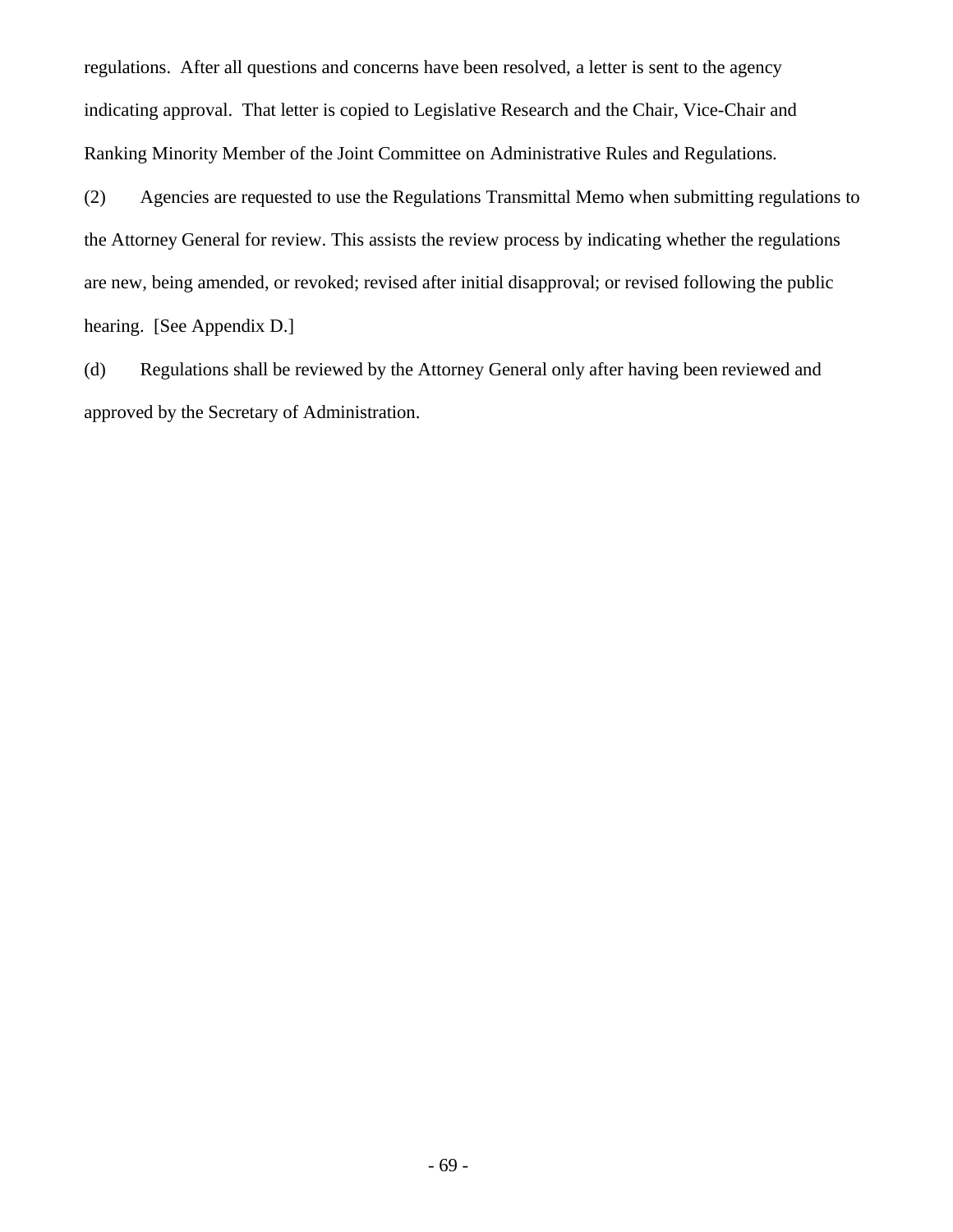regulations. After all questions and concerns have been resolved, a letter is sent to the agency indicating approval. That letter is copied to Legislative Research and the Chair, Vice-Chair and Ranking Minority Member of the Joint Committee on Administrative Rules and Regulations.

(2) Agencies are requested to use the Regulations Transmittal Memo when submitting regulations to the Attorney General for review. This assists the review process by indicating whether the regulations are new, being amended, or revoked; revised after initial disapproval; or revised following the public hearing. [See Appendix D.]

(d) Regulations shall be reviewed by the Attorney General only after having been reviewed and approved by the Secretary of Administration.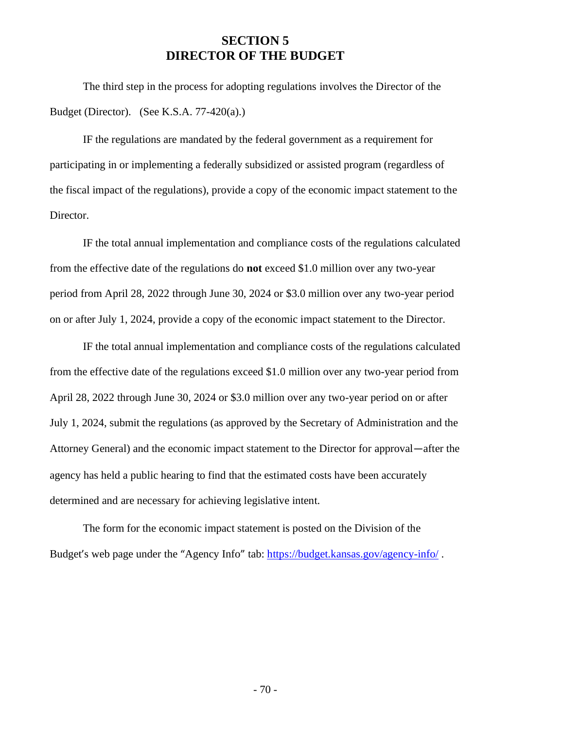# SECTION 5
# DIRECTOR OF THE BUDGET

The third step in the process for adopting regulations involves the Director of the Budget (Director). (See K.S.A. 77-420(a).)

IF the regulations are mandated by the federal government as a requirement for participating in or implementing a federally subsidized or assisted program (regardless of the fiscal impact of the regulations), provide a copy of the economic impact statement to the Director.

IF the total annual implementation and compliance costs of the regulations calculated from the effective date of the regulations do **not** exceed $1.0 million over any two-year period from April 28, 2022 through June 30, 2024 or $3.0 million over any two-year period on or after July 1, 2024, provide a copy of the economic impact statement to the Director.

IF the total annual implementation and compliance costs of the regulations calculated from the effective date of the regulations exceed $1.0 million over any two-year period from April 28, 2022 through June 30, 2024 or $3.0 million over any two-year period on or after July 1, 2024, submit the regulations (as approved by the Secretary of Administration and the Attorney General) and the economic impact statement to the Director for approval—after the agency has held a public hearing to find that the estimated costs have been accurately determined and are necessary for achieving legislative intent.

The form for the economic impact statement is posted on the Division of the Budget's web page under the "Agency Info" tab: [https://budget.kansas.gov/agency-info/](https://budget.kansas.gov/agency-info/) .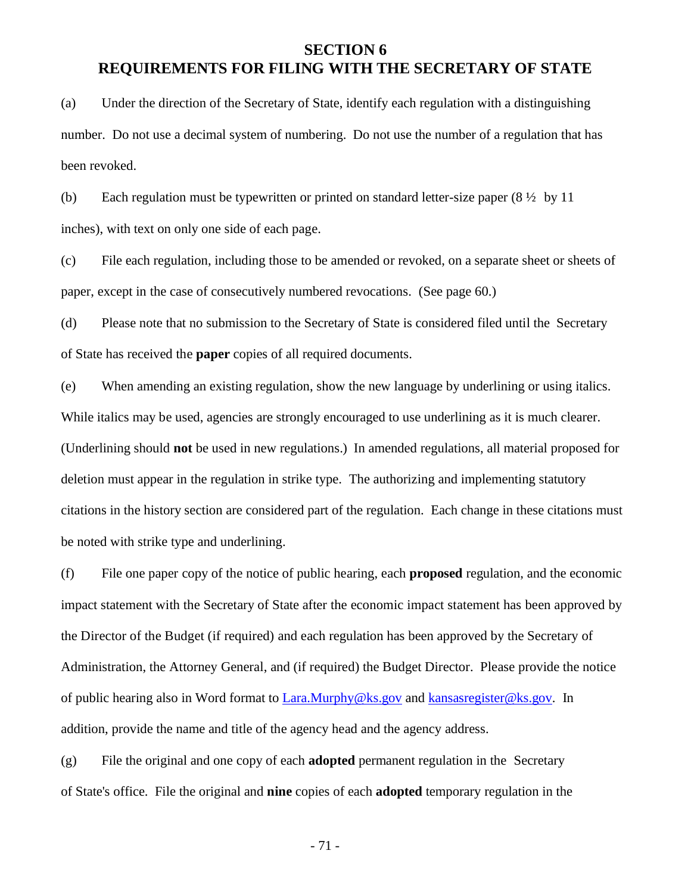# SECTION 6
# REQUIREMENTS FOR FILING WITH THE SECRETARY OF STATE

(a) Under the direction of the Secretary of State, identify each regulation with a distinguishing number. Do not use a decimal system of numbering. Do not use the number of a regulation that has been revoked.

(b) Each regulation must be typewritten or printed on standard letter-size paper (8 ½ by 11 inches), with text on only one side of each page.

(c) File each regulation, including those to be amended or revoked, on a separate sheet or sheets of paper, except in the case of consecutively numbered revocations. (See page 60.)

(d) Please note that no submission to the Secretary of State is considered filed until the Secretary of State has received the **paper** copies of all required documents.

(e) When amending an existing regulation, show the new language by underlining or using italics. While italics may be used, agencies are strongly encouraged to use underlining as it is much clearer. (Underlining should **not** be used in new regulations.) In amended regulations, all material proposed for deletion must appear in the regulation in strike type. The authorizing and implementing statutory citations in the history section are considered part of the regulation. Each change in these citations must be noted with strike type and underlining.

(f) File one paper copy of the notice of public hearing, each **proposed** regulation, and the economic impact statement with the Secretary of State after the economic impact statement has been approved by the Director of the Budget (if required) and each regulation has been approved by the Secretary of Administration, the Attorney General, and (if required) the Budget Director. Please provide the notice of public hearing also in Word format to Lara.Murphy@ks.gov and kansasregister@ks.gov. In addition, provide the name and title of the agency head and the agency address.

(g) File the original and one copy of each **adopted** permanent regulation in the Secretary of State's office. File the original and **nine** copies of each **adopted** temporary regulation in the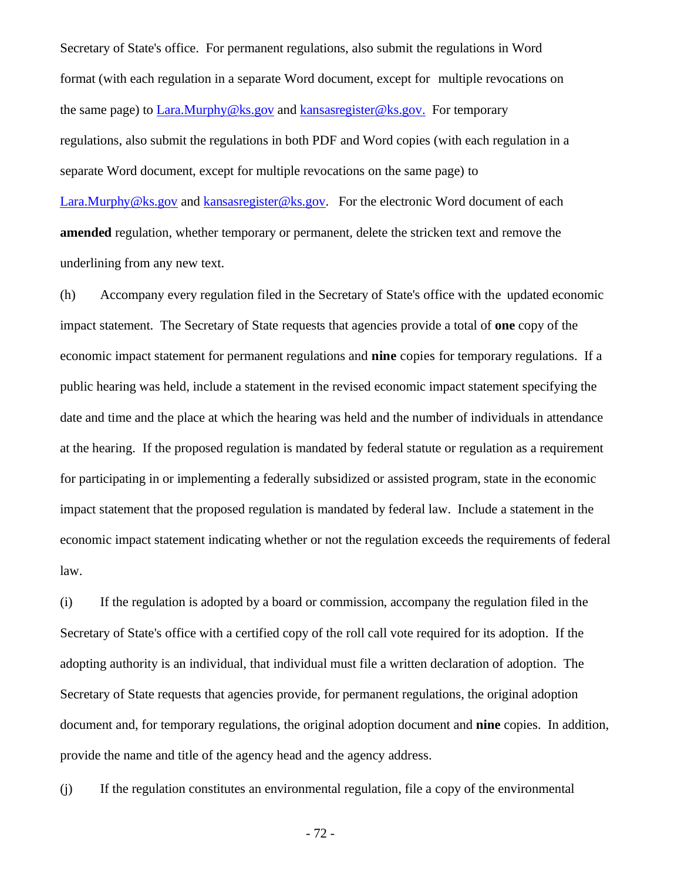Secretary of State's office. For permanent regulations, also submit the regulations in Word format (with each regulation in a separate Word document, except for multiple revocations on the same page) to Lara.Murphy@ks.gov and kansasregister@ks.gov. For temporary regulations, also submit the regulations in both PDF and Word copies (with each regulation in a separate Word document, except for multiple revocations on the same page) to Lara.Murphy@ks.gov and kansasregister@ks.gov. For the electronic Word document of each **amended** regulation, whether temporary or permanent, delete the stricken text and remove the underlining from any new text.

(h) Accompany every regulation filed in the Secretary of State's office with the updated economic impact statement. The Secretary of State requests that agencies provide a total of **one** copy of the economic impact statement for permanent regulations and **nine** copies for temporary regulations. If a public hearing was held, include a statement in the revised economic impact statement specifying the date and time and the place at which the hearing was held and the number of individuals in attendance at the hearing. If the proposed regulation is mandated by federal statute or regulation as a requirement for participating in or implementing a federally subsidized or assisted program, state in the economic impact statement that the proposed regulation is mandated by federal law. Include a statement in the economic impact statement indicating whether or not the regulation exceeds the requirements of federal law.

(i) If the regulation is adopted by a board or commission, accompany the regulation filed in the Secretary of State's office with a certified copy of the roll call vote required for its adoption. If the adopting authority is an individual, that individual must file a written declaration of adoption. The Secretary of State requests that agencies provide, for permanent regulations, the original adoption document and, for temporary regulations, the original adoption document and **nine** copies. In addition, provide the name and title of the agency head and the agency address.

(j) If the regulation constitutes an environmental regulation, file a copy of the environmental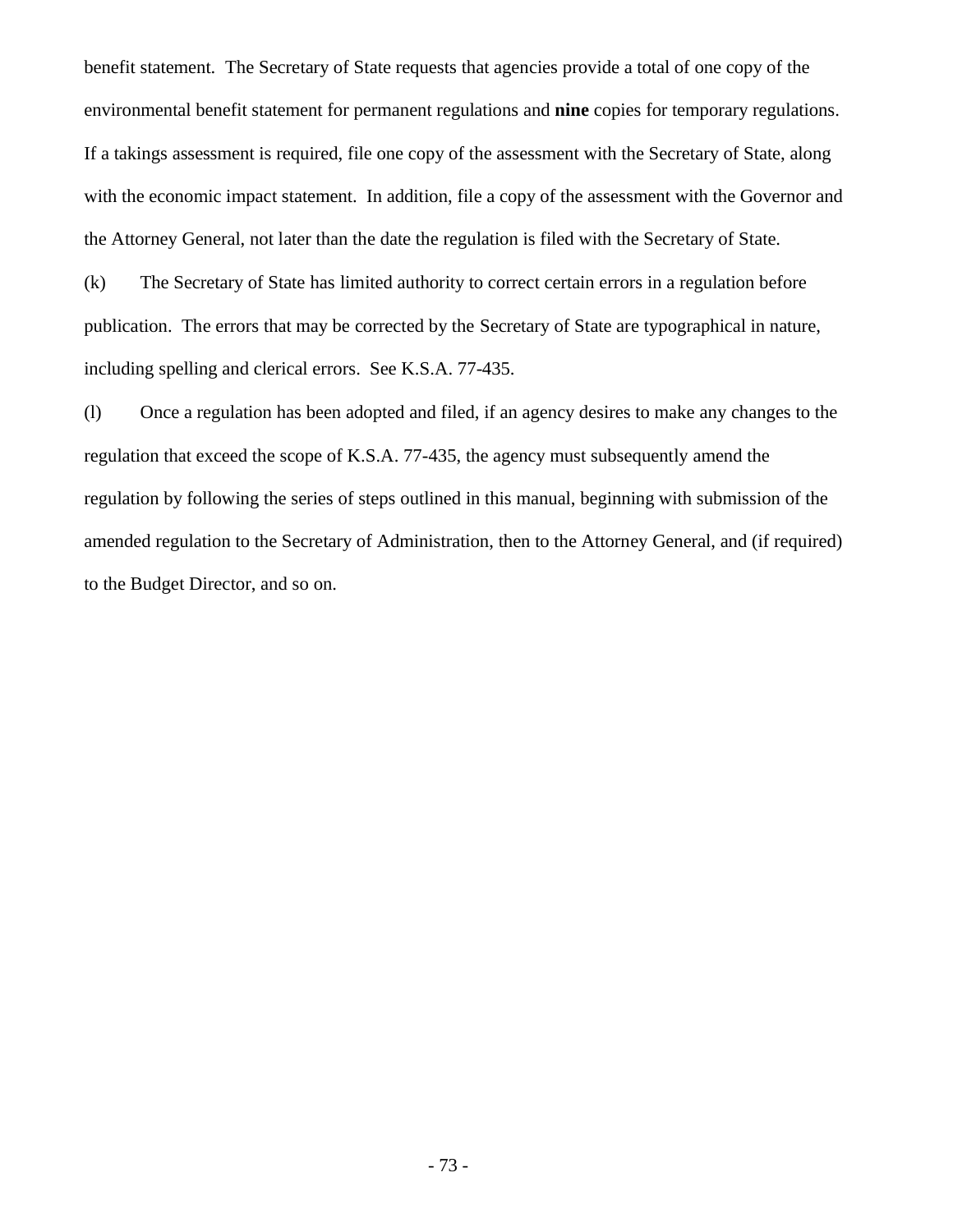benefit statement. The Secretary of State requests that agencies provide a total of one copy of the environmental benefit statement for permanent regulations and **nine** copies for temporary regulations. If a takings assessment is required, file one copy of the assessment with the Secretary of State, along with the economic impact statement. In addition, file a copy of the assessment with the Governor and the Attorney General, not later than the date the regulation is filed with the Secretary of State.

(k) The Secretary of State has limited authority to correct certain errors in a regulation before publication. The errors that may be corrected by the Secretary of State are typographical in nature, including spelling and clerical errors. See K.S.A. 77-435.

(l) Once a regulation has been adopted and filed, if an agency desires to make any changes to the regulation that exceed the scope of K.S.A. 77-435, the agency must subsequently amend the regulation by following the series of steps outlined in this manual, beginning with submission of the amended regulation to the Secretary of Administration, then to the Attorney General, and (if required) to the Budget Director, and so on.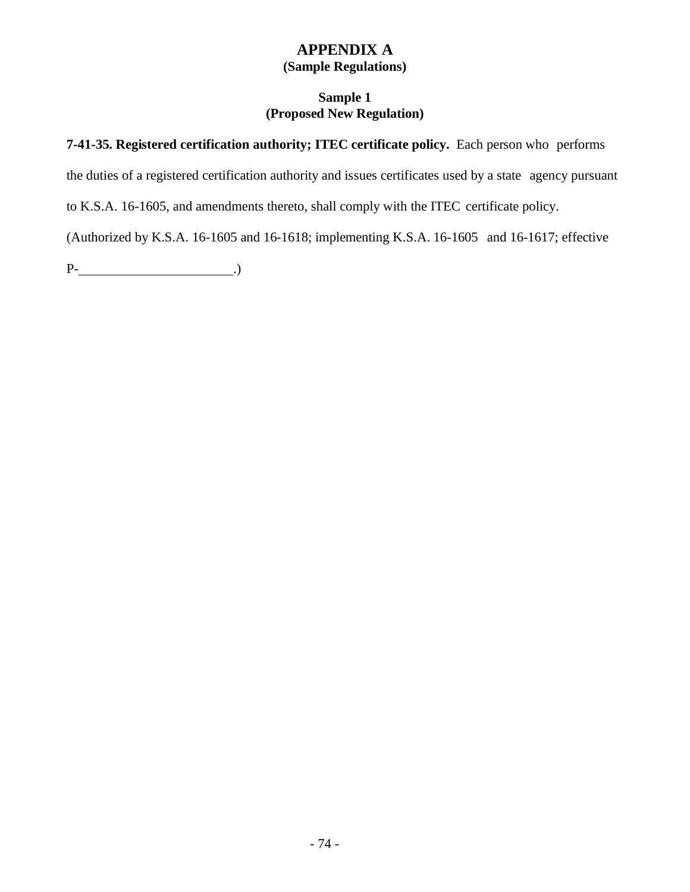# APPENDIX A

**(Sample Regulations)**

## Sample 1

**(Proposed New Regulation)**

**7-41-35. Registered certification authority; ITEC certificate policy.** Each person who performs the duties of a registered certification authority and issues certificates used by a state agency pursuant to K.S.A. 16-1605, and amendments thereto, shall comply with the ITEC certificate policy. (Authorized by K.S.A. 16-1605 and 16-1618; implementing K.S.A. 16-1605 and 16-1617; effective P-______________________.)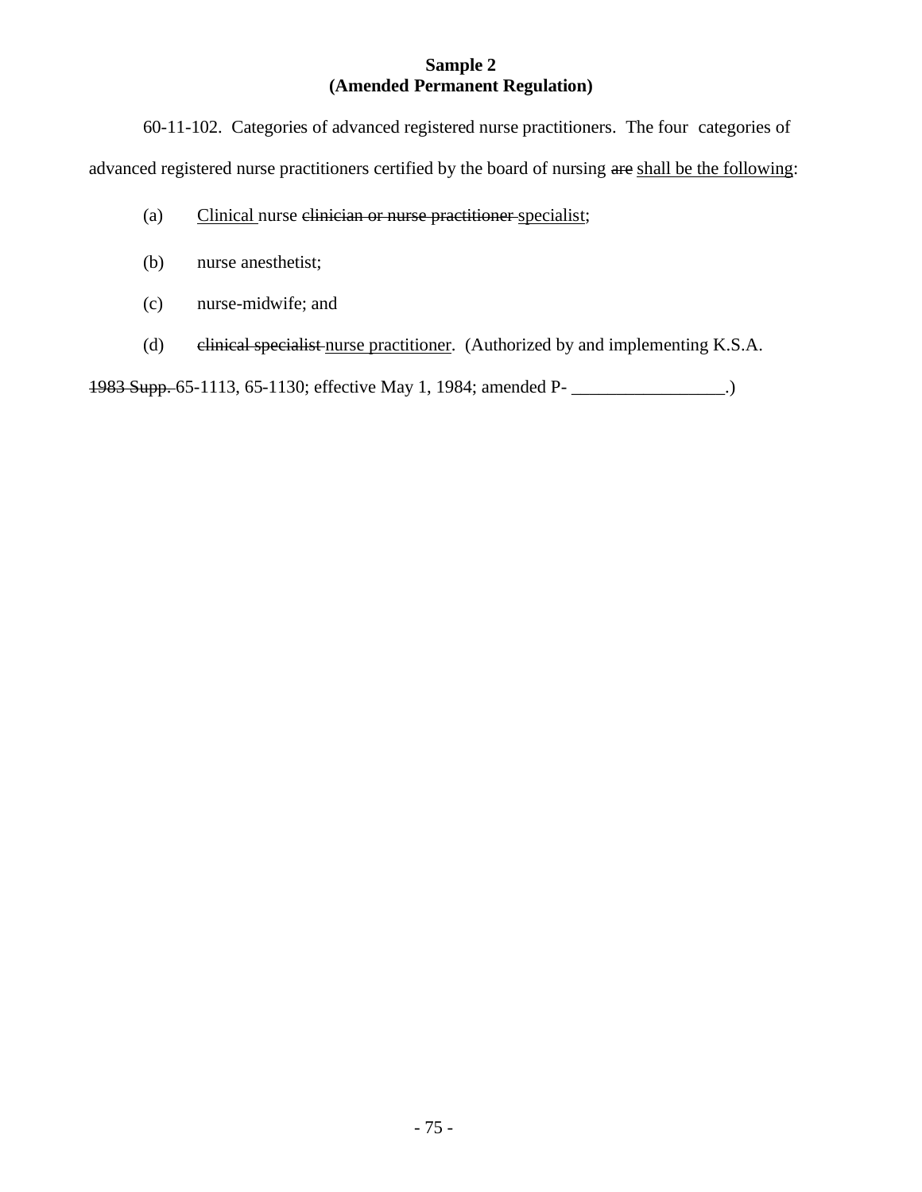**Sample 2**
**(Amended Permanent Regulation)**

60-11-102. Categories of advanced registered nurse practitioners. The four categories of advanced registered nurse practitioners certified by the board of nursing ~~are~~ <u>shall be the following</u>:

(a) <u>Clinical</u> nurse ~~clinician or nurse practitioner~~ <u>specialist</u>;

(b) nurse anesthetist;

(c) nurse-midwife; and

(d) ~~clinical specialist~~ <u>nurse practitioner</u>. (Authorized by and implementing K.S.A. ~~1983 Supp.~~ 65-1113, 65-1130; effective May 1, 1984; amended P- _________________.)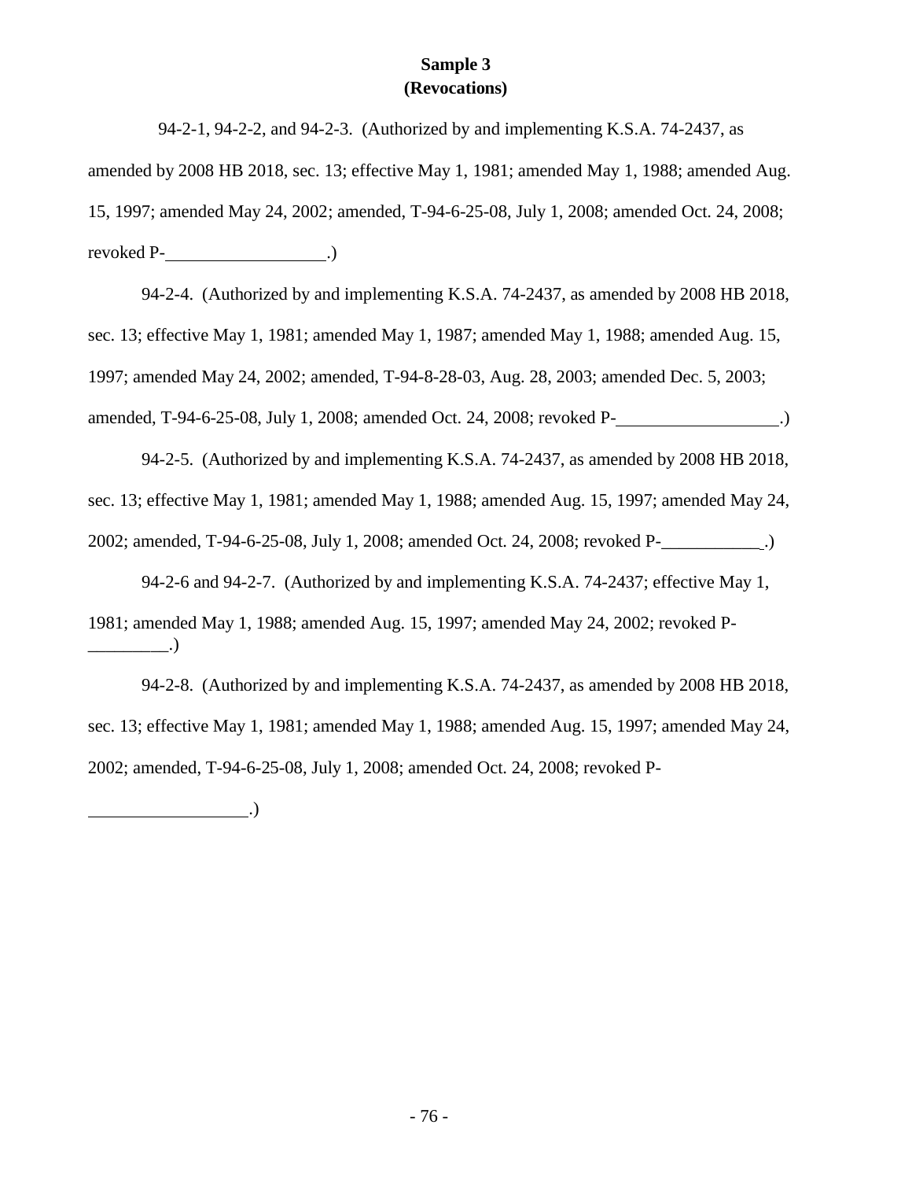**Sample 3**
**(Revocations)**

94-2-1, 94-2-2, and 94-2-3. (Authorized by and implementing K.S.A. 74-2437, as amended by 2008 HB 2018, sec. 13; effective May 1, 1981; amended May 1, 1988; amended Aug. 15, 1997; amended May 24, 2002; amended, T-94-6-25-08, July 1, 2008; amended Oct. 24, 2008; revoked P-__________________.)

94-2-4. (Authorized by and implementing K.S.A. 74-2437, as amended by 2008 HB 2018, sec. 13; effective May 1, 1981; amended May 1, 1987; amended May 1, 1988; amended Aug. 15, 1997; amended May 24, 2002; amended, T-94-8-28-03, Aug. 28, 2003; amended Dec. 5, 2003; amended, T-94-6-25-08, July 1, 2008; amended Oct. 24, 2008; revoked P-__________________.)

94-2-5. (Authorized by and implementing K.S.A. 74-2437, as amended by 2008 HB 2018, sec. 13; effective May 1, 1981; amended May 1, 1988; amended Aug. 15, 1997; amended May 24, 2002; amended, T-94-6-25-08, July 1, 2008; amended Oct. 24, 2008; revoked P-___________.)

94-2-6 and 94-2-7. (Authorized by and implementing K.S.A. 74-2437; effective May 1, 1981; amended May 1, 1988; amended Aug. 15, 1997; amended May 24, 2002; revoked P-_________.)

94-2-8. (Authorized by and implementing K.S.A. 74-2437, as amended by 2008 HB 2018, sec. 13; effective May 1, 1981; amended May 1, 1988; amended Aug. 15, 1997; amended May 24, 2002; amended, T-94-6-25-08, July 1, 2008; amended Oct. 24, 2008; revoked P-__________________.)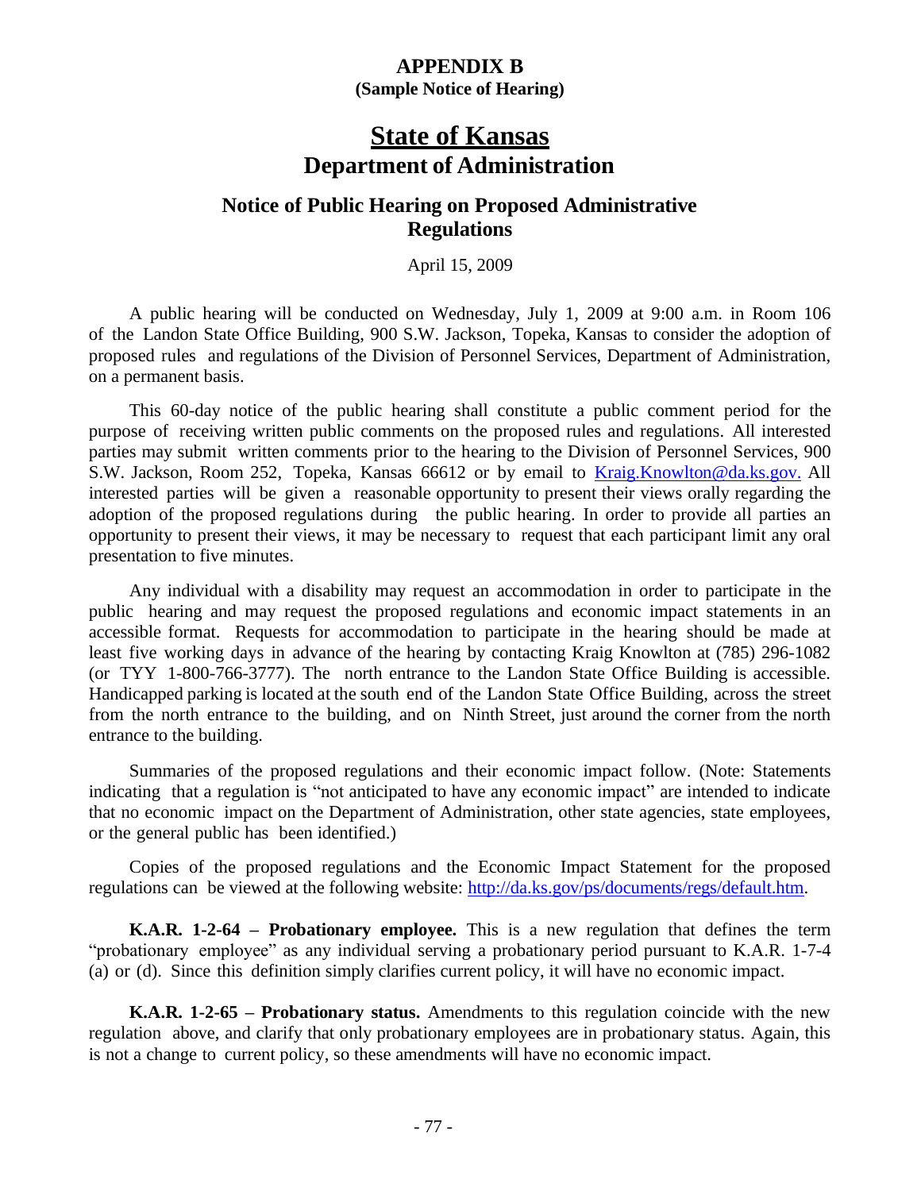# APPENDIX B

**(Sample Notice of Hearing)**

# State of Kansas

## Department of Administration

### Notice of Public Hearing on Proposed Administrative Regulations

April 15, 2009

A public hearing will be conducted on Wednesday, July 1, 2009 at 9:00 a.m. in Room 106 of the Landon State Office Building, 900 S.W. Jackson, Topeka, Kansas to consider the adoption of proposed rules and regulations of the Division of Personnel Services, Department of Administration, on a permanent basis.

This 60-day notice of the public hearing shall constitute a public comment period for the purpose of receiving written public comments on the proposed rules and regulations. All interested parties may submit written comments prior to the hearing to the Division of Personnel Services, 900 S.W. Jackson, Room 252, Topeka, Kansas 66612 or by email to Kraig.Knowlton@da.ks.gov. All interested parties will be given a reasonable opportunity to present their views orally regarding the adoption of the proposed regulations during the public hearing. In order to provide all parties an opportunity to present their views, it may be necessary to request that each participant limit any oral presentation to five minutes.

Any individual with a disability may request an accommodation in order to participate in the public hearing and may request the proposed regulations and economic impact statements in an accessible format. Requests for accommodation to participate in the hearing should be made at least five working days in advance of the hearing by contacting Kraig Knowlton at (785) 296-1082 (or TYY 1-800-766-3777). The north entrance to the Landon State Office Building is accessible. Handicapped parking is located at the south end of the Landon State Office Building, across the street from the north entrance to the building, and on Ninth Street, just around the corner from the north entrance to the building.

Summaries of the proposed regulations and their economic impact follow. (Note: Statements indicating that a regulation is "not anticipated to have any economic impact" are intended to indicate that no economic impact on the Department of Administration, other state agencies, state employees, or the general public has been identified.)

Copies of the proposed regulations and the Economic Impact Statement for the proposed regulations can be viewed at the following website: http://da.ks.gov/ps/documents/regs/default.htm.

**K.A.R. 1-2-64 – Probationary employee.** This is a new regulation that defines the term "probationary employee" as any individual serving a probationary period pursuant to K.A.R. 1-7-4 (a) or (d). Since this definition simply clarifies current policy, it will have no economic impact.

**K.A.R. 1-2-65 – Probationary status.** Amendments to this regulation coincide with the new regulation above, and clarify that only probationary employees are in probationary status. Again, this is not a change to current policy, so these amendments will have no economic impact.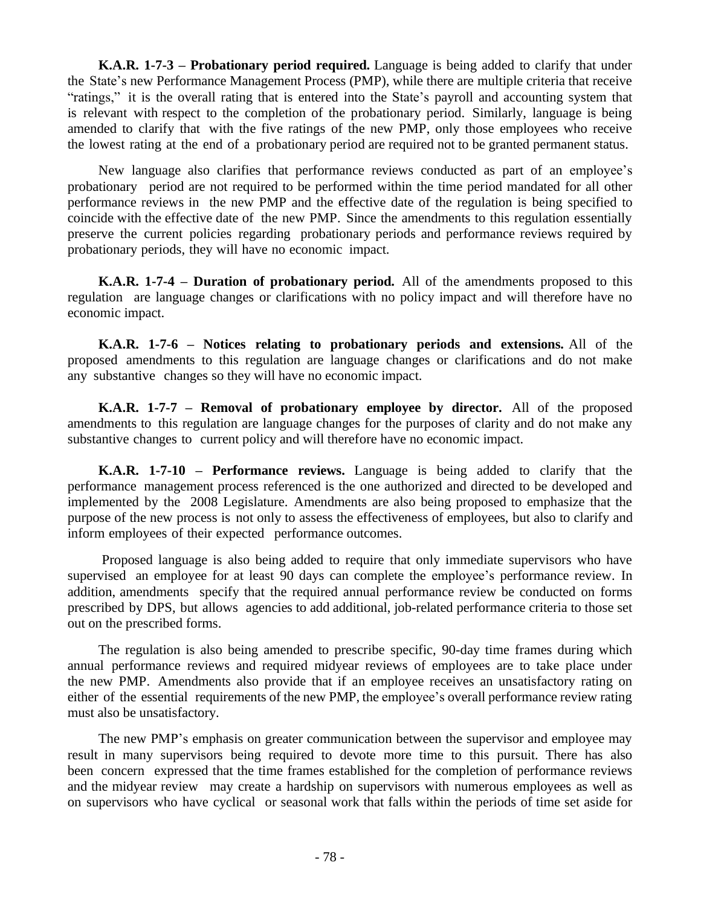**K.A.R. 1-7-3 – Probationary period required.** Language is being added to clarify that under the State's new Performance Management Process (PMP), while there are multiple criteria that receive "ratings," it is the overall rating that is entered into the State's payroll and accounting system that is relevant with respect to the completion of the probationary period. Similarly, language is being amended to clarify that with the five ratings of the new PMP, only those employees who receive the lowest rating at the end of a probationary period are required not to be granted permanent status.

New language also clarifies that performance reviews conducted as part of an employee's probationary period are not required to be performed within the time period mandated for all other performance reviews in the new PMP and the effective date of the regulation is being specified to coincide with the effective date of the new PMP. Since the amendments to this regulation essentially preserve the current policies regarding probationary periods and performance reviews required by probationary periods, they will have no economic impact.

**K.A.R. 1-7-4 – Duration of probationary period.** All of the amendments proposed to this regulation are language changes or clarifications with no policy impact and will therefore have no economic impact.

**K.A.R. 1-7-6 – Notices relating to probationary periods and extensions.** All of the proposed amendments to this regulation are language changes or clarifications and do not make any substantive changes so they will have no economic impact.

**K.A.R. 1-7-7 – Removal of probationary employee by director.** All of the proposed amendments to this regulation are language changes for the purposes of clarity and do not make any substantive changes to current policy and will therefore have no economic impact.

**K.A.R. 1-7-10 – Performance reviews.** Language is being added to clarify that the performance management process referenced is the one authorized and directed to be developed and implemented by the 2008 Legislature. Amendments are also being proposed to emphasize that the purpose of the new process is not only to assess the effectiveness of employees, but also to clarify and inform employees of their expected performance outcomes.

Proposed language is also being added to require that only immediate supervisors who have supervised an employee for at least 90 days can complete the employee's performance review. In addition, amendments specify that the required annual performance review be conducted on forms prescribed by DPS, but allows agencies to add additional, job-related performance criteria to those set out on the prescribed forms.

The regulation is also being amended to prescribe specific, 90-day time frames during which annual performance reviews and required midyear reviews of employees are to take place under the new PMP. Amendments also provide that if an employee receives an unsatisfactory rating on either of the essential requirements of the new PMP, the employee's overall performance review rating must also be unsatisfactory.

The new PMP's emphasis on greater communication between the supervisor and employee may result in many supervisors being required to devote more time to this pursuit. There has also been concern expressed that the time frames established for the completion of performance reviews and the midyear review may create a hardship on supervisors with numerous employees as well as on supervisors who have cyclical or seasonal work that falls within the periods of time set aside for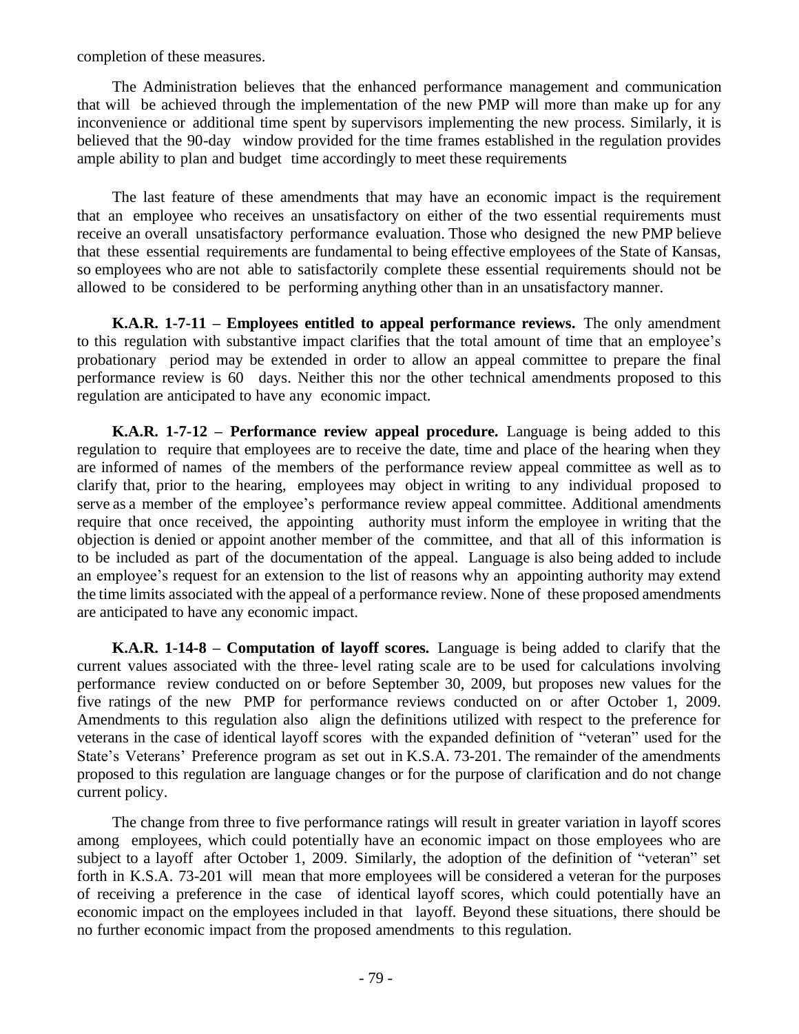completion of these measures.

The Administration believes that the enhanced performance management and communication that will be achieved through the implementation of the new PMP will more than make up for any inconvenience or additional time spent by supervisors implementing the new process. Similarly, it is believed that the 90-day window provided for the time frames established in the regulation provides ample ability to plan and budget time accordingly to meet these requirements

The last feature of these amendments that may have an economic impact is the requirement that an employee who receives an unsatisfactory on either of the two essential requirements must receive an overall unsatisfactory performance evaluation. Those who designed the new PMP believe that these essential requirements are fundamental to being effective employees of the State of Kansas, so employees who are not able to satisfactorily complete these essential requirements should not be allowed to be considered to be performing anything other than in an unsatisfactory manner.

**K.A.R. 1-7-11 – Employees entitled to appeal performance reviews.** The only amendment to this regulation with substantive impact clarifies that the total amount of time that an employee's probationary period may be extended in order to allow an appeal committee to prepare the final performance review is 60 days. Neither this nor the other technical amendments proposed to this regulation are anticipated to have any economic impact.

**K.A.R. 1-7-12 – Performance review appeal procedure.** Language is being added to this regulation to require that employees are to receive the date, time and place of the hearing when they are informed of names of the members of the performance review appeal committee as well as to clarify that, prior to the hearing, employees may object in writing to any individual proposed to serve as a member of the employee's performance review appeal committee. Additional amendments require that once received, the appointing authority must inform the employee in writing that the objection is denied or appoint another member of the committee, and that all of this information is to be included as part of the documentation of the appeal. Language is also being added to include an employee's request for an extension to the list of reasons why an appointing authority may extend the time limits associated with the appeal of a performance review. None of these proposed amendments are anticipated to have any economic impact.

**K.A.R. 1-14-8 – Computation of layoff scores.** Language is being added to clarify that the current values associated with the three-level rating scale are to be used for calculations involving performance review conducted on or before September 30, 2009, but proposes new values for the five ratings of the new PMP for performance reviews conducted on or after October 1, 2009. Amendments to this regulation also align the definitions utilized with respect to the preference for veterans in the case of identical layoff scores with the expanded definition of "veteran" used for the State's Veterans' Preference program as set out in K.S.A. 73-201. The remainder of the amendments proposed to this regulation are language changes or for the purpose of clarification and do not change current policy.

The change from three to five performance ratings will result in greater variation in layoff scores among employees, which could potentially have an economic impact on those employees who are subject to a layoff after October 1, 2009. Similarly, the adoption of the definition of "veteran" set forth in K.S.A. 73-201 will mean that more employees will be considered a veteran for the purposes of receiving a preference in the case of identical layoff scores, which could potentially have an economic impact on the employees included in that layoff. Beyond these situations, there should be no further economic impact from the proposed amendments to this regulation.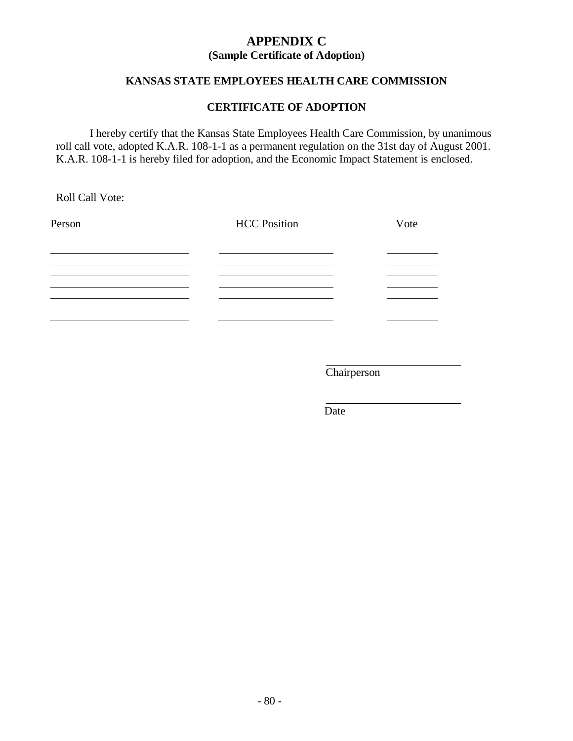# APPENDIX C

**(Sample Certificate of Adoption)**

**KANSAS STATE EMPLOYEES HEALTH CARE COMMISSION**

**CERTIFICATE OF ADOPTION**

I hereby certify that the Kansas State Employees Health Care Commission, by unanimous roll call vote, adopted K.A.R. 108-1-1 as a permanent regulation on the 31st day of August 2001. K.A.R. 108-1-1 is hereby filed for adoption, and the Economic Impact Statement is enclosed.

Roll Call Vote:

| Person | HCC Position | Vote |
|---|---|---|
| | | |
| | | |
| | | |
| | | |
| | | |
| | | |
| | | |

\_\_\_\_\_\_\_\_\_\_\_\_\_\_\_\_\_\_\_\_\_\_\_\_\_\_\_\_
Chairperson

\_\_\_\_\_\_\_\_\_\_\_\_\_\_\_\_\_\_\_\_\_\_\_\_\_\_\_\_
Date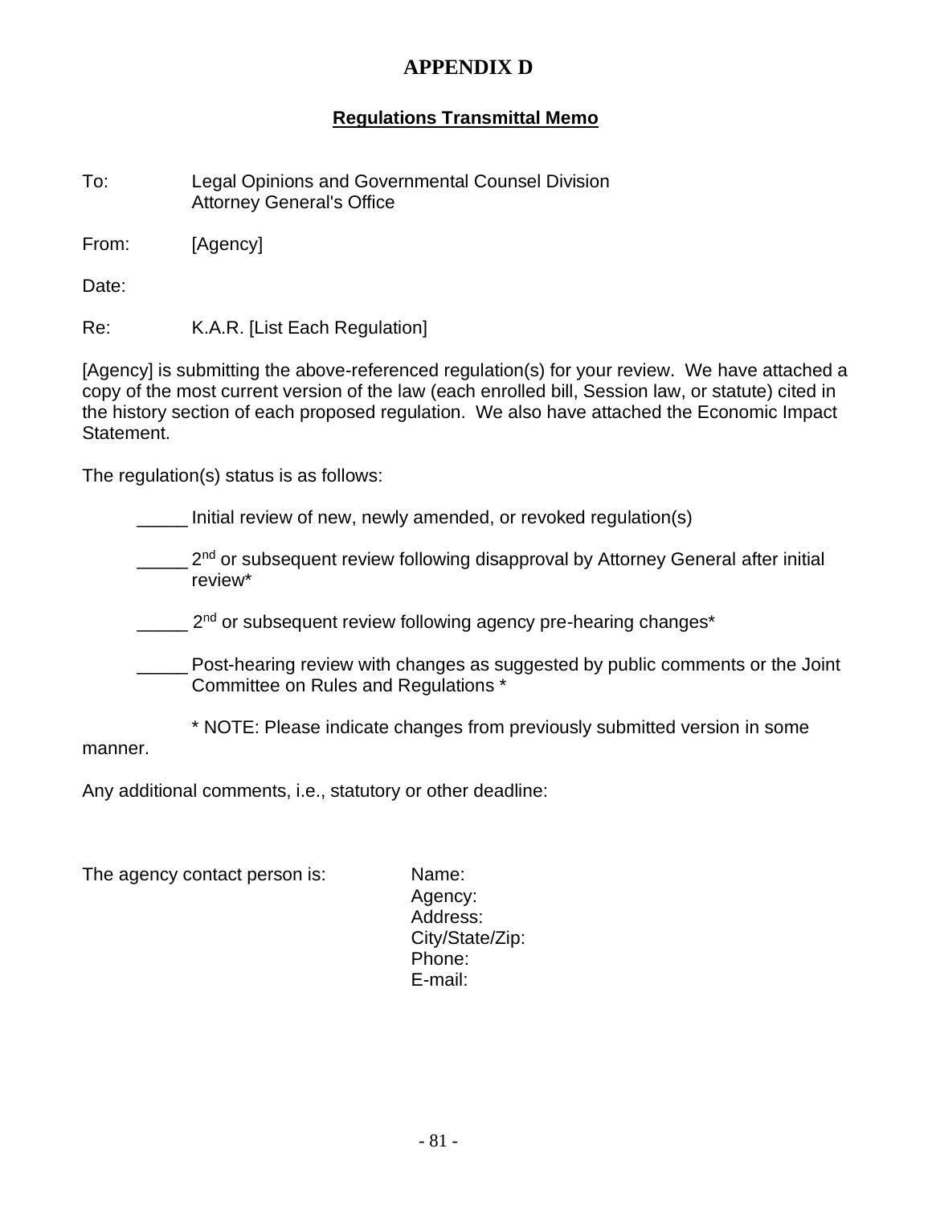# APPENDIX D

## Regulations Transmittal Memo

To: Legal Opinions and Governmental Counsel Division
Attorney General's Office

From: [Agency]

Date:

Re: K.A.R. [List Each Regulation]

[Agency] is submitting the above-referenced regulation(s) for your review. We have attached a copy of the most current version of the law (each enrolled bill, Session law, or statute) cited in the history section of each proposed regulation. We also have attached the Economic Impact Statement.

The regulation(s) status is as follows:

_____ Initial review of new, newly amended, or revoked regulation(s)

_____ 2nd or subsequent review following disapproval by Attorney General after initial review*

_____ 2nd or subsequent review following agency pre-hearing changes*

_____ Post-hearing review with changes as suggested by public comments or the Joint Committee on Rules and Regulations *

\* NOTE: Please indicate changes from previously submitted version in some manner.

Any additional comments, i.e., statutory or other deadline:

The agency contact person is:

Name:
Agency:
Address:
City/State/Zip:
Phone:
E-mail: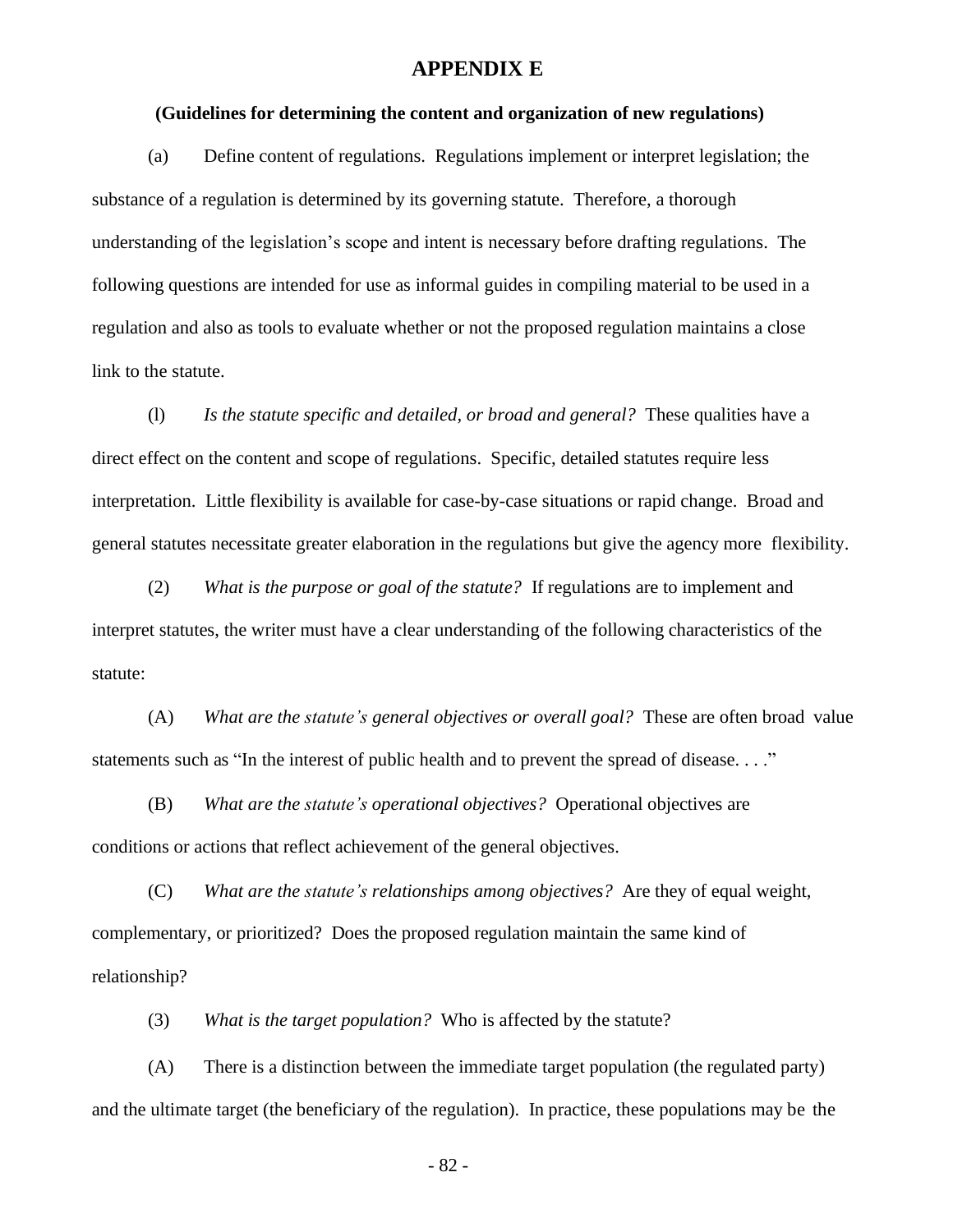# APPENDIX E

## (Guidelines for determining the content and organization of new regulations)

(a) Define content of regulations. Regulations implement or interpret legislation; the substance of a regulation is determined by its governing statute. Therefore, a thorough understanding of the legislation's scope and intent is necessary before drafting regulations. The following questions are intended for use as informal guides in compiling material to be used in a regulation and also as tools to evaluate whether or not the proposed regulation maintains a close link to the statute.

(l) *Is the statute specific and detailed, or broad and general?* These qualities have a direct effect on the content and scope of regulations. Specific, detailed statutes require less interpretation. Little flexibility is available for case-by-case situations or rapid change. Broad and general statutes necessitate greater elaboration in the regulations but give the agency more flexibility.

(2) *What is the purpose or goal of the statute?* If regulations are to implement and interpret statutes, the writer must have a clear understanding of the following characteristics of the statute:

(A) *What are the statute's general objectives or overall goal?* These are often broad value statements such as "In the interest of public health and to prevent the spread of disease. . . ."

(B) *What are the statute's operational objectives?* Operational objectives are conditions or actions that reflect achievement of the general objectives.

(C) *What are the statute's relationships among objectives?* Are they of equal weight, complementary, or prioritized? Does the proposed regulation maintain the same kind of relationship?

(3) *What is the target population?* Who is affected by the statute?

(A) There is a distinction between the immediate target population (the regulated party) and the ultimate target (the beneficiary of the regulation). In practice, these populations may be the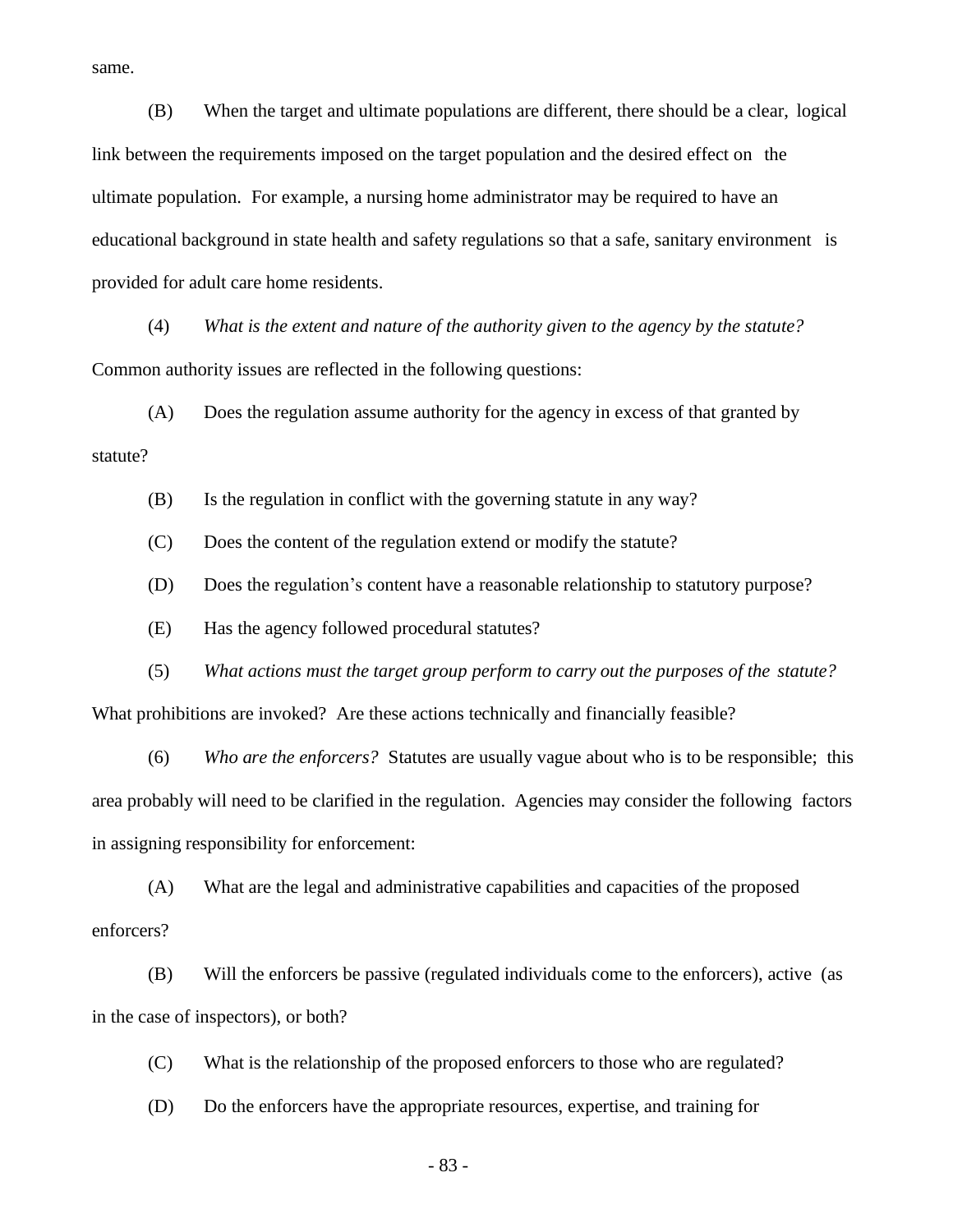same.

(B) When the target and ultimate populations are different, there should be a clear, logical link between the requirements imposed on the target population and the desired effect on the ultimate population. For example, a nursing home administrator may be required to have an educational background in state health and safety regulations so that a safe, sanitary environment is provided for adult care home residents.

(4) *What is the extent and nature of the authority given to the agency by the statute?* Common authority issues are reflected in the following questions:

(A) Does the regulation assume authority for the agency in excess of that granted by statute?

(B) Is the regulation in conflict with the governing statute in any way?

(C) Does the content of the regulation extend or modify the statute?

(D) Does the regulation's content have a reasonable relationship to statutory purpose?

(E) Has the agency followed procedural statutes?

(5) *What actions must the target group perform to carry out the purposes of the statute?* What prohibitions are invoked? Are these actions technically and financially feasible?

(6) *Who are the enforcers?* Statutes are usually vague about who is to be responsible; this area probably will need to be clarified in the regulation. Agencies may consider the following factors in assigning responsibility for enforcement:

(A) What are the legal and administrative capabilities and capacities of the proposed enforcers?

(B) Will the enforcers be passive (regulated individuals come to the enforcers), active (as in the case of inspectors), or both?

(C) What is the relationship of the proposed enforcers to those who are regulated?

(D) Do the enforcers have the appropriate resources, expertise, and training for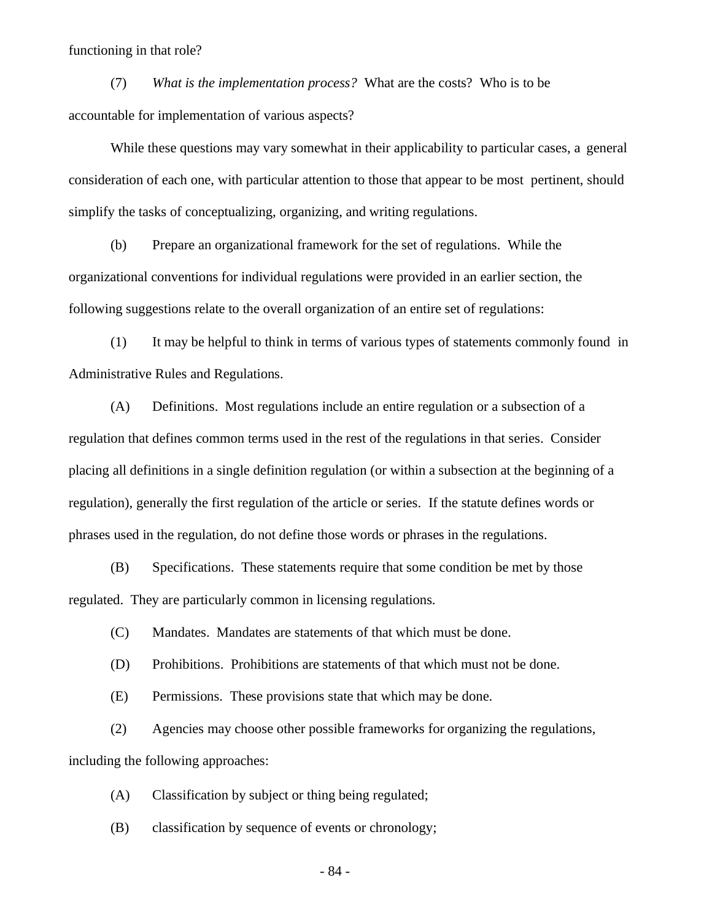functioning in that role?

(7) *What is the implementation process?* What are the costs? Who is to be accountable for implementation of various aspects?

While these questions may vary somewhat in their applicability to particular cases, a general consideration of each one, with particular attention to those that appear to be most pertinent, should simplify the tasks of conceptualizing, organizing, and writing regulations.

(b) Prepare an organizational framework for the set of regulations. While the organizational conventions for individual regulations were provided in an earlier section, the following suggestions relate to the overall organization of an entire set of regulations:

(1) It may be helpful to think in terms of various types of statements commonly found in Administrative Rules and Regulations.

(A) Definitions. Most regulations include an entire regulation or a subsection of a regulation that defines common terms used in the rest of the regulations in that series. Consider placing all definitions in a single definition regulation (or within a subsection at the beginning of a regulation), generally the first regulation of the article or series. If the statute defines words or phrases used in the regulation, do not define those words or phrases in the regulations.

(B) Specifications. These statements require that some condition be met by those regulated. They are particularly common in licensing regulations.

(C) Mandates. Mandates are statements of that which must be done.

(D) Prohibitions. Prohibitions are statements of that which must not be done.

(E) Permissions. These provisions state that which may be done.

(2) Agencies may choose other possible frameworks for organizing the regulations, including the following approaches:

(A) Classification by subject or thing being regulated;

(B) classification by sequence of events or chronology;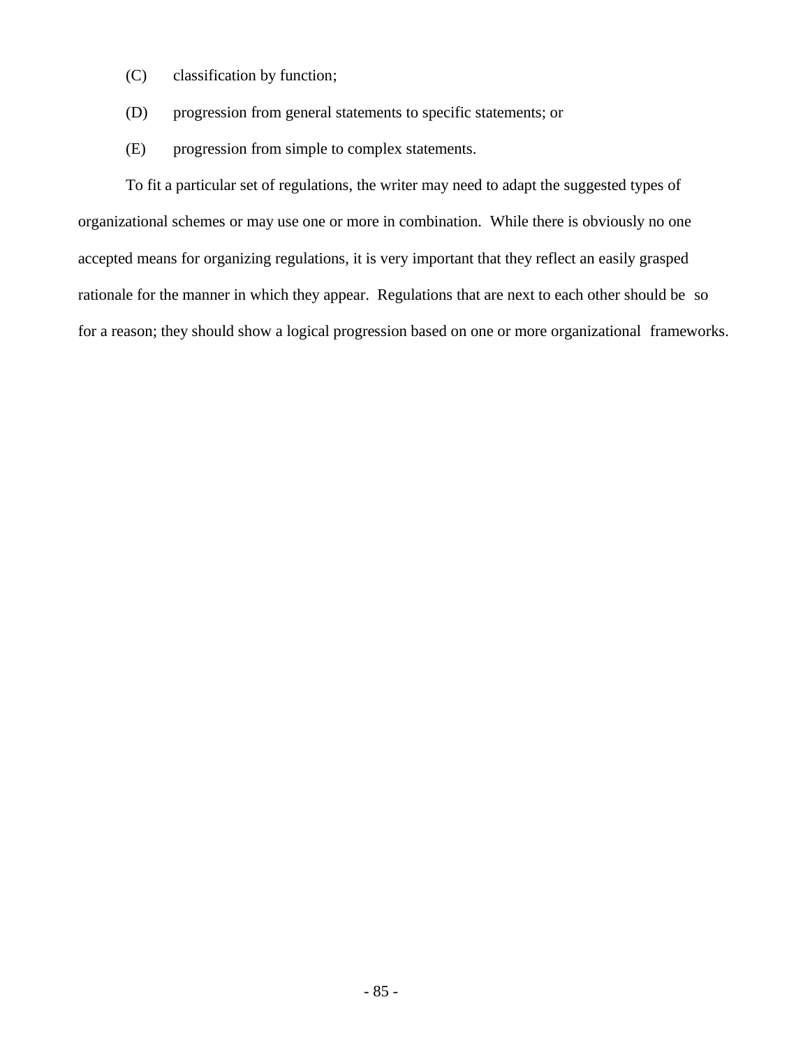(C) classification by function;

(D) progression from general statements to specific statements; or

(E) progression from simple to complex statements.

To fit a particular set of regulations, the writer may need to adapt the suggested types of organizational schemes or may use one or more in combination. While there is obviously no one accepted means for organizing regulations, it is very important that they reflect an easily grasped rationale for the manner in which they appear. Regulations that are next to each other should be so for a reason; they should show a logical progression based on one or more organizational frameworks.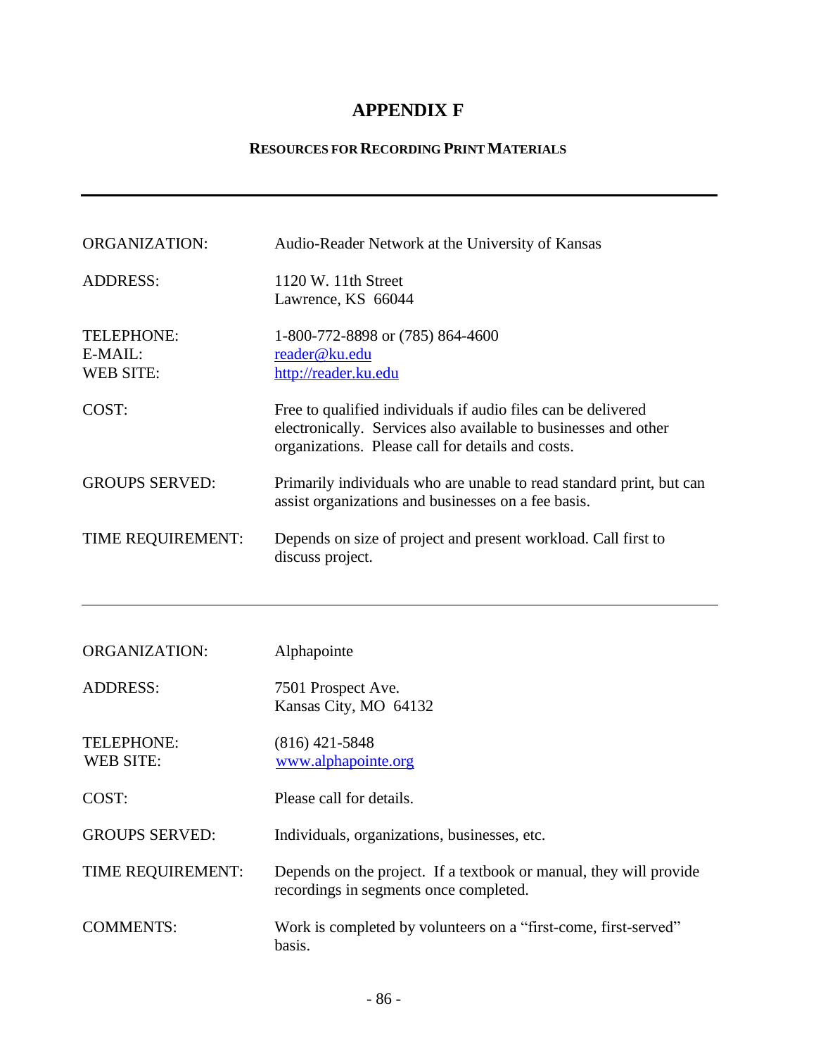# APPENDIX F

## RESOURCES FOR RECORDING PRINT MATERIALS

---

| | |
|---|---|
| ORGANIZATION: | Audio-Reader Network at the University of Kansas |
| ADDRESS: | 1120 W. 11th Street<br>Lawrence, KS 66044 |
| TELEPHONE: | 1-800-772-8898 or (785) 864-4600 |
| E-MAIL: | reader@ku.edu |
| WEB SITE: | http://reader.ku.edu |
| COST: | Free to qualified individuals if audio files can be delivered electronically. Services also available to businesses and other organizations. Please call for details and costs. |
| GROUPS SERVED: | Primarily individuals who are unable to read standard print, but can assist organizations and businesses on a fee basis. |
| TIME REQUIREMENT: | Depends on size of project and present workload. Call first to discuss project. |

---

| | |
|---|---|
| ORGANIZATION: | Alphapointe |
| ADDRESS: | 7501 Prospect Ave.<br>Kansas City, MO 64132 |
| TELEPHONE: | (816) 421-5848 |
| WEB SITE: | www.alphapointe.org |
| COST: | Please call for details. |
| GROUPS SERVED: | Individuals, organizations, businesses, etc. |
| TIME REQUIREMENT: | Depends on the project. If a textbook or manual, they will provide recordings in segments once completed. |
| COMMENTS: | Work is completed by volunteers on a "first-come, first-served" basis. |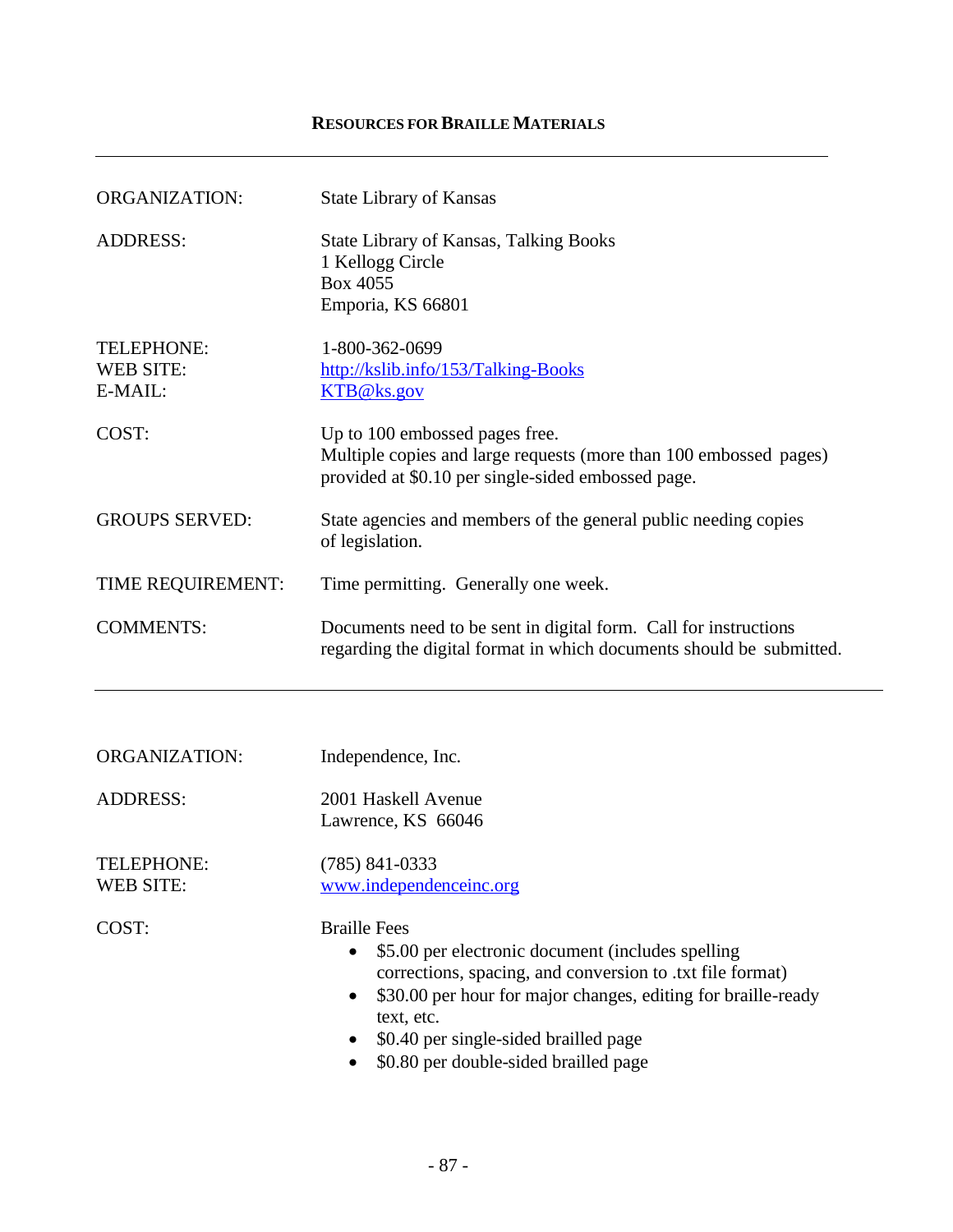## Resources for Braille Materials

---

| | |
|---|---|
| ORGANIZATION: | State Library of Kansas |
| ADDRESS: | State Library of Kansas, Talking Books<br>1 Kellogg Circle<br>Box 4055<br>Emporia, KS 66801 |
| TELEPHONE: | 1-800-362-0699 |
| WEB SITE: | http://kslib.info/153/Talking-Books |
| E-MAIL: | KTB@ks.gov |
| COST: | Up to 100 embossed pages free.<br>Multiple copies and large requests (more than 100 embossed pages) provided at $0.10 per single-sided embossed page. |
| GROUPS SERVED: | State agencies and members of the general public needing copies of legislation. |
| TIME REQUIREMENT: | Time permitting. Generally one week. |
| COMMENTS: | Documents need to be sent in digital form. Call for instructions regarding the digital format in which documents should be submitted. |

---

| | |
|---|---|
| ORGANIZATION: | Independence, Inc. |
| ADDRESS: | 2001 Haskell Avenue<br>Lawrence, KS 66046 |
| TELEPHONE: | (785) 841-0333 |
| WEB SITE: | www.independenceinc.org |
| COST: | Braille Fees<br>• $5.00 per electronic document (includes spelling corrections, spacing, and conversion to .txt file format)<br>• $30.00 per hour for major changes, editing for braille-ready text, etc.<br>• $0.40 per single-sided brailled page<br>• $0.80 per double-sided brailled page |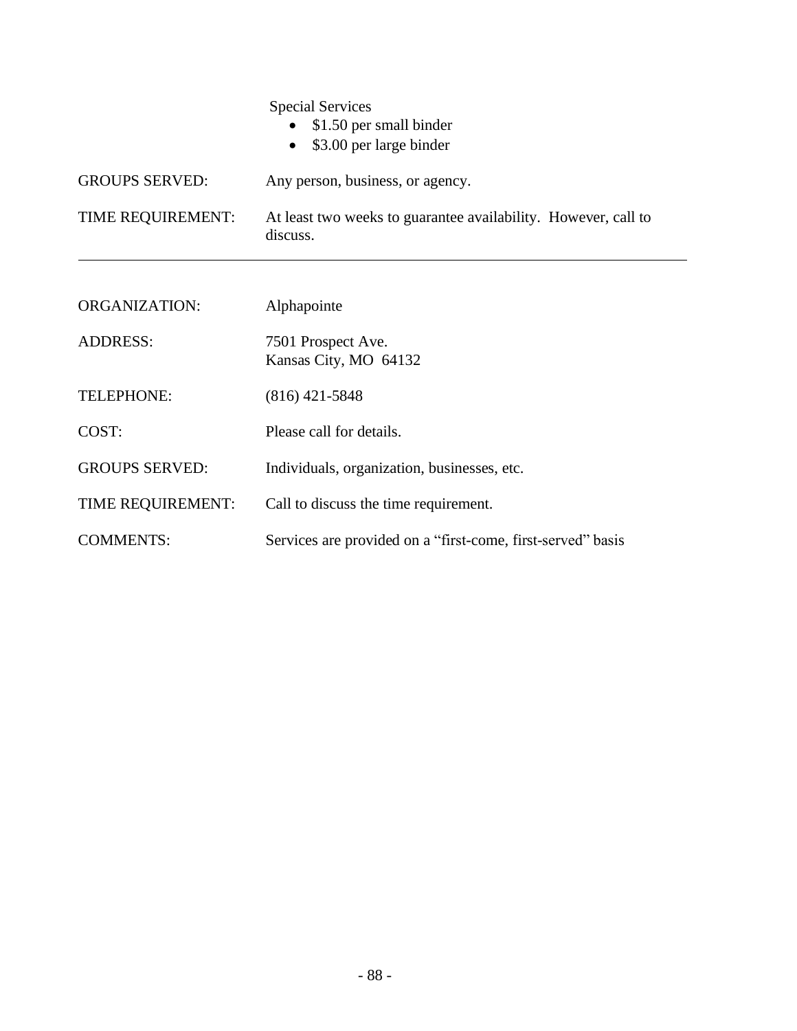Special Services

- $1.50 per small binder
- $3.00 per large binder

GROUPS SERVED: Any person, business, or agency.

TIME REQUIREMENT: At least two weeks to guarantee availability. However, call to discuss.

---

ORGANIZATION: Alphapointe

ADDRESS: 7501 Prospect Ave.
Kansas City, MO 64132

TELEPHONE: (816) 421-5848

COST: Please call for details.

GROUPS SERVED: Individuals, organization, businesses, etc.

TIME REQUIREMENT: Call to discuss the time requirement.

COMMENTS: Services are provided on a "first-come, first-served" basis